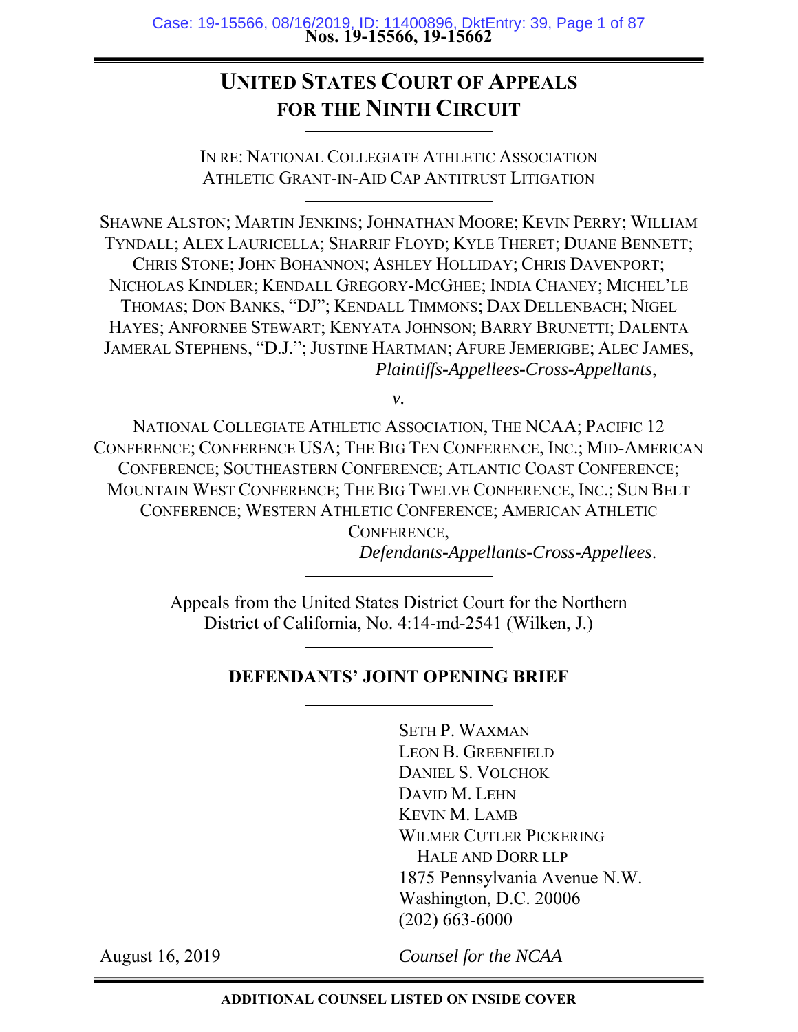Nos. 19-15566, 19-15662

# UNITED STATES COURT OF APPEALS FOR THE NINTH CIRCUIT

IN RE: NATIONAL COLLEGIATE ATHLETIC ASSOCIATION ATHLETIC GRANT-IN-AID CAP ANTITRUST LITIGATION

SHAWNE ALSTON; MARTIN JENKINS; JOHNATHAN MOORE; KEVIN PERRY; WILLIAM TYNDALL; ALEX LAURICELLA; SHARRIF FLOYD; KYLE THERET; DUANE BENNETT; CHRIS STONE; JOHN BOHANNON; ASHLEY HOLLIDAY; CHRIS DAVENPORT; NICHOLAS KINDLER; KENDALL GREGORY-MCGHEE; INDIA CHANEY; MICHEL'LE THOMAS; DON BANKS, "DJ"; KENDALL TIMMONS; DAX DELLENBACH; NIGEL HAYES; ANFORNEE STEWART; KENYATA JOHNSON; BARRY BRUNETTI; DALENTA JAMERAL STEPHENS, "D.J."; JUSTINE HARTMAN; AFURE JEMERIGBE; ALEC JAMES,
*Plaintiffs-Appellees-Cross-Appellants*,

*v.*

NATIONAL COLLEGIATE ATHLETIC ASSOCIATION, THE NCAA; PACIFIC 12 CONFERENCE; CONFERENCE USA; THE BIG TEN CONFERENCE, INC.; MID-AMERICAN CONFERENCE; SOUTHEASTERN CONFERENCE; ATLANTIC COAST CONFERENCE; MOUNTAIN WEST CONFERENCE; THE BIG TWELVE CONFERENCE, INC.; SUN BELT CONFERENCE; WESTERN ATHLETIC CONFERENCE; AMERICAN ATHLETIC CONFERENCE,
*Defendants-Appellants-Cross-Appellees*.

Appeals from the United States District Court for the Northern District of California, No. 4:14-md-2541 (Wilken, J.)

## DEFENDANTS' JOINT OPENING BRIEF

SETH P. WAXMAN
LEON B. GREENFIELD
DANIEL S. VOLCHOK
DAVID M. LEHN
KEVIN M. LAMB
WILMER CUTLER PICKERING
HALE AND DORR LLP
1875 Pennsylvania Avenue N.W.
Washington, D.C. 20006
(202) 663-6000

August 16, 2019

*Counsel for the NCAA*

**ADDITIONAL COUNSEL LISTED ON INSIDE COVER**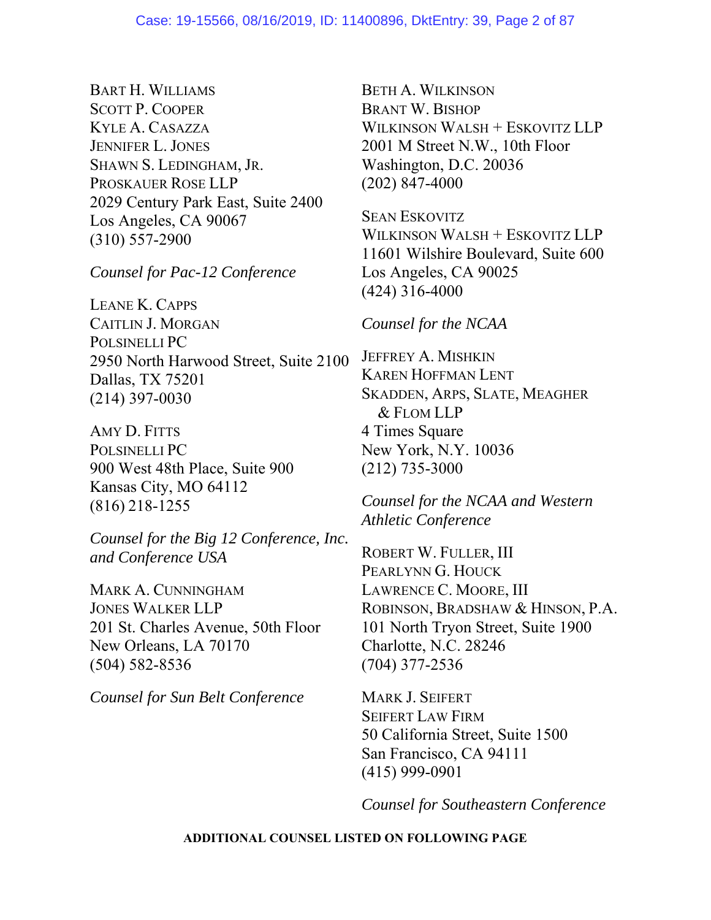BART H. WILLIAMS
SCOTT P. COOPER
KYLE A. CASAZZA
JENNIFER L. JONES
SHAWN S. LEDINGHAM, JR.
PROSKAUER ROSE LLP
2029 Century Park East, Suite 2400
Los Angeles, CA 90067
(310) 557-2900

*Counsel for Pac-12 Conference*

LEANE K. CAPPS
CAITLIN J. MORGAN
POLSINELLI PC
2950 North Harwood Street, Suite 2100
Dallas, TX 75201
(214) 397-0030

AMY D. FITTS
POLSINELLI PC
900 West 48th Place, Suite 900
Kansas City, MO 64112
(816) 218-1255

*Counsel for the Big 12 Conference, Inc. and Conference USA*

MARK A. CUNNINGHAM
JONES WALKER LLP
201 St. Charles Avenue, 50th Floor
New Orleans, LA 70170
(504) 582-8536

*Counsel for Sun Belt Conference*

BETH A. WILKINSON
BRANT W. BISHOP
WILKINSON WALSH + ESKOVITZ LLP
2001 M Street N.W., 10th Floor
Washington, D.C. 20036
(202) 847-4000

SEAN ESKOVITZ
WILKINSON WALSH + ESKOVITZ LLP
11601 Wilshire Boulevard, Suite 600
Los Angeles, CA 90025
(424) 316-4000

*Counsel for the NCAA*

JEFFREY A. MISHKIN
KAREN HOFFMAN LENT
SKADDEN, ARPS, SLATE, MEAGHER & FLOM LLP
4 Times Square
New York, N.Y. 10036
(212) 735-3000

*Counsel for the NCAA and Western Athletic Conference*

ROBERT W. FULLER, III
PEARLYNN G. HOUCK
LAWRENCE C. MOORE, III
ROBINSON, BRADSHAW & HINSON, P.A.
101 North Tryon Street, Suite 1900
Charlotte, N.C. 28246
(704) 377-2536

MARK J. SEIFERT
SEIFERT LAW FIRM
50 California Street, Suite 1500
San Francisco, CA 94111
(415) 999-0901

*Counsel for Southeastern Conference*

**ADDITIONAL COUNSEL LISTED ON FOLLOWING PAGE**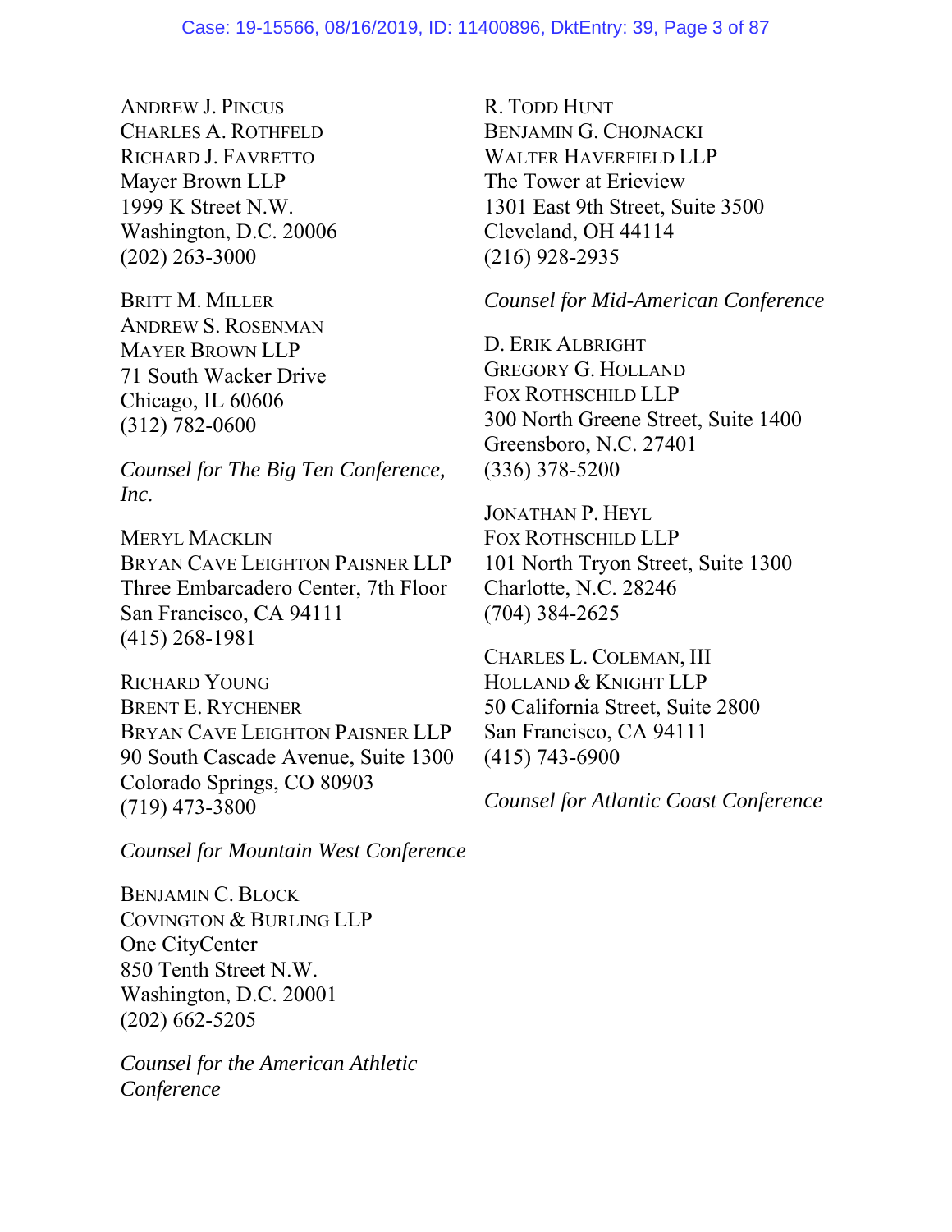ANDREW J. PINCUS
CHARLES A. ROTHFELD
RICHARD J. FAVRETTO
Mayer Brown LLP
1999 K Street N.W.
Washington, D.C. 20006
(202) 263-3000

BRITT M. MILLER
ANDREW S. ROSENMAN
MAYER BROWN LLP
71 South Wacker Drive
Chicago, IL 60606
(312) 782-0600

*Counsel for The Big Ten Conference, Inc.*

MERYL MACKLIN
BRYAN CAVE LEIGHTON PAISNER LLP
Three Embarcadero Center, 7th Floor
San Francisco, CA 94111
(415) 268-1981

RICHARD YOUNG
BRENT E. RYCHENER
BRYAN CAVE LEIGHTON PAISNER LLP
90 South Cascade Avenue, Suite 1300
Colorado Springs, CO 80903
(719) 473-3800

*Counsel for Mountain West Conference*

BENJAMIN C. BLOCK
COVINGTON & BURLING LLP
One CityCenter
850 Tenth Street N.W.
Washington, D.C. 20001
(202) 662-5205

*Counsel for the American Athletic Conference*

R. TODD HUNT
BENJAMIN G. CHOJNACKI
WALTER HAVERFIELD LLP
The Tower at Erieview
1301 East 9th Street, Suite 3500
Cleveland, OH 44114
(216) 928-2935

*Counsel for Mid-American Conference*

D. ERIK ALBRIGHT
GREGORY G. HOLLAND
FOX ROTHSCHILD LLP
300 North Greene Street, Suite 1400
Greensboro, N.C. 27401
(336) 378-5200

JONATHAN P. HEYL
FOX ROTHSCHILD LLP
101 North Tryon Street, Suite 1300
Charlotte, N.C. 28246
(704) 384-2625

CHARLES L. COLEMAN, III
HOLLAND & KNIGHT LLP
50 California Street, Suite 2800
San Francisco, CA 94111
(415) 743-6900

*Counsel for Atlantic Coast Conference*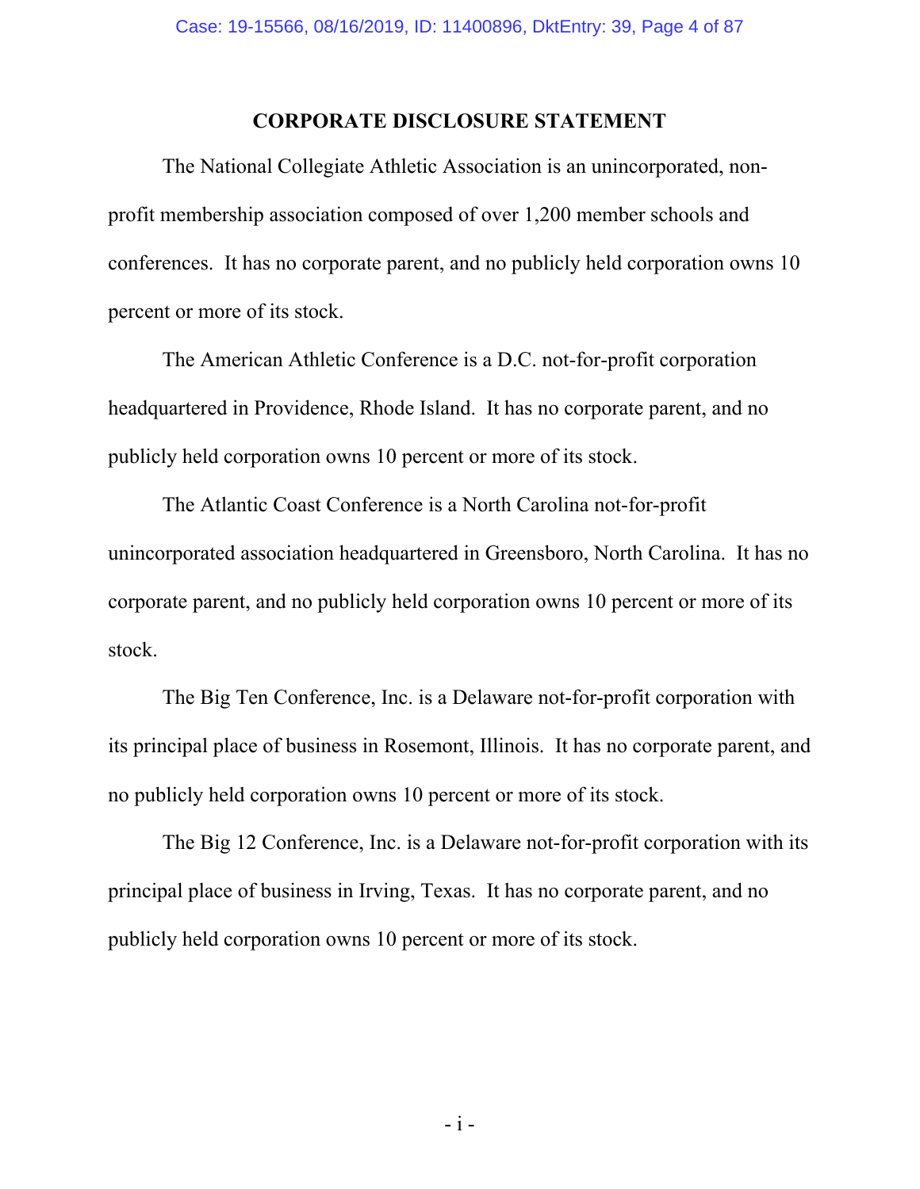# CORPORATE DISCLOSURE STATEMENT

The National Collegiate Athletic Association is an unincorporated, non-profit membership association composed of over 1,200 member schools and conferences. It has no corporate parent, and no publicly held corporation owns 10 percent or more of its stock.

The American Athletic Conference is a D.C. not-for-profit corporation headquartered in Providence, Rhode Island. It has no corporate parent, and no publicly held corporation owns 10 percent or more of its stock.

The Atlantic Coast Conference is a North Carolina not-for-profit unincorporated association headquartered in Greensboro, North Carolina. It has no corporate parent, and no publicly held corporation owns 10 percent or more of its stock.

The Big Ten Conference, Inc. is a Delaware not-for-profit corporation with its principal place of business in Rosemont, Illinois. It has no corporate parent, and no publicly held corporation owns 10 percent or more of its stock.

The Big 12 Conference, Inc. is a Delaware not-for-profit corporation with its principal place of business in Irving, Texas. It has no corporate parent, and no publicly held corporation owns 10 percent or more of its stock.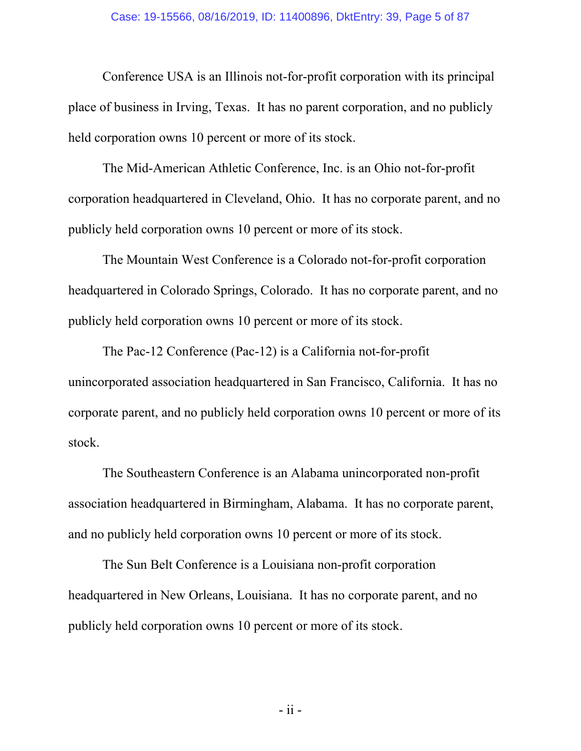Conference USA is an Illinois not-for-profit corporation with its principal place of business in Irving, Texas. It has no parent corporation, and no publicly held corporation owns 10 percent or more of its stock.

The Mid-American Athletic Conference, Inc. is an Ohio not-for-profit corporation headquartered in Cleveland, Ohio. It has no corporate parent, and no publicly held corporation owns 10 percent or more of its stock.

The Mountain West Conference is a Colorado not-for-profit corporation headquartered in Colorado Springs, Colorado. It has no corporate parent, and no publicly held corporation owns 10 percent or more of its stock.

The Pac-12 Conference (Pac-12) is a California not-for-profit unincorporated association headquartered in San Francisco, California. It has no corporate parent, and no publicly held corporation owns 10 percent or more of its stock.

The Southeastern Conference is an Alabama unincorporated non-profit association headquartered in Birmingham, Alabama. It has no corporate parent, and no publicly held corporation owns 10 percent or more of its stock.

The Sun Belt Conference is a Louisiana non-profit corporation headquartered in New Orleans, Louisiana. It has no corporate parent, and no publicly held corporation owns 10 percent or more of its stock.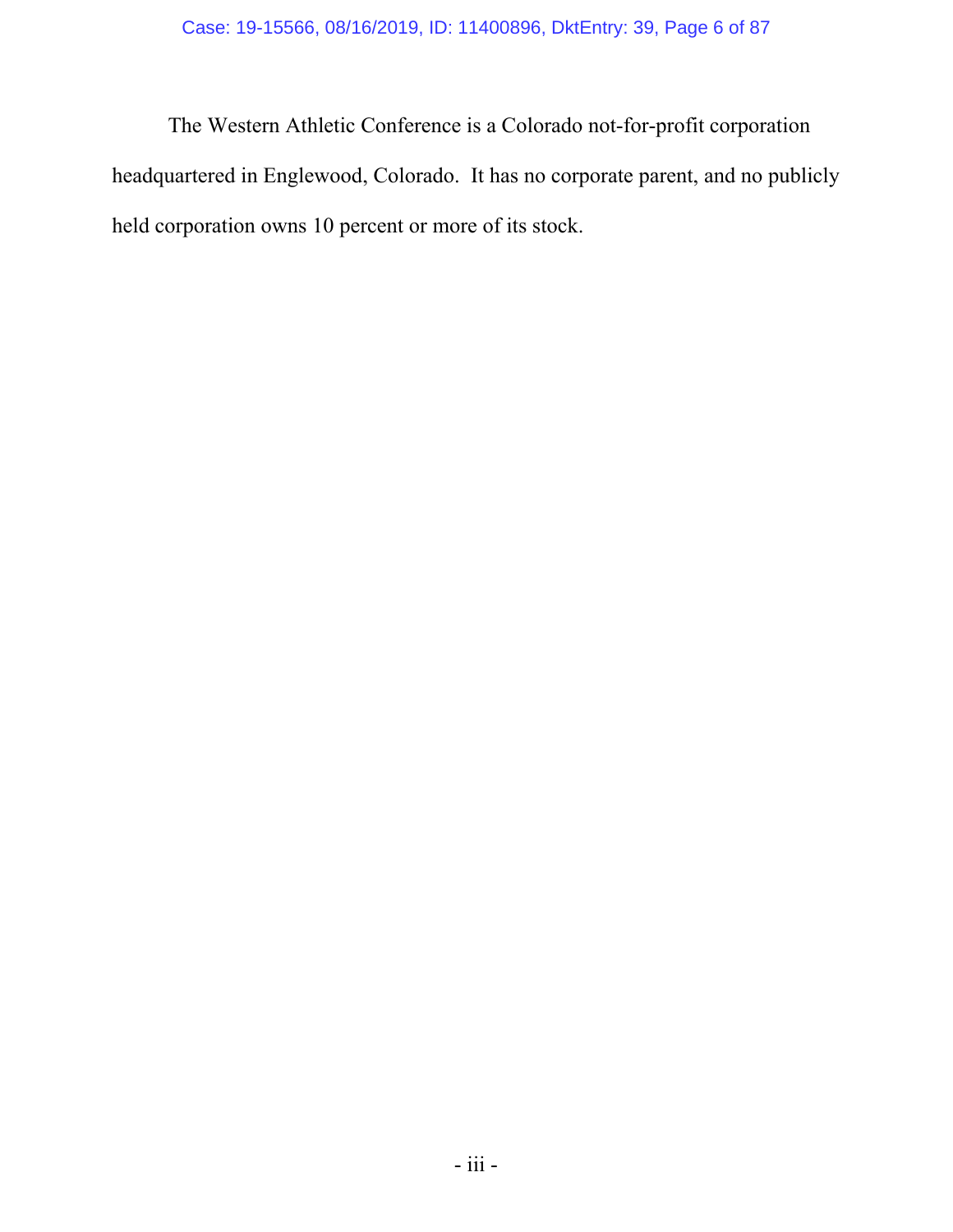The Western Athletic Conference is a Colorado not-for-profit corporation headquartered in Englewood, Colorado. It has no corporate parent, and no publicly held corporation owns 10 percent or more of its stock.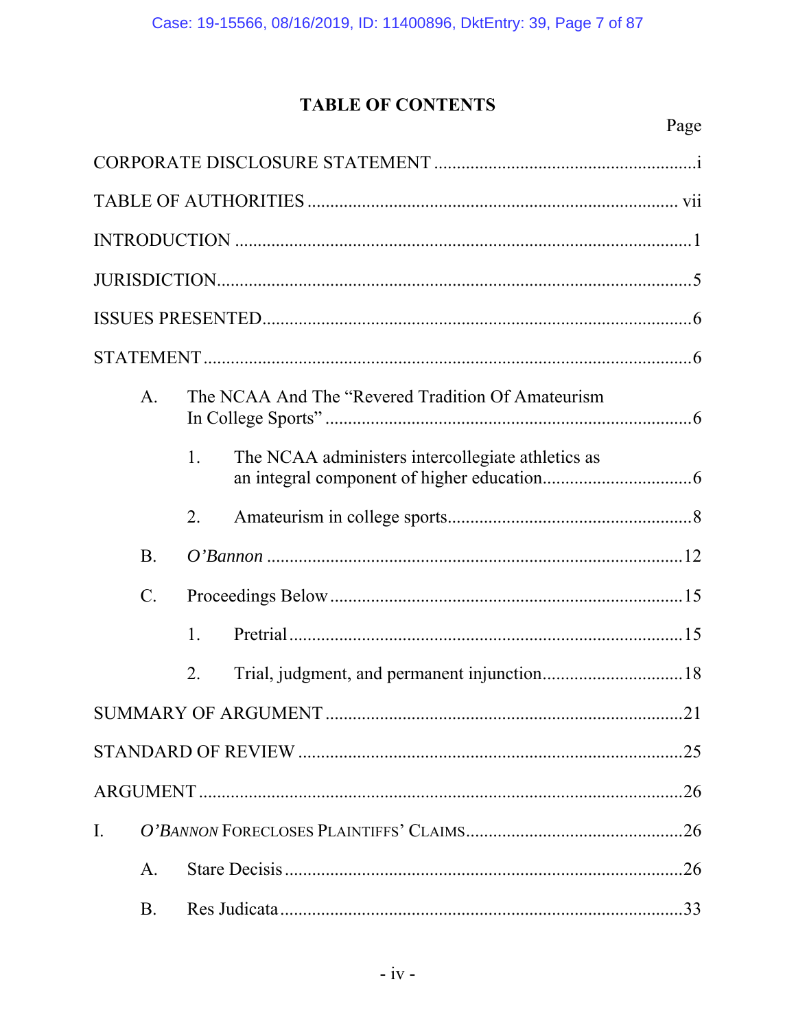# TABLE OF CONTENTS

| | Page |
|---|---|
| CORPORATE DISCLOSURE STATEMENT | i |
| TABLE OF AUTHORITIES | vii |
| INTRODUCTION | 1 |
| JURISDICTION | 5 |
| ISSUES PRESENTED | 6 |
| STATEMENT | 6 |
| A. The NCAA And The "Revered Tradition Of Amateurism In College Sports" | 6 |
| 1. The NCAA administers intercollegiate athletics as an integral component of higher education | 6 |
| 2. Amateurism in college sports | 8 |
| B. *O'Bannon* | 12 |
| C. Proceedings Below | 15 |
| 1. Pretrial | 15 |
| 2. Trial, judgment, and permanent injunction | 18 |
| SUMMARY OF ARGUMENT | 21 |
| STANDARD OF REVIEW | 25 |
| ARGUMENT | 26 |
| I. *O'BANNON* FORECLOSES PLAINTIFFS' CLAIMS | 26 |
| A. Stare Decisis | 26 |
| B. Res Judicata | 33 |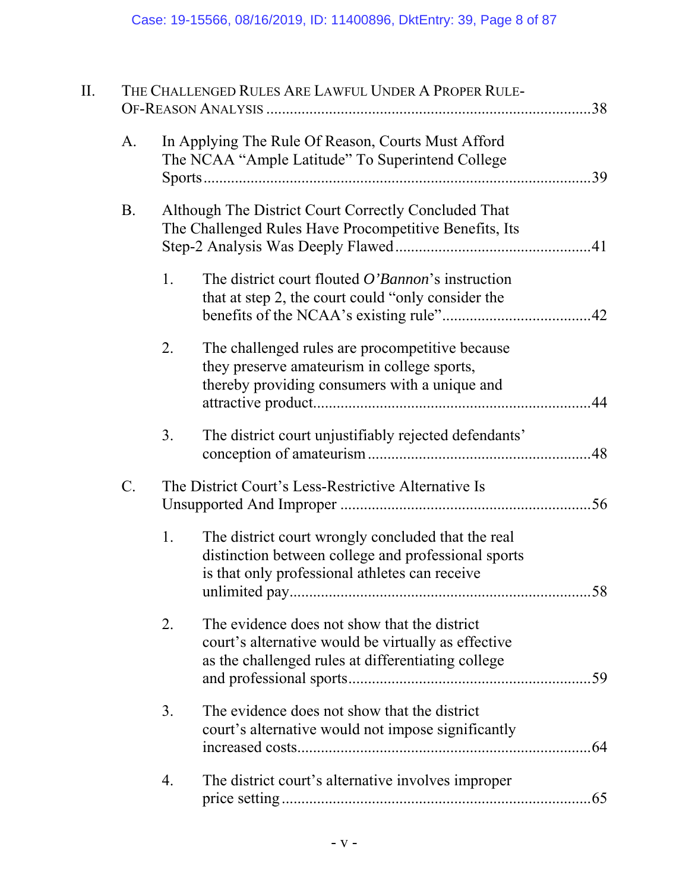II. THE CHALLENGED RULES ARE LAWFUL UNDER A PROPER RULE-OF-REASON ANALYSIS ....................................................................................38

- A. In Applying The Rule Of Reason, Courts Must Afford The NCAA "Ample Latitude" To Superintend College Sports ....................................................................................39

- B. Although The District Court Correctly Concluded That The Challenged Rules Have Procompetitive Benefits, Its Step-2 Analysis Was Deeply Flawed ....................................................41

  1. The district court flouted *O'Bannon*'s instruction that at step 2, the court could "only consider the benefits of the NCAA's existing rule" ....................................42

  2. The challenged rules are procompetitive because they preserve amateurism in college sports, thereby providing consumers with a unique and attractive product ....................................................................44

  3. The district court unjustifiably rejected defendants' conception of amateurism ........................................................48

- C. The District Court's Less-Restrictive Alternative Is Unsupported And Improper ..............................................................56

  1. The district court wrongly concluded that the real distinction between college and professional sports is that only professional athletes can receive unlimited pay ....................................................................................58

  2. The evidence does not show that the district court's alternative would be virtually as effective as the challenged rules at differentiating college and professional sports ....................................................................59

  3. The evidence does not show that the district court's alternative would not impose significantly increased costs ....................................................................64

  4. The district court's alternative involves improper price setting ....................................................................65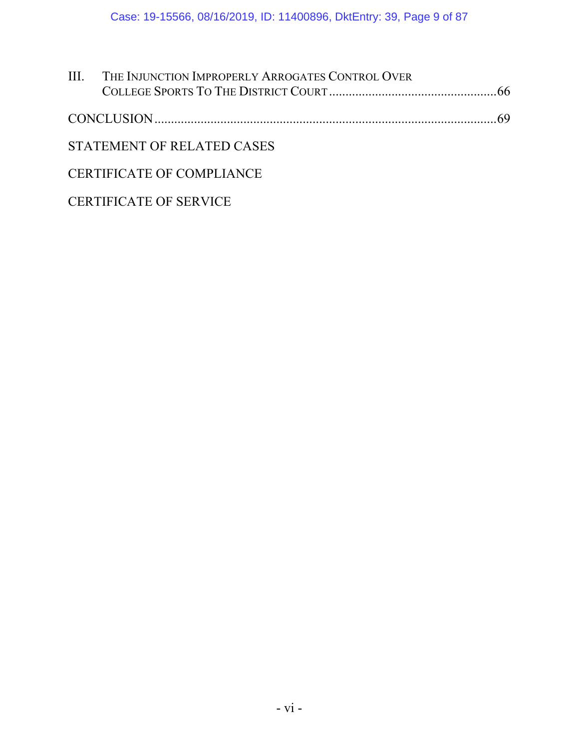III. THE INJUNCTION IMPROPERLY ARROGATES CONTROL OVER COLLEGE SPORTS TO THE DISTRICT COURT ....................................................66

CONCLUSION .........................................................................................................69

STATEMENT OF RELATED CASES

CERTIFICATE OF COMPLIANCE

CERTIFICATE OF SERVICE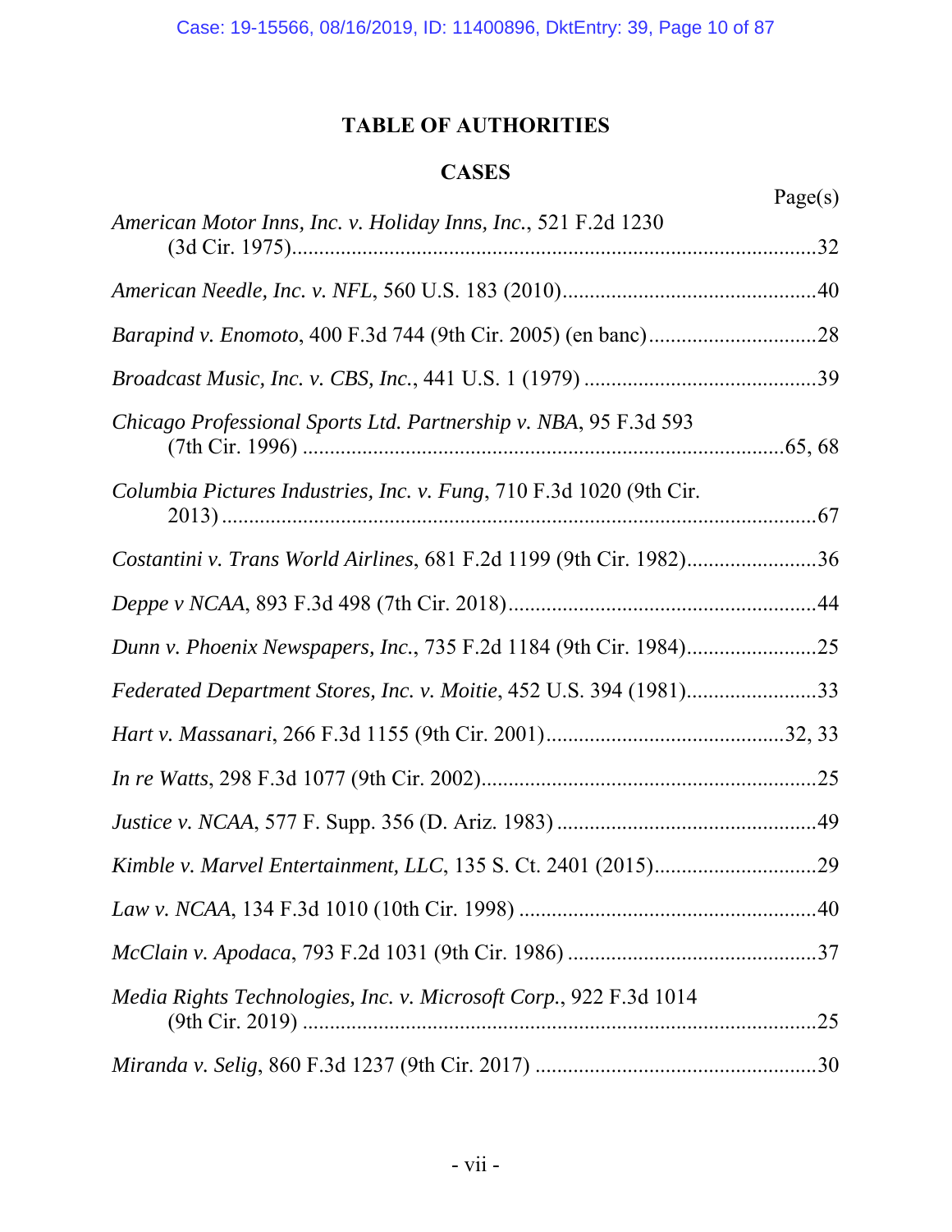# TABLE OF AUTHORITIES

## CASES

Page(s)

*American Motor Inns, Inc. v. Holiday Inns, Inc.*, 521 F.2d 1230 (3d Cir. 1975)....................................................................................................32

*American Needle, Inc. v. NFL*, 560 U.S. 183 (2010)...............................................40

*Barapind v. Enomoto*, 400 F.3d 744 (9th Cir. 2005) (en banc)...............................28

*Broadcast Music, Inc. v. CBS, Inc.*, 441 U.S. 1 (1979) ...........................................39

*Chicago Professional Sports Ltd. Partnership v. NBA*, 95 F.3d 593 (7th Cir. 1996) ......................................................................................65, 68

*Columbia Pictures Industries, Inc. v. Fung*, 710 F.3d 1020 (9th Cir. 2013) .............................................................................................................67

*Costantini v. Trans World Airlines*, 681 F.2d 1199 (9th Cir. 1982)........................36

*Deppe v NCAA*, 893 F.3d 498 (7th Cir. 2018).........................................................44

*Dunn v. Phoenix Newspapers, Inc.*, 735 F.2d 1184 (9th Cir. 1984)........................25

*Federated Department Stores, Inc. v. Moitie*, 452 U.S. 394 (1981)........................33

*Hart v. Massanari*, 266 F.3d 1155 (9th Cir. 2001)............................................32, 33

*In re Watts*, 298 F.3d 1077 (9th Cir. 2002)..............................................................25

*Justice v. NCAA*, 577 F. Supp. 356 (D. Ariz. 1983) ................................................49

*Kimble v. Marvel Entertainment, LLC*, 135 S. Ct. 2401 (2015)..............................29

*Law v. NCAA*, 134 F.3d 1010 (10th Cir. 1998) .......................................................40

*McClain v. Apodaca*, 793 F.2d 1031 (9th Cir. 1986) ..............................................37

*Media Rights Technologies, Inc. v. Microsoft Corp.*, 922 F.3d 1014 (9th Cir. 2019) .........................................................................................25

*Miranda v. Selig*, 860 F.3d 1237 (9th Cir. 2017) ....................................................30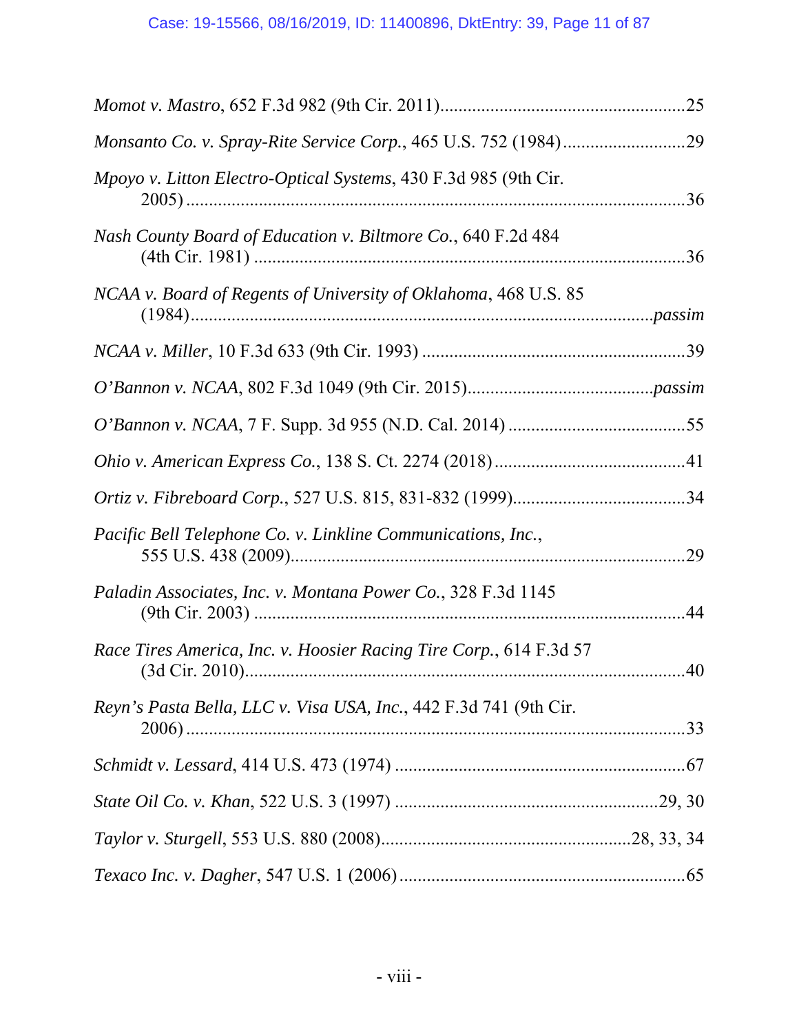*Momot v. Mastro*, 652 F.3d 982 (9th Cir. 2011).....................................................25

*Monsanto Co. v. Spray-Rite Service Corp.*, 465 U.S. 752 (1984)..........................29

*Mpoyo v. Litton Electro-Optical Systems*, 430 F.3d 985 (9th Cir. 2005)..............................................................................................................36

*Nash County Board of Education v. Biltmore Co.*, 640 F.2d 484 (4th Cir. 1981)...............................................................................................36

*NCAA v. Board of Regents of University of Oklahoma*, 468 U.S. 85 (1984)....................................................................................................*passim*

*NCAA v. Miller*, 10 F.3d 633 (9th Cir. 1993)..........................................................39

*O'Bannon v. NCAA*, 802 F.3d 1049 (9th Cir. 2015)........................................*passim*

*O'Bannon v. NCAA*, 7 F. Supp. 3d 955 (N.D. Cal. 2014).......................................55

*Ohio v. American Express Co.*, 138 S. Ct. 2274 (2018)..........................................41

*Ortiz v. Fibreboard Corp.*, 527 U.S. 815, 831-832 (1999).....................................34

*Pacific Bell Telephone Co. v. Linkline Communications, Inc.*, 555 U.S. 438 (2009).......................................................................................29

*Paladin Associates, Inc. v. Montana Power Co.*, 328 F.3d 1145 (9th Cir. 2003)...............................................................................................44

*Race Tires America, Inc. v. Hoosier Racing Tire Corp.*, 614 F.3d 57 (3d Cir. 2010)..................................................................................................40

*Reyn's Pasta Bella, LLC v. Visa USA, Inc.*, 442 F.3d 741 (9th Cir. 2006)..............................................................................................................33

*Schmidt v. Lessard*, 414 U.S. 473 (1974)................................................................67

*State Oil Co. v. Khan*, 522 U.S. 3 (1997).........................................................29, 30

*Taylor v. Sturgell*, 553 U.S. 880 (2008)......................................................28, 33, 34

*Texaco Inc. v. Dagher*, 547 U.S. 1 (2006)...............................................................65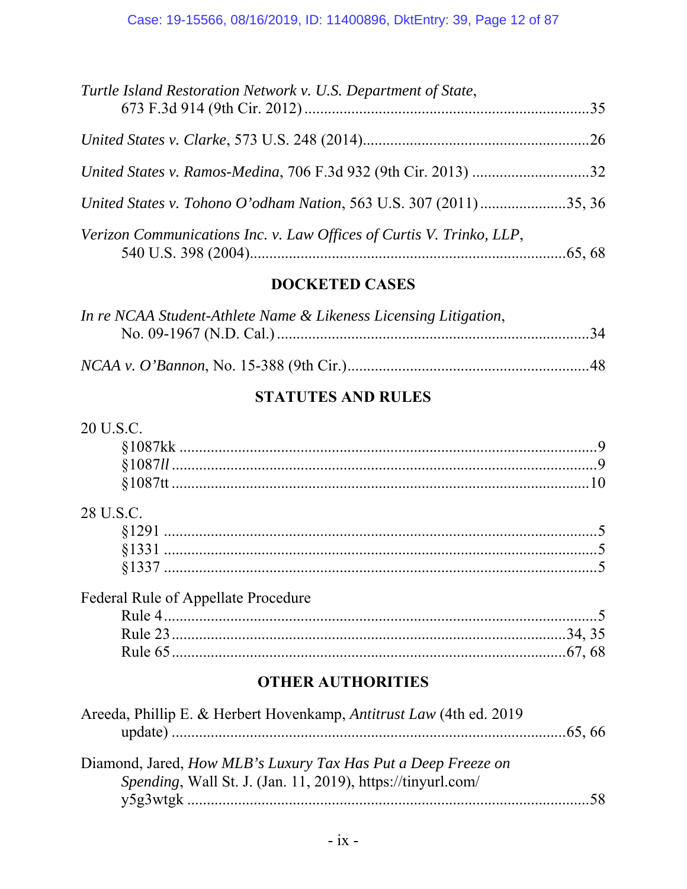*Turtle Island Restoration Network v. U.S. Department of State*, 673 F.3d 914 (9th Cir. 2012) ........................................................................35

*United States v. Clarke*, 573 U.S. 248 (2014)........................................................26

*United States v. Ramos-Medina*, 706 F.3d 932 (9th Cir. 2013) .............................32

*United States v. Tohono O'odham Nation*, 563 U.S. 307 (2011)......................35, 36

*Verizon Communications Inc. v. Law Offices of Curtis V. Trinko, LLP*, 540 U.S. 398 (2004)...............................................................................65, 68

## DOCKETED CASES

*In re NCAA Student-Athlete Name & Likeness Licensing Litigation*, No. 09-1967 (N.D. Cal.)...............................................................................34

*NCAA v. O'Bannon*, No. 15-388 (9th Cir.)............................................................48

## STATUTES AND RULES

20 U.S.C.
- §1087kk ..............................................................................................................9
- §1087*ll* ..............................................................................................................9
- §1087tt ..............................................................................................................10

28 U.S.C.
- §1291 ..................................................................................................................5
- §1331 ..................................................................................................................5
- §1337 ..................................................................................................................5

Federal Rule of Appellate Procedure
- Rule 4...................................................................................................................5
- Rule 23.........................................................................................................34, 35
- Rule 65.........................................................................................................67, 68

## OTHER AUTHORITIES

Areeda, Phillip E. & Herbert Hovenkamp, *Antitrust Law* (4th ed. 2019 update) ...................................................................................................65, 66

Diamond, Jared, *How MLB's Luxury Tax Has Put a Deep Freeze on Spending*, Wall St. J. (Jan. 11, 2019), https://tinyurl.com/y5g3wtgk ...........................................................................................................58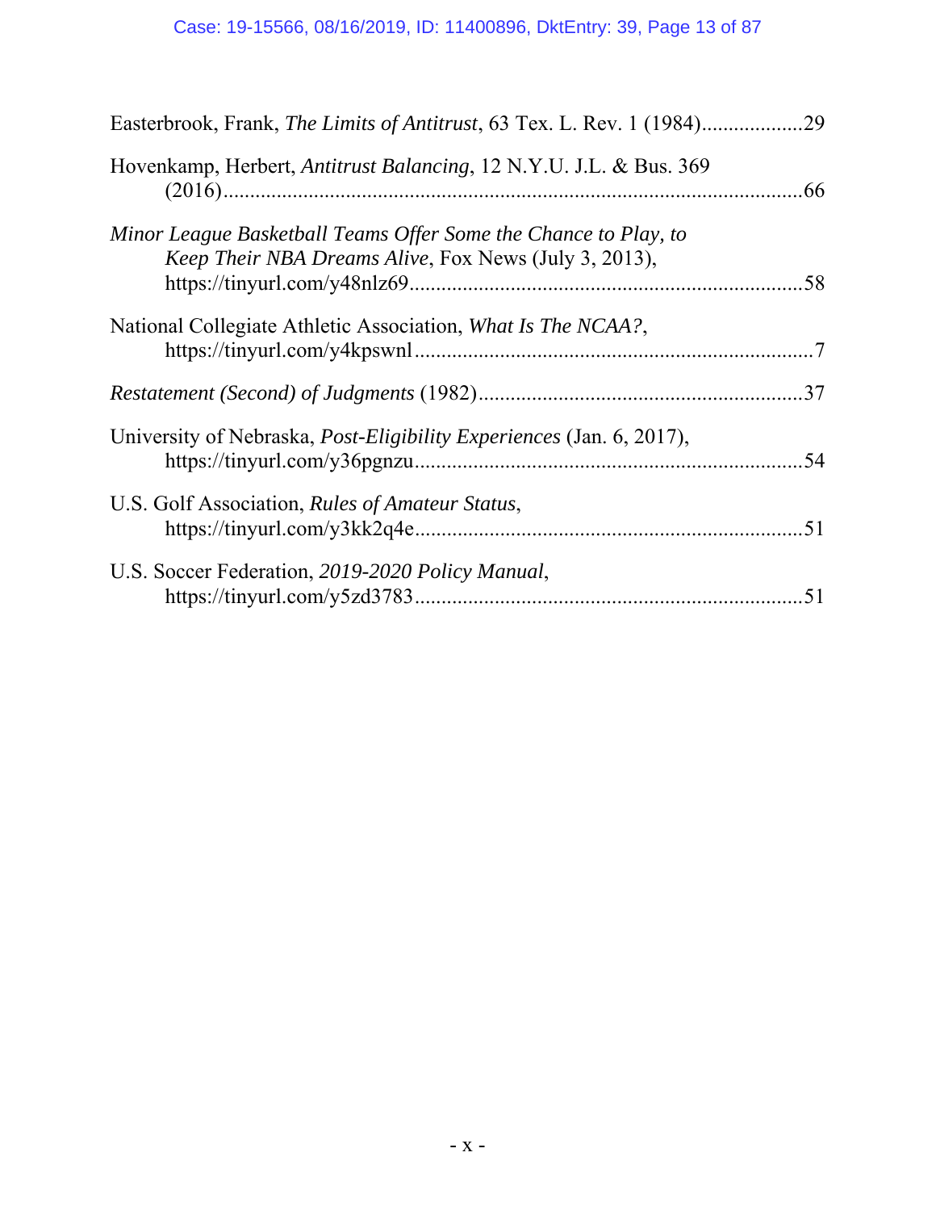Easterbrook, Frank, *The Limits of Antitrust*, 63 Tex. L. Rev. 1 (1984)..................29

Hovenkamp, Herbert, *Antitrust Balancing*, 12 N.Y.U. J.L. & Bus. 369 (2016)..........................................................................................................66

*Minor League Basketball Teams Offer Some the Chance to Play, to Keep Their NBA Dreams Alive*, Fox News (July 3, 2013), https://tinyurl.com/y48nlz69......................................................................58

National Collegiate Athletic Association, *What Is The NCAA?*, https://tinyurl.com/y4kpswnl........................................................................7

*Restatement (Second) of Judgments* (1982)...........................................................37

University of Nebraska, *Post-Eligibility Experiences* (Jan. 6, 2017), https://tinyurl.com/y36pgnzu......................................................................54

U.S. Golf Association, *Rules of Amateur Status*, https://tinyurl.com/y3kk2q4e......................................................................51

U.S. Soccer Federation, *2019-2020 Policy Manual*, https://tinyurl.com/y5zd3783......................................................................51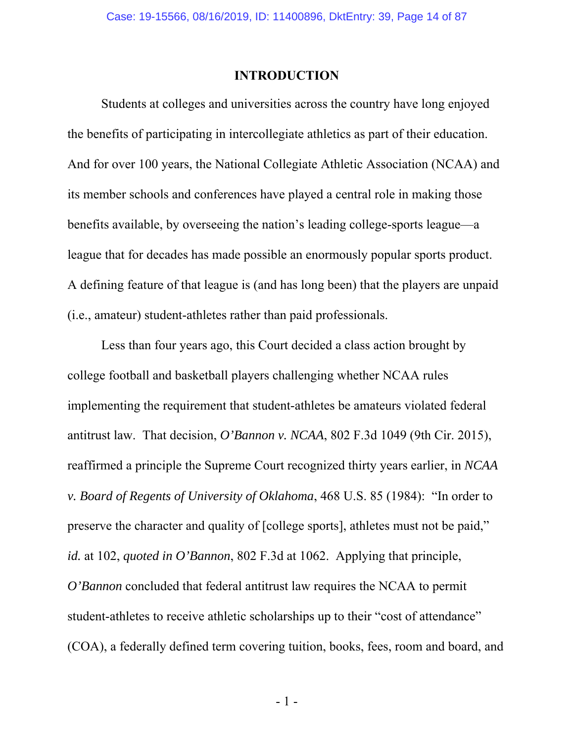## INTRODUCTION

Students at colleges and universities across the country have long enjoyed the benefits of participating in intercollegiate athletics as part of their education. And for over 100 years, the National Collegiate Athletic Association (NCAA) and its member schools and conferences have played a central role in making those benefits available, by overseeing the nation's leading college-sports league—a league that for decades has made possible an enormously popular sports product. A defining feature of that league is (and has long been) that the players are unpaid (i.e., amateur) student-athletes rather than paid professionals.

Less than four years ago, this Court decided a class action brought by college football and basketball players challenging whether NCAA rules implementing the requirement that student-athletes be amateurs violated federal antitrust law. That decision, *O'Bannon v. NCAA*, 802 F.3d 1049 (9th Cir. 2015), reaffirmed a principle the Supreme Court recognized thirty years earlier, in *NCAA v. Board of Regents of University of Oklahoma*, 468 U.S. 85 (1984): "In order to preserve the character and quality of [college sports], athletes must not be paid," *id.* at 102, *quoted in O'Bannon*, 802 F.3d at 1062. Applying that principle, *O'Bannon* concluded that federal antitrust law requires the NCAA to permit student-athletes to receive athletic scholarships up to their "cost of attendance" (COA), a federally defined term covering tuition, books, fees, room and board, and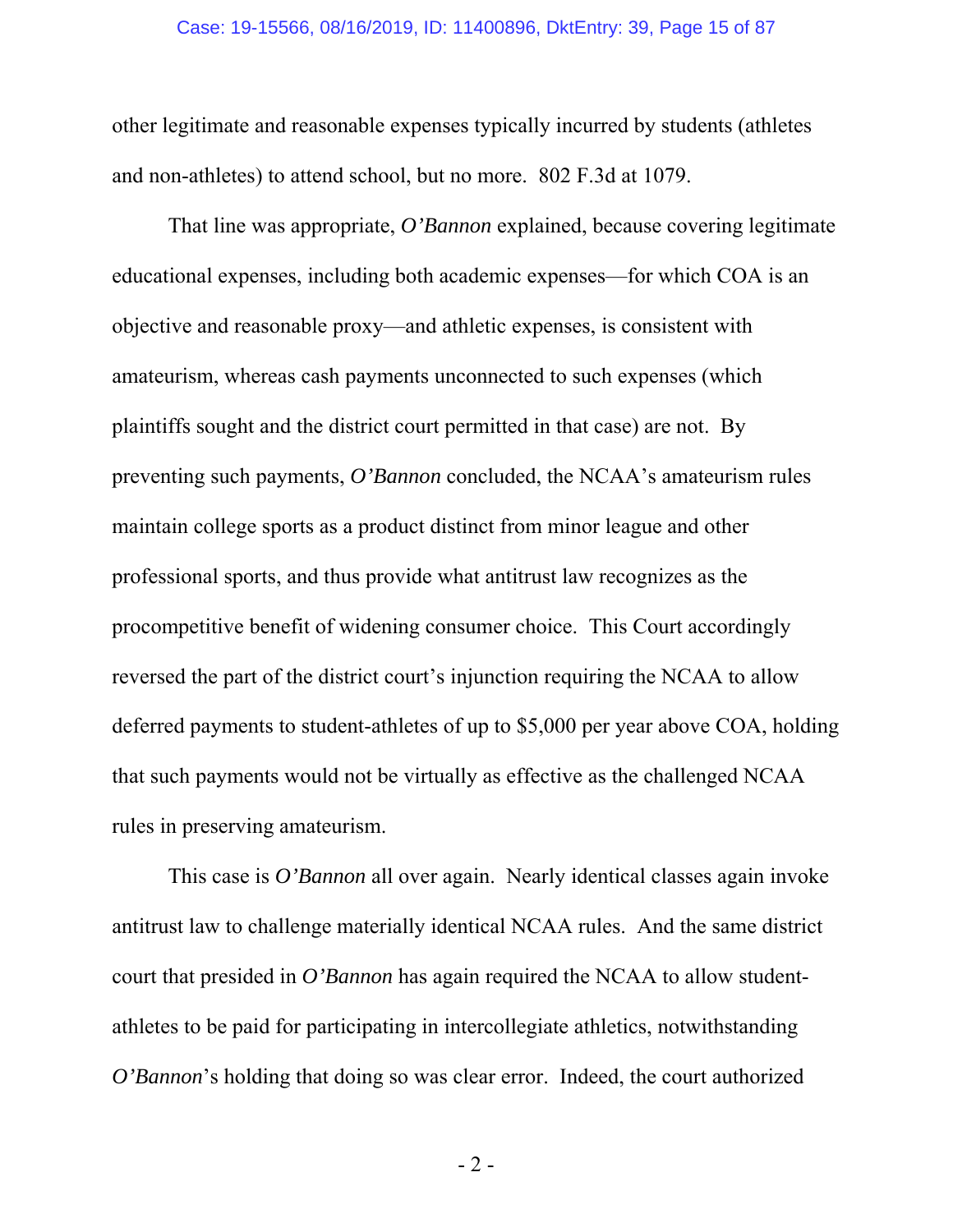other legitimate and reasonable expenses typically incurred by students (athletes and non-athletes) to attend school, but no more. 802 F.3d at 1079.

That line was appropriate, *O'Bannon* explained, because covering legitimate educational expenses, including both academic expenses—for which COA is an objective and reasonable proxy—and athletic expenses, is consistent with amateurism, whereas cash payments unconnected to such expenses (which plaintiffs sought and the district court permitted in that case) are not. By preventing such payments, *O'Bannon* concluded, the NCAA's amateurism rules maintain college sports as a product distinct from minor league and other professional sports, and thus provide what antitrust law recognizes as the procompetitive benefit of widening consumer choice. This Court accordingly reversed the part of the district court's injunction requiring the NCAA to allow deferred payments to student-athletes of up to $5,000 per year above COA, holding that such payments would not be virtually as effective as the challenged NCAA rules in preserving amateurism.

This case is *O'Bannon* all over again. Nearly identical classes again invoke antitrust law to challenge materially identical NCAA rules. And the same district court that presided in *O'Bannon* has again required the NCAA to allow student-athletes to be paid for participating in intercollegiate athletics, notwithstanding *O'Bannon*'s holding that doing so was clear error. Indeed, the court authorized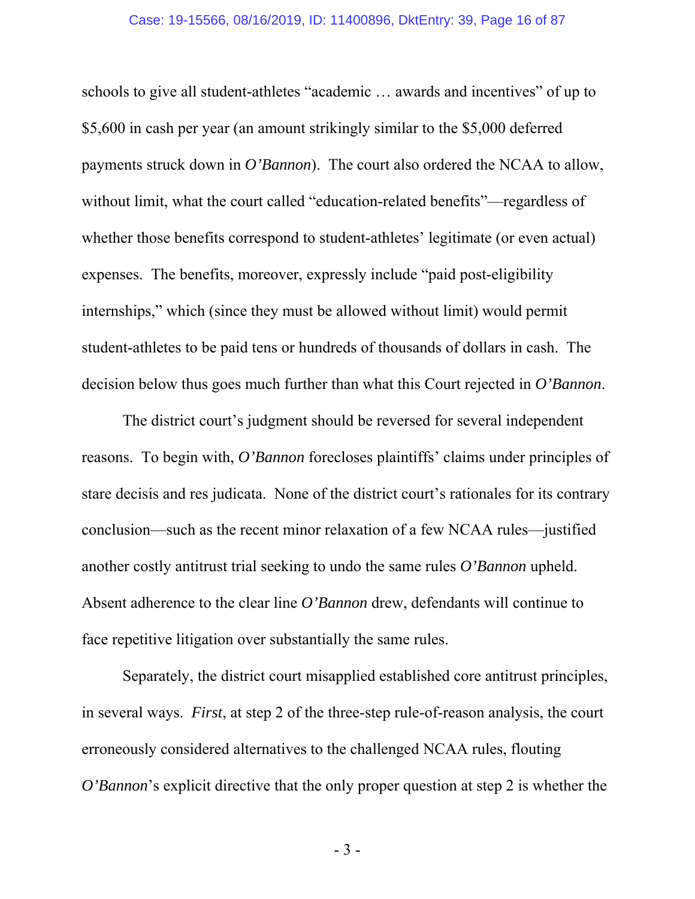schools to give all student-athletes "academic … awards and incentives" of up to $5,600 in cash per year (an amount strikingly similar to the $5,000 deferred payments struck down in *O'Bannon*). The court also ordered the NCAA to allow, without limit, what the court called "education-related benefits"—regardless of whether those benefits correspond to student-athletes' legitimate (or even actual) expenses. The benefits, moreover, expressly include "paid post-eligibility internships," which (since they must be allowed without limit) would permit student-athletes to be paid tens or hundreds of thousands of dollars in cash. The decision below thus goes much further than what this Court rejected in *O'Bannon*.

The district court's judgment should be reversed for several independent reasons. To begin with, *O'Bannon* forecloses plaintiffs' claims under principles of stare decisis and res judicata. None of the district court's rationales for its contrary conclusion—such as the recent minor relaxation of a few NCAA rules—justified another costly antitrust trial seeking to undo the same rules *O'Bannon* upheld. Absent adherence to the clear line *O'Bannon* drew, defendants will continue to face repetitive litigation over substantially the same rules.

Separately, the district court misapplied established core antitrust principles, in several ways. *First*, at step 2 of the three-step rule-of-reason analysis, the court erroneously considered alternatives to the challenged NCAA rules, flouting *O'Bannon*'s explicit directive that the only proper question at step 2 is whether the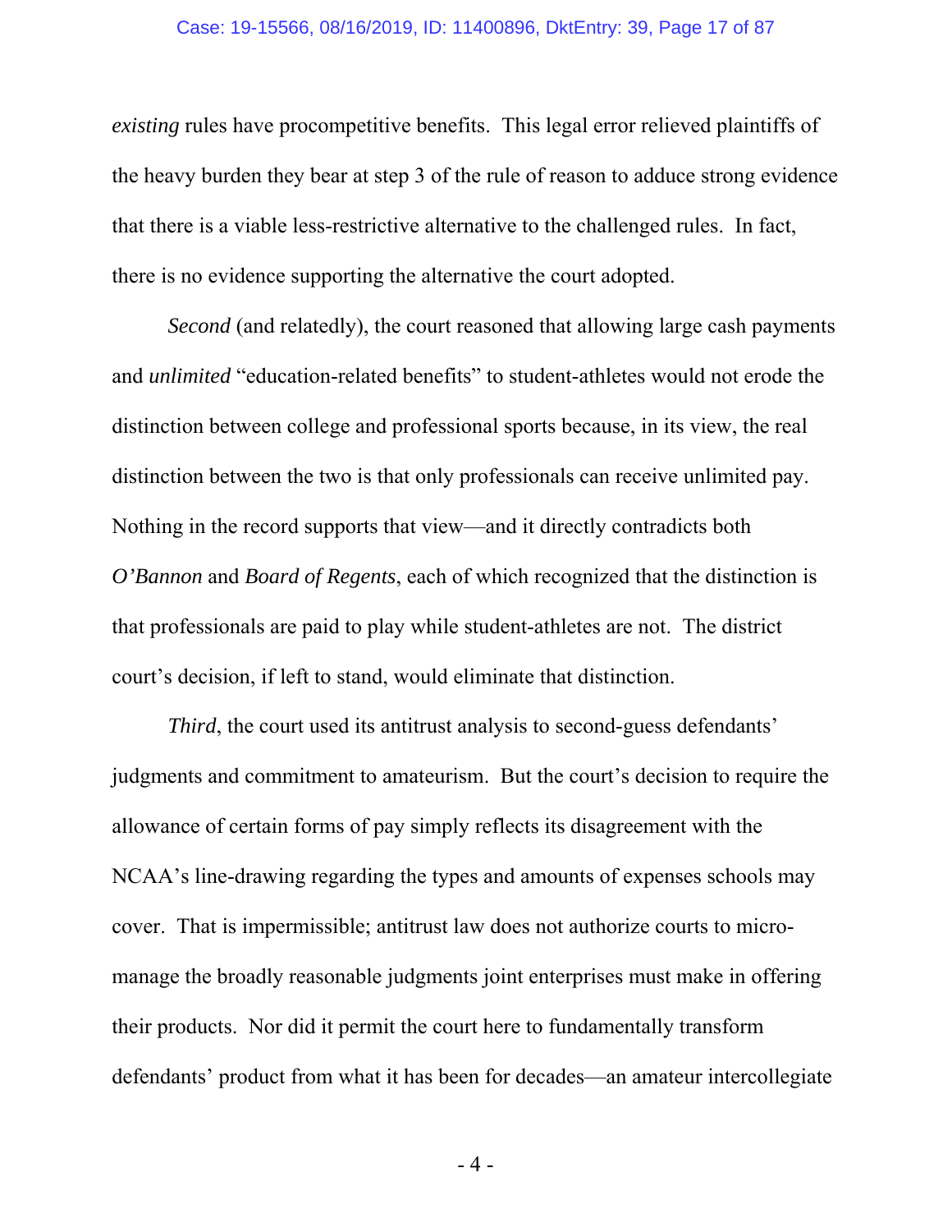*existing* rules have procompetitive benefits. This legal error relieved plaintiffs of the heavy burden they bear at step 3 of the rule of reason to adduce strong evidence that there is a viable less-restrictive alternative to the challenged rules. In fact, there is no evidence supporting the alternative the court adopted.

*Second* (and relatedly), the court reasoned that allowing large cash payments and *unlimited* "education-related benefits" to student-athletes would not erode the distinction between college and professional sports because, in its view, the real distinction between the two is that only professionals can receive unlimited pay. Nothing in the record supports that view—and it directly contradicts both *O'Bannon* and *Board of Regents*, each of which recognized that the distinction is that professionals are paid to play while student-athletes are not. The district court's decision, if left to stand, would eliminate that distinction.

*Third*, the court used its antitrust analysis to second-guess defendants' judgments and commitment to amateurism. But the court's decision to require the allowance of certain forms of pay simply reflects its disagreement with the NCAA's line-drawing regarding the types and amounts of expenses schools may cover. That is impermissible; antitrust law does not authorize courts to micro-manage the broadly reasonable judgments joint enterprises must make in offering their products. Nor did it permit the court here to fundamentally transform defendants' product from what it has been for decades—an amateur intercollegiate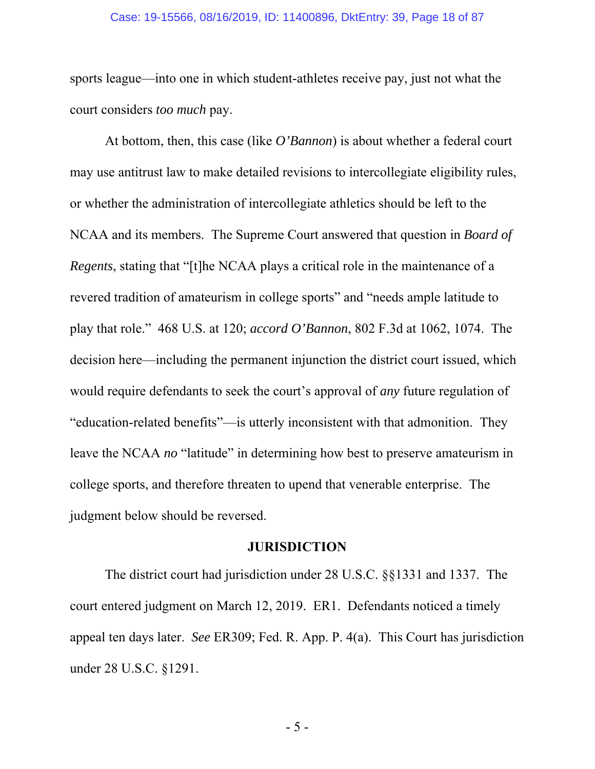sports league—into one in which student-athletes receive pay, just not what the court considers *too much* pay.

At bottom, then, this case (like *O'Bannon*) is about whether a federal court may use antitrust law to make detailed revisions to intercollegiate eligibility rules, or whether the administration of intercollegiate athletics should be left to the NCAA and its members. The Supreme Court answered that question in *Board of Regents*, stating that "[t]he NCAA plays a critical role in the maintenance of a revered tradition of amateurism in college sports" and "needs ample latitude to play that role." 468 U.S. at 120; *accord O'Bannon*, 802 F.3d at 1062, 1074. The decision here—including the permanent injunction the district court issued, which would require defendants to seek the court's approval of *any* future regulation of "education-related benefits"—is utterly inconsistent with that admonition. They leave the NCAA *no* "latitude" in determining how best to preserve amateurism in college sports, and therefore threaten to upend that venerable enterprise. The judgment below should be reversed.

## JURISDICTION

The district court had jurisdiction under 28 U.S.C. §§1331 and 1337. The court entered judgment on March 12, 2019. ER1. Defendants noticed a timely appeal ten days later. *See* ER309; Fed. R. App. P. 4(a). This Court has jurisdiction under 28 U.S.C. §1291.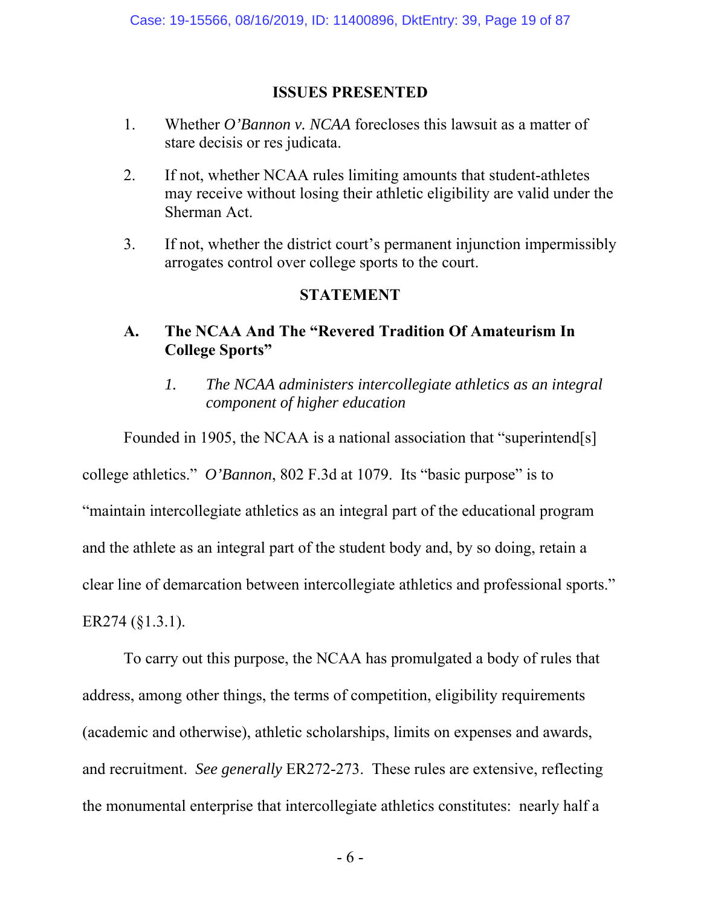## ISSUES PRESENTED

1. Whether *O'Bannon v. NCAA* forecloses this lawsuit as a matter of stare decisis or res judicata.

2. If not, whether NCAA rules limiting amounts that student-athletes may receive without losing their athletic eligibility are valid under the Sherman Act.

3. If not, whether the district court's permanent injunction impermissibly arrogates control over college sports to the court.

## STATEMENT

### A. The NCAA And The "Revered Tradition Of Amateurism In College Sports"

#### 1. *The NCAA administers intercollegiate athletics as an integral component of higher education*

Founded in 1905, the NCAA is a national association that "superintend[s] college athletics." *O'Bannon*, 802 F.3d at 1079. Its "basic purpose" is to "maintain intercollegiate athletics as an integral part of the educational program and the athlete as an integral part of the student body and, by so doing, retain a clear line of demarcation between intercollegiate athletics and professional sports." ER274 (§1.3.1).

To carry out this purpose, the NCAA has promulgated a body of rules that address, among other things, the terms of competition, eligibility requirements (academic and otherwise), athletic scholarships, limits on expenses and awards, and recruitment. *See generally* ER272-273. These rules are extensive, reflecting the monumental enterprise that intercollegiate athletics constitutes: nearly half a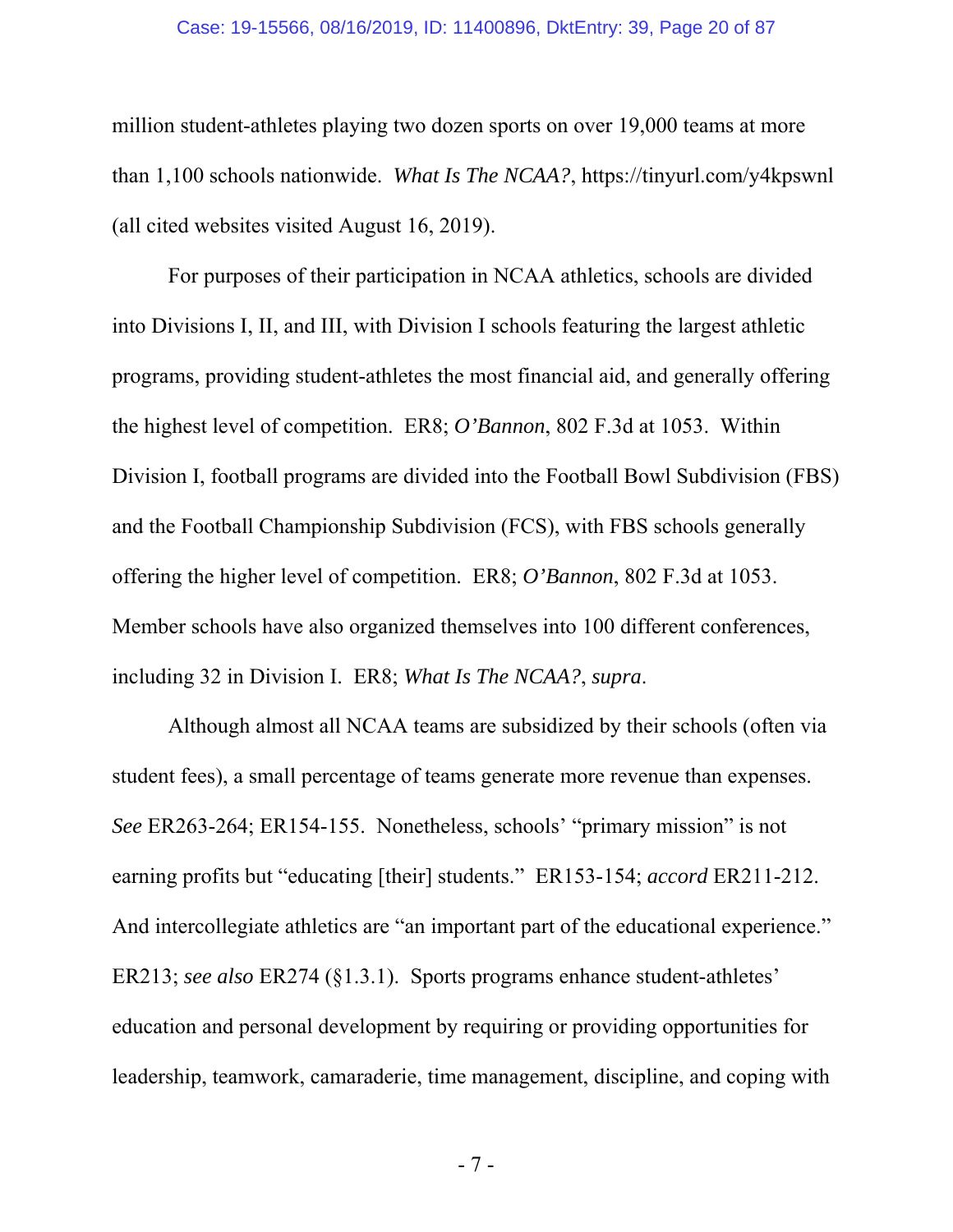million student-athletes playing two dozen sports on over 19,000 teams at more than 1,100 schools nationwide. *What Is The NCAA?*, https://tinyurl.com/y4kpswnl (all cited websites visited August 16, 2019).

For purposes of their participation in NCAA athletics, schools are divided into Divisions I, II, and III, with Division I schools featuring the largest athletic programs, providing student-athletes the most financial aid, and generally offering the highest level of competition. ER8; *O'Bannon*, 802 F.3d at 1053. Within Division I, football programs are divided into the Football Bowl Subdivision (FBS) and the Football Championship Subdivision (FCS), with FBS schools generally offering the higher level of competition. ER8; *O'Bannon*, 802 F.3d at 1053. Member schools have also organized themselves into 100 different conferences, including 32 in Division I. ER8; *What Is The NCAA?*, *supra*.

Although almost all NCAA teams are subsidized by their schools (often via student fees), a small percentage of teams generate more revenue than expenses. *See* ER263-264; ER154-155. Nonetheless, schools' "primary mission" is not earning profits but "educating [their] students." ER153-154; *accord* ER211-212. And intercollegiate athletics are "an important part of the educational experience." ER213; *see also* ER274 (§1.3.1). Sports programs enhance student-athletes' education and personal development by requiring or providing opportunities for leadership, teamwork, camaraderie, time management, discipline, and coping with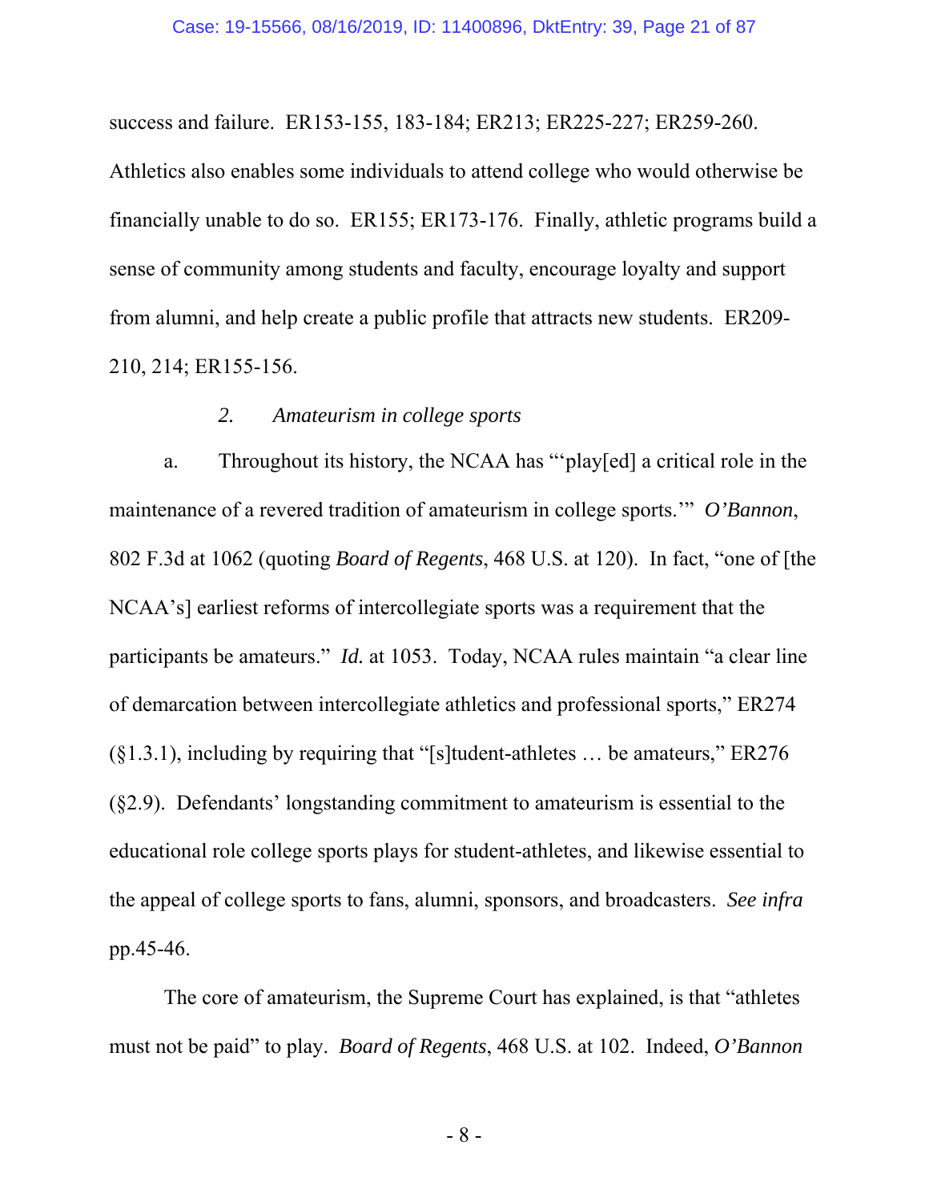success and failure. ER153-155, 183-184; ER213; ER225-227; ER259-260. Athletics also enables some individuals to attend college who would otherwise be financially unable to do so. ER155; ER173-176. Finally, athletic programs build a sense of community among students and faculty, encourage loyalty and support from alumni, and help create a public profile that attracts new students. ER209-210, 214; ER155-156.

### 2. *Amateurism in college sports*

a. Throughout its history, the NCAA has "'play[ed] a critical role in the maintenance of a revered tradition of amateurism in college sports.'" *O'Bannon*, 802 F.3d at 1062 (quoting *Board of Regents*, 468 U.S. at 120). In fact, "one of [the NCAA's] earliest reforms of intercollegiate sports was a requirement that the participants be amateurs." *Id.* at 1053. Today, NCAA rules maintain "a clear line of demarcation between intercollegiate athletics and professional sports," ER274 (§1.3.1), including by requiring that "[s]tudent-athletes … be amateurs," ER276 (§2.9). Defendants' longstanding commitment to amateurism is essential to the educational role college sports plays for student-athletes, and likewise essential to the appeal of college sports to fans, alumni, sponsors, and broadcasters. *See infra* pp.45-46.

The core of amateurism, the Supreme Court has explained, is that "athletes must not be paid" to play. *Board of Regents*, 468 U.S. at 102. Indeed, *O'Bannon*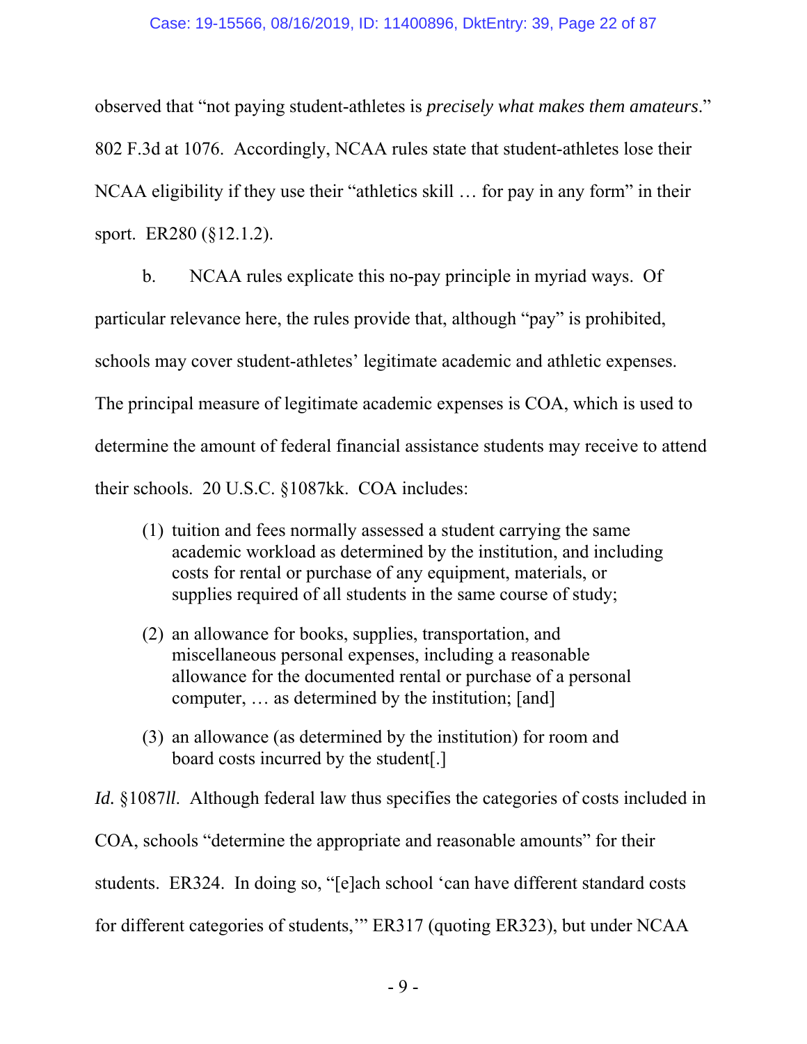observed that "not paying student-athletes is *precisely what makes them amateurs*." 802 F.3d at 1076. Accordingly, NCAA rules state that student-athletes lose their NCAA eligibility if they use their "athletics skill … for pay in any form" in their sport. ER280 (§12.1.2).

b. NCAA rules explicate this no-pay principle in myriad ways. Of particular relevance here, the rules provide that, although "pay" is prohibited, schools may cover student-athletes' legitimate academic and athletic expenses. The principal measure of legitimate academic expenses is COA, which is used to determine the amount of federal financial assistance students may receive to attend their schools. 20 U.S.C. §1087kk. COA includes:

> (1) tuition and fees normally assessed a student carrying the same academic workload as determined by the institution, and including costs for rental or purchase of any equipment, materials, or supplies required of all students in the same course of study;
>
> (2) an allowance for books, supplies, transportation, and miscellaneous personal expenses, including a reasonable allowance for the documented rental or purchase of a personal computer, … as determined by the institution; [and]
>
> (3) an allowance (as determined by the institution) for room and board costs incurred by the student[.]

*Id.* §1087*ll*. Although federal law thus specifies the categories of costs included in COA, schools "determine the appropriate and reasonable amounts" for their students. ER324. In doing so, "[e]ach school 'can have different standard costs for different categories of students,'" ER317 (quoting ER323), but under NCAA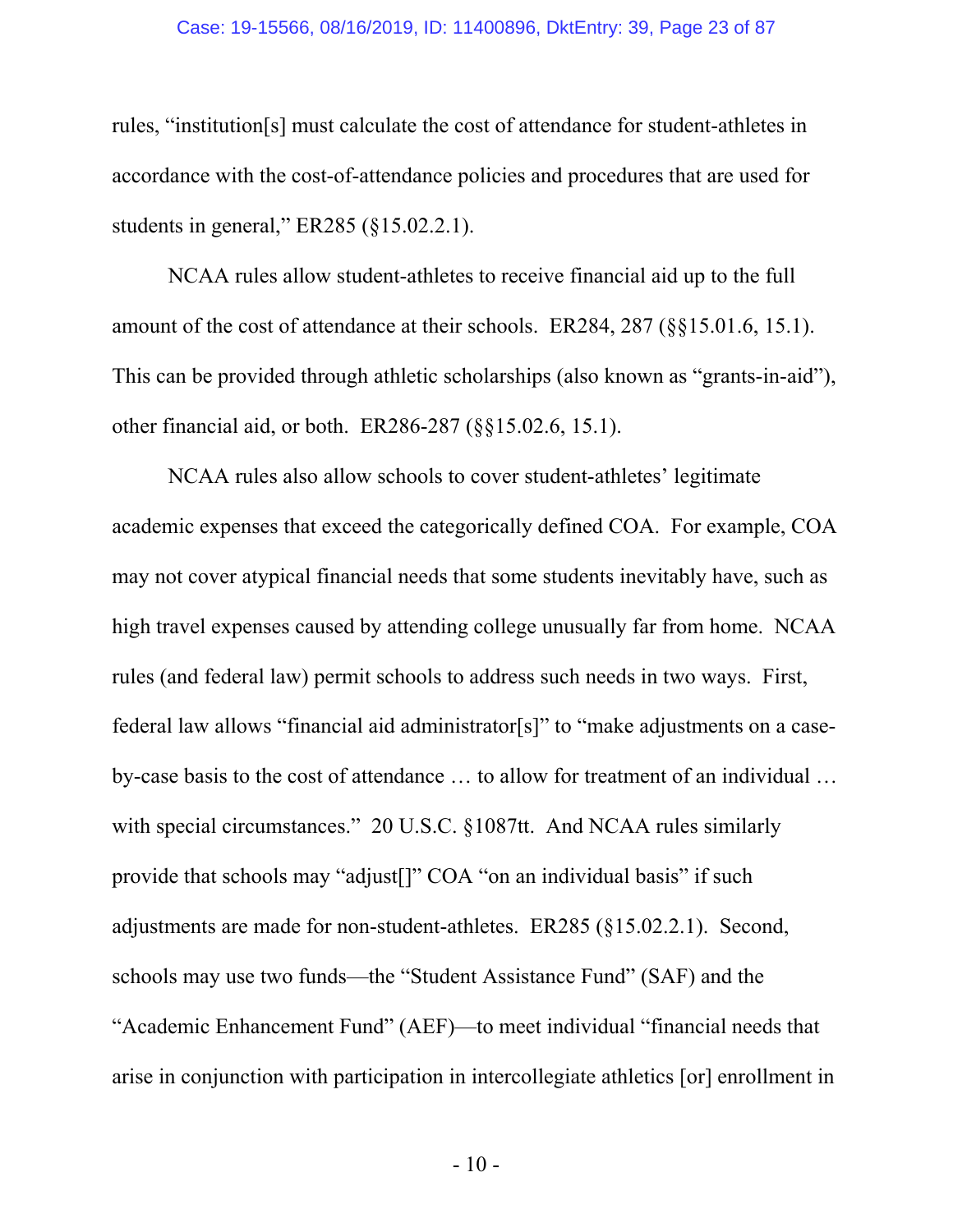rules, "institution[s] must calculate the cost of attendance for student-athletes in accordance with the cost-of-attendance policies and procedures that are used for students in general," ER285 (§15.02.2.1).

NCAA rules allow student-athletes to receive financial aid up to the full amount of the cost of attendance at their schools. ER284, 287 (§§15.01.6, 15.1). This can be provided through athletic scholarships (also known as "grants-in-aid"), other financial aid, or both. ER286-287 (§§15.02.6, 15.1).

NCAA rules also allow schools to cover student-athletes' legitimate academic expenses that exceed the categorically defined COA. For example, COA may not cover atypical financial needs that some students inevitably have, such as high travel expenses caused by attending college unusually far from home. NCAA rules (and federal law) permit schools to address such needs in two ways. First, federal law allows "financial aid administrator[s]" to "make adjustments on a case-by-case basis to the cost of attendance … to allow for treatment of an individual … with special circumstances." 20 U.S.C. §1087tt. And NCAA rules similarly provide that schools may "adjust[]" COA "on an individual basis" if such adjustments are made for non-student-athletes. ER285 (§15.02.2.1). Second, schools may use two funds—the "Student Assistance Fund" (SAF) and the "Academic Enhancement Fund" (AEF)—to meet individual "financial needs that arise in conjunction with participation in intercollegiate athletics [or] enrollment in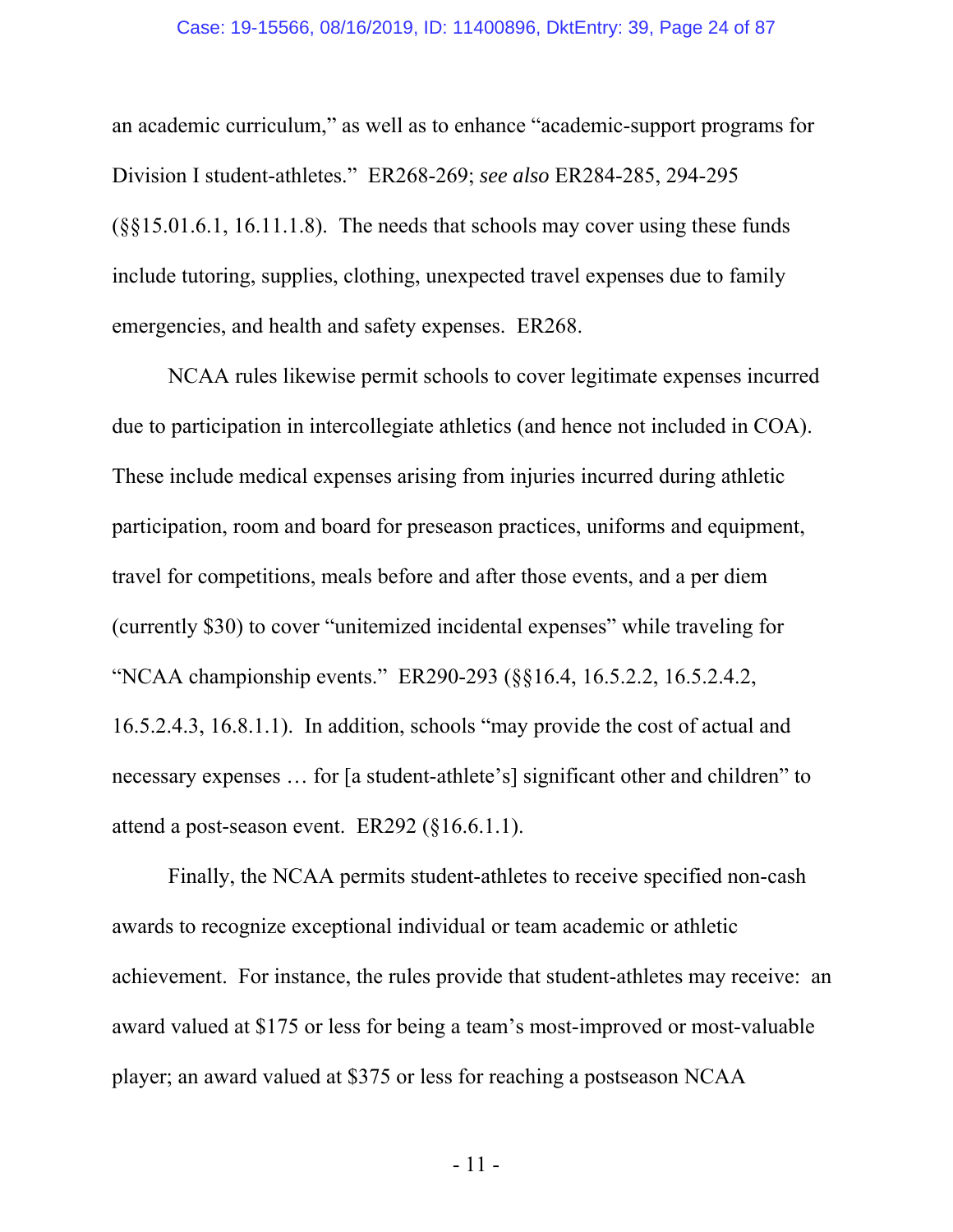an academic curriculum," as well as to enhance "academic-support programs for Division I student-athletes." ER268-269; *see also* ER284-285, 294-295 (§§15.01.6.1, 16.11.1.8). The needs that schools may cover using these funds include tutoring, supplies, clothing, unexpected travel expenses due to family emergencies, and health and safety expenses. ER268.

NCAA rules likewise permit schools to cover legitimate expenses incurred due to participation in intercollegiate athletics (and hence not included in COA). These include medical expenses arising from injuries incurred during athletic participation, room and board for preseason practices, uniforms and equipment, travel for competitions, meals before and after those events, and a per diem (currently $30) to cover "unitemized incidental expenses" while traveling for "NCAA championship events." ER290-293 (§§16.4, 16.5.2.2, 16.5.2.4.2, 16.5.2.4.3, 16.8.1.1). In addition, schools "may provide the cost of actual and necessary expenses … for [a student-athlete's] significant other and children" to attend a post-season event. ER292 (§16.6.1.1).

Finally, the NCAA permits student-athletes to receive specified non-cash awards to recognize exceptional individual or team academic or athletic achievement. For instance, the rules provide that student-athletes may receive: an award valued at $175 or less for being a team's most-improved or most-valuable player; an award valued at $375 or less for reaching a postseason NCAA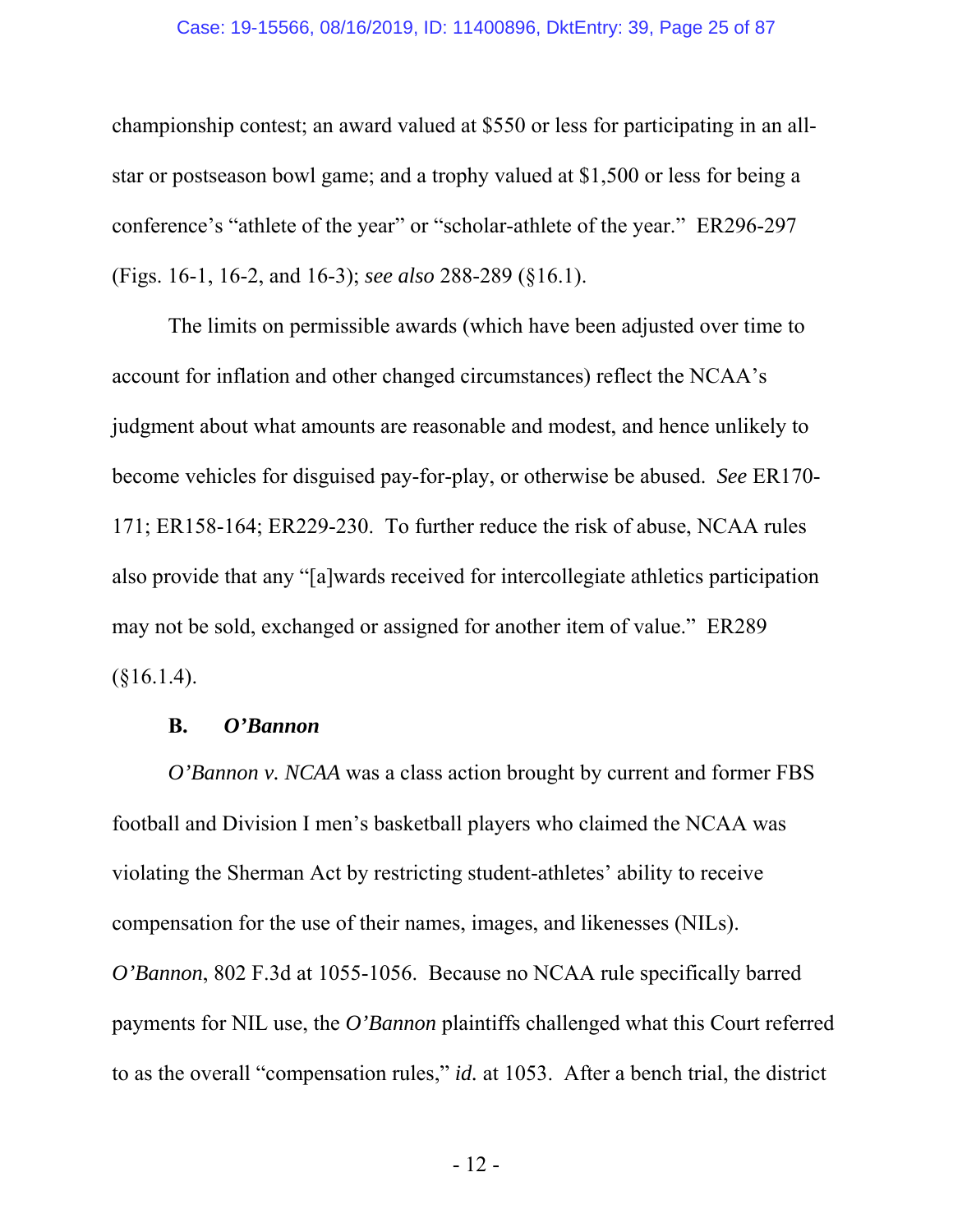championship contest; an award valued at $550 or less for participating in an all-star or postseason bowl game; and a trophy valued at $1,500 or less for being a conference's "athlete of the year" or "scholar-athlete of the year." ER296-297 (Figs. 16-1, 16-2, and 16-3); *see also* 288-289 (§16.1).

The limits on permissible awards (which have been adjusted over time to account for inflation and other changed circumstances) reflect the NCAA's judgment about what amounts are reasonable and modest, and hence unlikely to become vehicles for disguised pay-for-play, or otherwise be abused. *See* ER170-171; ER158-164; ER229-230. To further reduce the risk of abuse, NCAA rules also provide that any "[a]wards received for intercollegiate athletics participation may not be sold, exchanged or assigned for another item of value." ER289 (§16.1.4).

### B. *O'Bannon*

*O'Bannon v. NCAA* was a class action brought by current and former FBS football and Division I men's basketball players who claimed the NCAA was violating the Sherman Act by restricting student-athletes' ability to receive compensation for the use of their names, images, and likenesses (NILs). *O'Bannon*, 802 F.3d at 1055-1056. Because no NCAA rule specifically barred payments for NIL use, the *O'Bannon* plaintiffs challenged what this Court referred to as the overall "compensation rules," *id.* at 1053. After a bench trial, the district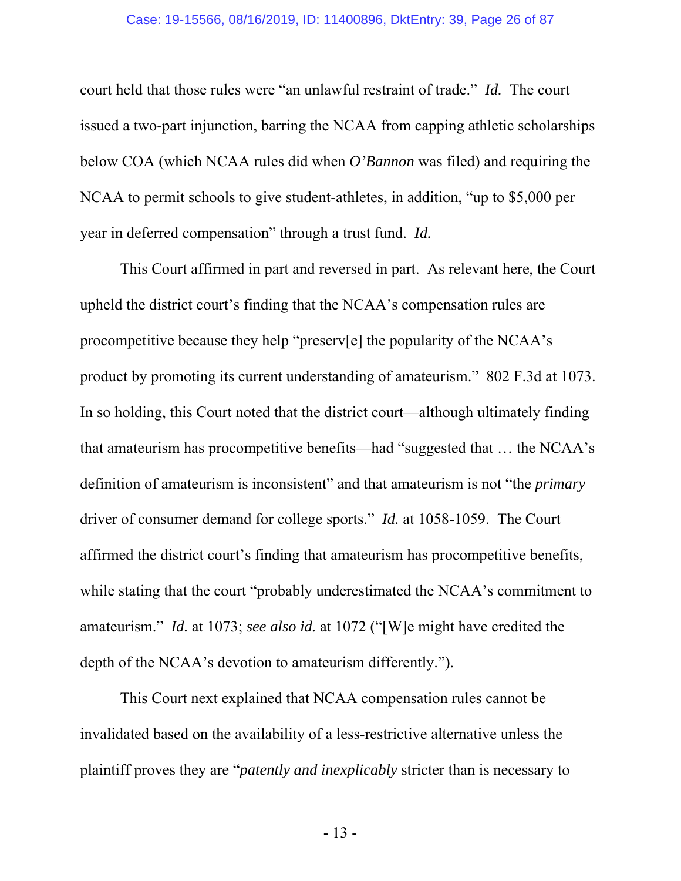court held that those rules were "an unlawful restraint of trade." *Id.* The court issued a two-part injunction, barring the NCAA from capping athletic scholarships below COA (which NCAA rules did when *O'Bannon* was filed) and requiring the NCAA to permit schools to give student-athletes, in addition, "up to $5,000 per year in deferred compensation" through a trust fund. *Id.*

This Court affirmed in part and reversed in part. As relevant here, the Court upheld the district court's finding that the NCAA's compensation rules are procompetitive because they help "preserv[e] the popularity of the NCAA's product by promoting its current understanding of amateurism." 802 F.3d at 1073. In so holding, this Court noted that the district court—although ultimately finding that amateurism has procompetitive benefits—had "suggested that … the NCAA's definition of amateurism is inconsistent" and that amateurism is not "the *primary* driver of consumer demand for college sports." *Id.* at 1058-1059. The Court affirmed the district court's finding that amateurism has procompetitive benefits, while stating that the court "probably underestimated the NCAA's commitment to amateurism." *Id.* at 1073; *see also id.* at 1072 ("[W]e might have credited the depth of the NCAA's devotion to amateurism differently.").

This Court next explained that NCAA compensation rules cannot be invalidated based on the availability of a less-restrictive alternative unless the plaintiff proves they are "*patently and inexplicably* stricter than is necessary to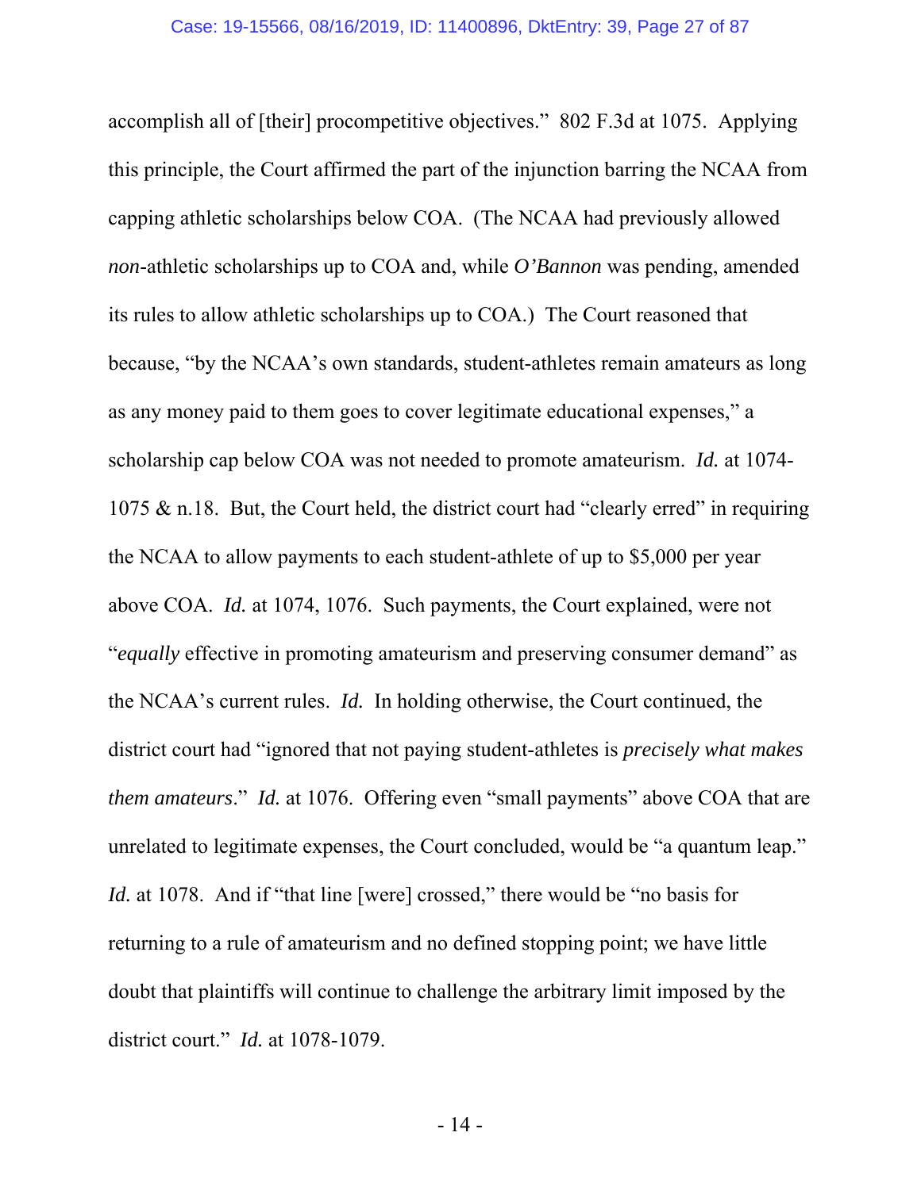accomplish all of [their] procompetitive objectives." 802 F.3d at 1075. Applying this principle, the Court affirmed the part of the injunction barring the NCAA from capping athletic scholarships below COA. (The NCAA had previously allowed *non*-athletic scholarships up to COA and, while *O'Bannon* was pending, amended its rules to allow athletic scholarships up to COA.) The Court reasoned that because, "by the NCAA's own standards, student-athletes remain amateurs as long as any money paid to them goes to cover legitimate educational expenses," a scholarship cap below COA was not needed to promote amateurism. *Id.* at 1074-1075 & n.18. But, the Court held, the district court had "clearly erred" in requiring the NCAA to allow payments to each student-athlete of up to $5,000 per year above COA. *Id.* at 1074, 1076. Such payments, the Court explained, were not "*equally* effective in promoting amateurism and preserving consumer demand" as the NCAA's current rules. *Id.* In holding otherwise, the Court continued, the district court had "ignored that not paying student-athletes is *precisely what makes them amateurs*." *Id.* at 1076. Offering even "small payments" above COA that are unrelated to legitimate expenses, the Court concluded, would be "a quantum leap." *Id.* at 1078. And if "that line [were] crossed," there would be "no basis for returning to a rule of amateurism and no defined stopping point; we have little doubt that plaintiffs will continue to challenge the arbitrary limit imposed by the district court." *Id.* at 1078-1079.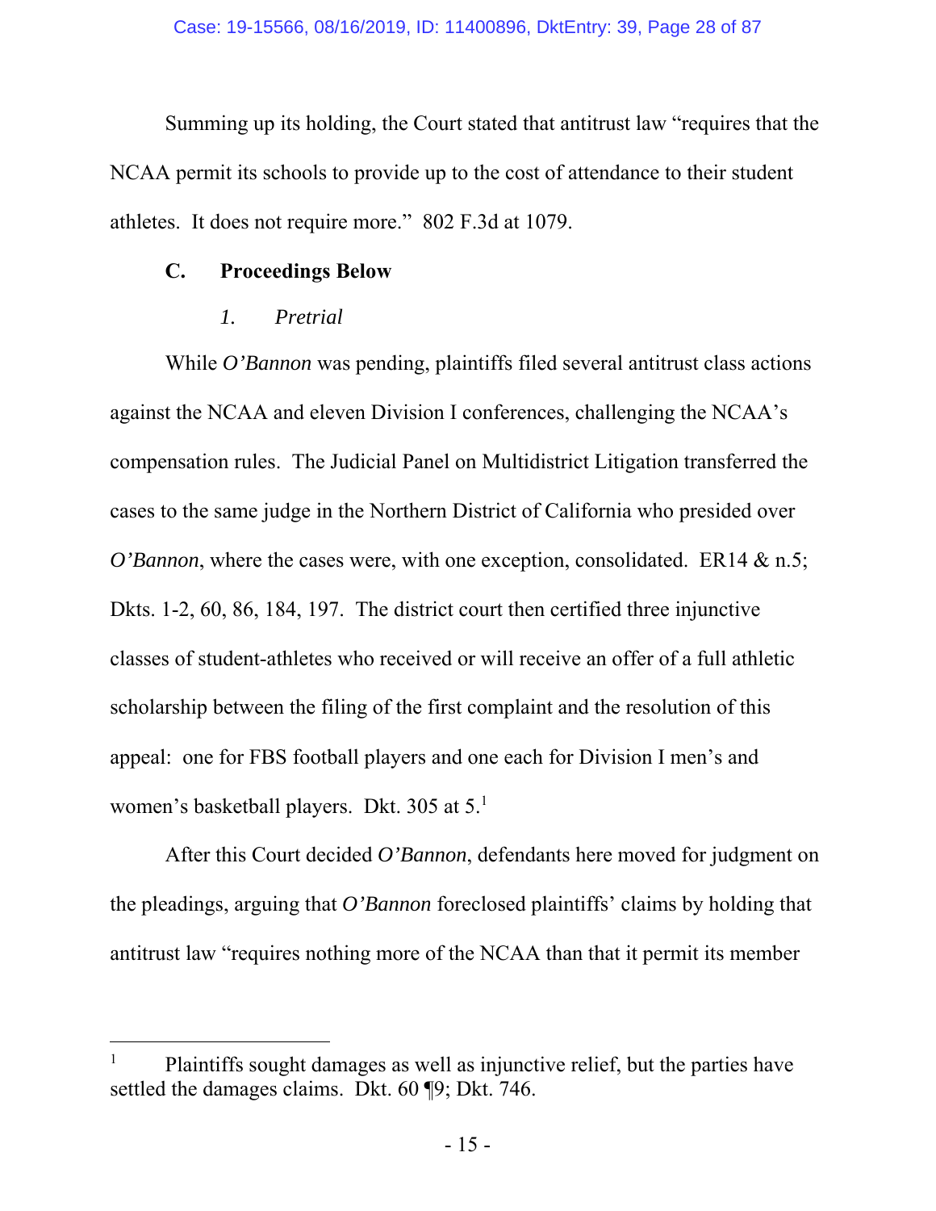Summing up its holding, the Court stated that antitrust law "requires that the NCAA permit its schools to provide up to the cost of attendance to their student athletes. It does not require more." 802 F.3d at 1079.

### C. Proceedings Below

#### *1. Pretrial*

While *O'Bannon* was pending, plaintiffs filed several antitrust class actions against the NCAA and eleven Division I conferences, challenging the NCAA's compensation rules. The Judicial Panel on Multidistrict Litigation transferred the cases to the same judge in the Northern District of California who presided over *O'Bannon*, where the cases were, with one exception, consolidated. ER14 & n.5; Dkts. 1-2, 60, 86, 184, 197. The district court then certified three injunctive classes of student-athletes who received or will receive an offer of a full athletic scholarship between the filing of the first complaint and the resolution of this appeal: one for FBS football players and one each for Division I men's and women's basketball players. Dkt. 305 at 5.[1]

After this Court decided *O'Bannon*, defendants here moved for judgment on the pleadings, arguing that *O'Bannon* foreclosed plaintiffs' claims by holding that antitrust law "requires nothing more of the NCAA than that it permit its member

---

[1] Plaintiffs sought damages as well as injunctive relief, but the parties have settled the damages claims. Dkt. 60 ¶9; Dkt. 746.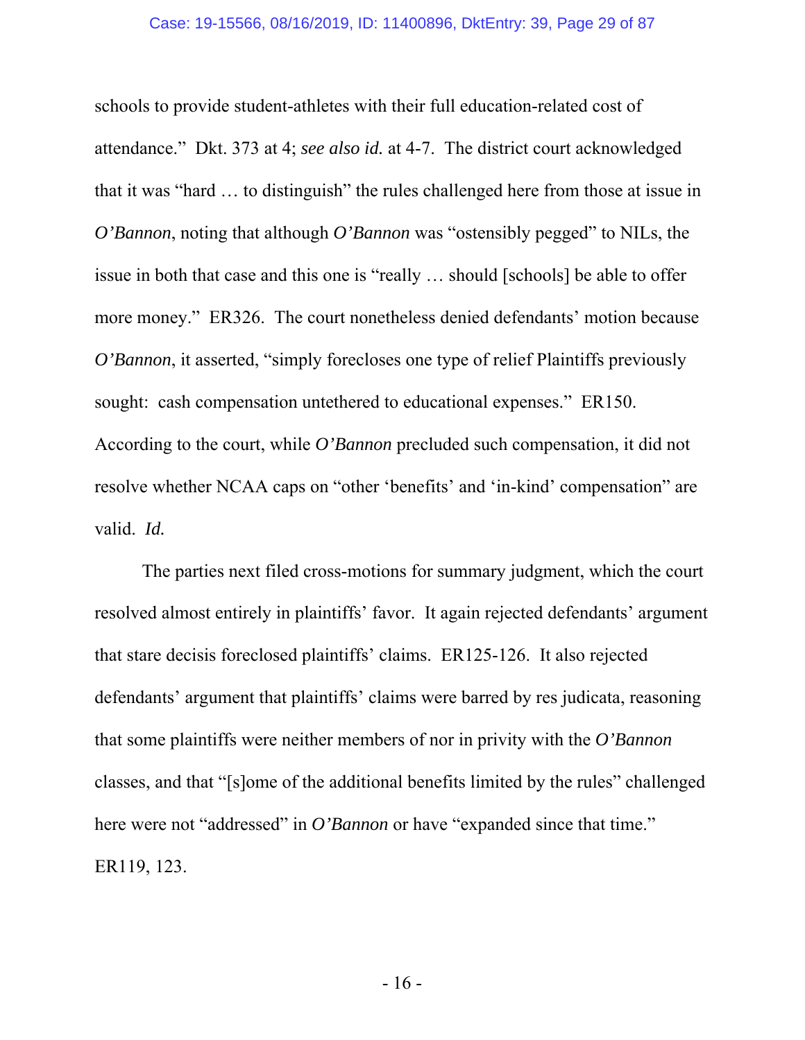schools to provide student-athletes with their full education-related cost of attendance." Dkt. 373 at 4; *see also id.* at 4-7. The district court acknowledged that it was "hard … to distinguish" the rules challenged here from those at issue in *O'Bannon*, noting that although *O'Bannon* was "ostensibly pegged" to NILs, the issue in both that case and this one is "really … should [schools] be able to offer more money." ER326. The court nonetheless denied defendants' motion because *O'Bannon*, it asserted, "simply forecloses one type of relief Plaintiffs previously sought: cash compensation untethered to educational expenses." ER150. According to the court, while *O'Bannon* precluded such compensation, it did not resolve whether NCAA caps on "other 'benefits' and 'in-kind' compensation" are valid. *Id.*

The parties next filed cross-motions for summary judgment, which the court resolved almost entirely in plaintiffs' favor. It again rejected defendants' argument that stare decisis foreclosed plaintiffs' claims. ER125-126. It also rejected defendants' argument that plaintiffs' claims were barred by res judicata, reasoning that some plaintiffs were neither members of nor in privity with the *O'Bannon* classes, and that "[s]ome of the additional benefits limited by the rules" challenged here were not "addressed" in *O'Bannon* or have "expanded since that time." ER119, 123.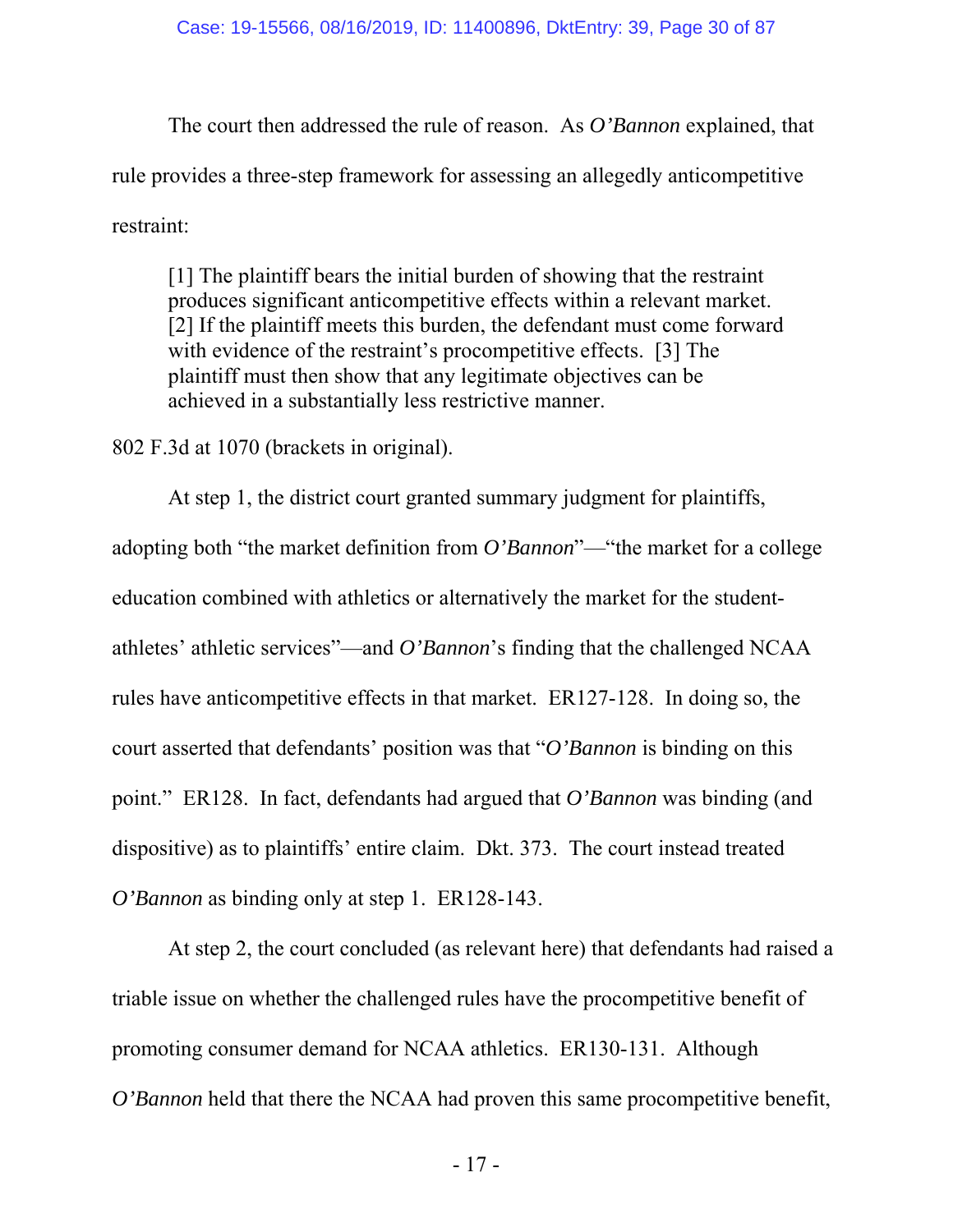The court then addressed the rule of reason. As *O'Bannon* explained, that rule provides a three-step framework for assessing an allegedly anticompetitive restraint:

> [1] The plaintiff bears the initial burden of showing that the restraint produces significant anticompetitive effects within a relevant market. [2] If the plaintiff meets this burden, the defendant must come forward with evidence of the restraint's procompetitive effects. [3] The plaintiff must then show that any legitimate objectives can be achieved in a substantially less restrictive manner.

802 F.3d at 1070 (brackets in original).

At step 1, the district court granted summary judgment for plaintiffs, adopting both "the market definition from *O'Bannon*"—"the market for a college education combined with athletics or alternatively the market for the student-athletes' athletic services"—and *O'Bannon*'s finding that the challenged NCAA rules have anticompetitive effects in that market. ER127-128. In doing so, the court asserted that defendants' position was that "*O'Bannon* is binding on this point." ER128. In fact, defendants had argued that *O'Bannon* was binding (and dispositive) as to plaintiffs' entire claim. Dkt. 373. The court instead treated *O'Bannon* as binding only at step 1. ER128-143.

At step 2, the court concluded (as relevant here) that defendants had raised a triable issue on whether the challenged rules have the procompetitive benefit of promoting consumer demand for NCAA athletics. ER130-131. Although *O'Bannon* held that there the NCAA had proven this same procompetitive benefit,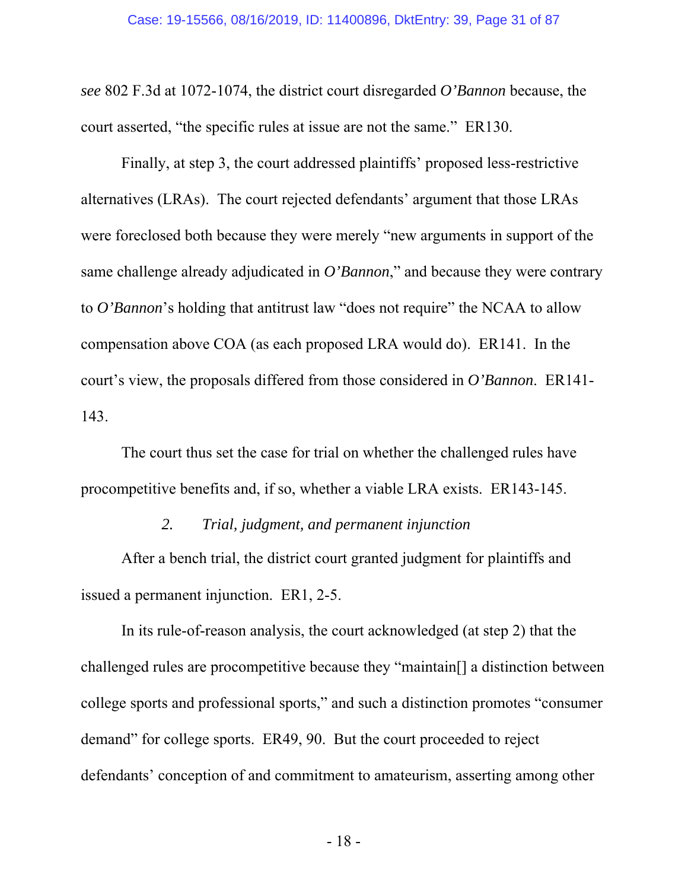*see* 802 F.3d at 1072-1074, the district court disregarded *O'Bannon* because, the court asserted, "the specific rules at issue are not the same." ER130.

Finally, at step 3, the court addressed plaintiffs' proposed less-restrictive alternatives (LRAs). The court rejected defendants' argument that those LRAs were foreclosed both because they were merely "new arguments in support of the same challenge already adjudicated in *O'Bannon*," and because they were contrary to *O'Bannon*'s holding that antitrust law "does not require" the NCAA to allow compensation above COA (as each proposed LRA would do). ER141. In the court's view, the proposals differed from those considered in *O'Bannon*. ER141-143.

The court thus set the case for trial on whether the challenged rules have procompetitive benefits and, if so, whether a viable LRA exists. ER143-145.

### 2. *Trial, judgment, and permanent injunction*

After a bench trial, the district court granted judgment for plaintiffs and issued a permanent injunction. ER1, 2-5.

In its rule-of-reason analysis, the court acknowledged (at step 2) that the challenged rules are procompetitive because they "maintain[] a distinction between college sports and professional sports," and such a distinction promotes "consumer demand" for college sports. ER49, 90. But the court proceeded to reject defendants' conception of and commitment to amateurism, asserting among other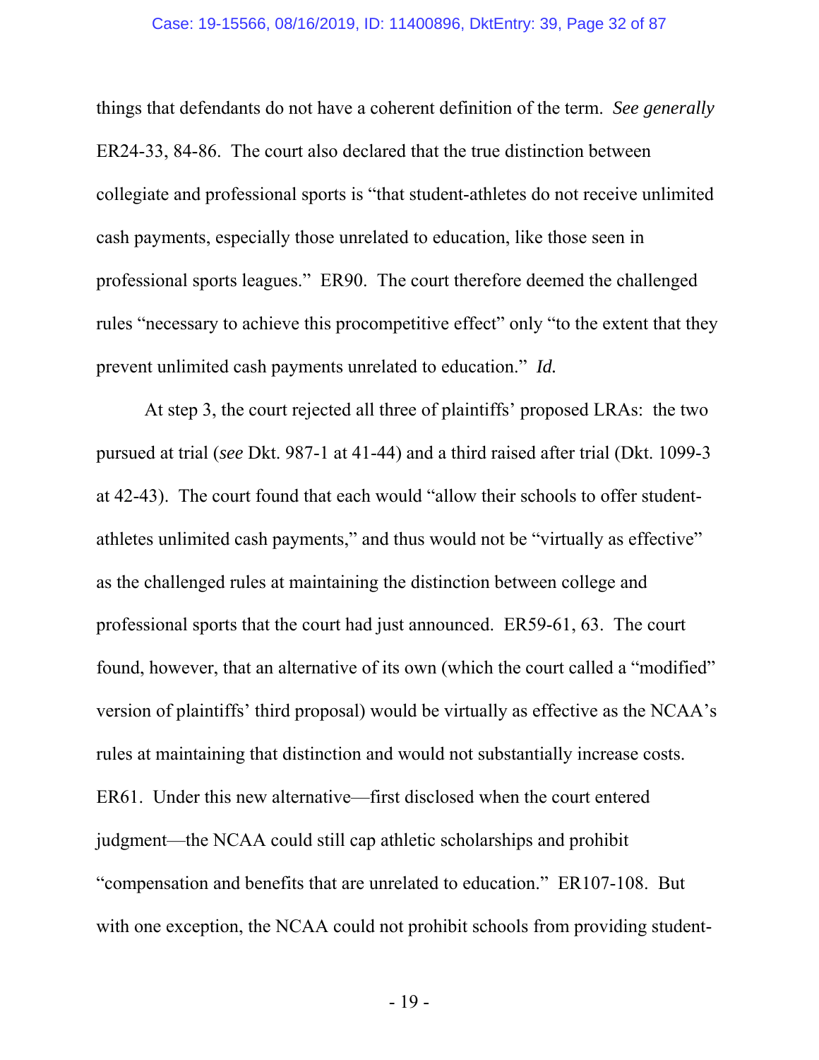things that defendants do not have a coherent definition of the term. *See generally* ER24-33, 84-86. The court also declared that the true distinction between collegiate and professional sports is "that student-athletes do not receive unlimited cash payments, especially those unrelated to education, like those seen in professional sports leagues." ER90. The court therefore deemed the challenged rules "necessary to achieve this procompetitive effect" only "to the extent that they prevent unlimited cash payments unrelated to education." *Id.*

At step 3, the court rejected all three of plaintiffs' proposed LRAs: the two pursued at trial (*see* Dkt. 987-1 at 41-44) and a third raised after trial (Dkt. 1099-3 at 42-43). The court found that each would "allow their schools to offer student-athletes unlimited cash payments," and thus would not be "virtually as effective" as the challenged rules at maintaining the distinction between college and professional sports that the court had just announced. ER59-61, 63. The court found, however, that an alternative of its own (which the court called a "modified" version of plaintiffs' third proposal) would be virtually as effective as the NCAA's rules at maintaining that distinction and would not substantially increase costs. ER61. Under this new alternative—first disclosed when the court entered judgment—the NCAA could still cap athletic scholarships and prohibit "compensation and benefits that are unrelated to education." ER107-108. But with one exception, the NCAA could not prohibit schools from providing student-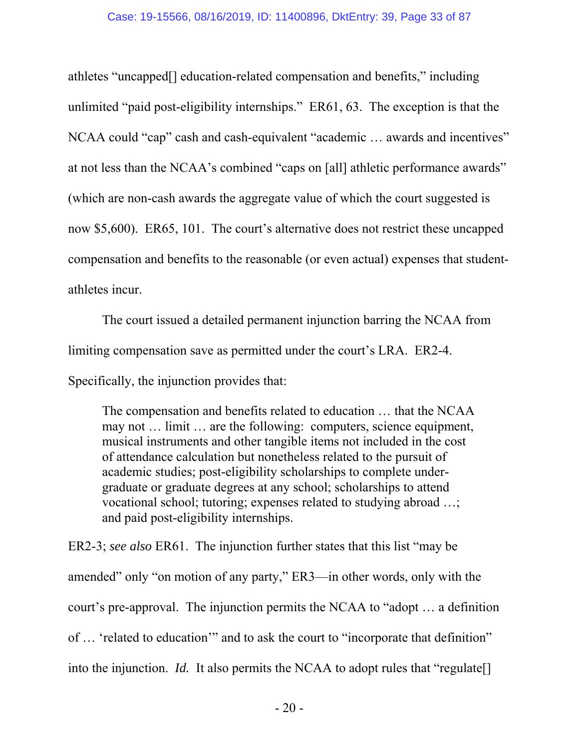athletes “uncapped[] education-related compensation and benefits,” including unlimited “paid post-eligibility internships.” ER61, 63. The exception is that the NCAA could “cap” cash and cash-equivalent “academic … awards and incentives” at not less than the NCAA’s combined “caps on [all] athletic performance awards” (which are non-cash awards the aggregate value of which the court suggested is now $5,600). ER65, 101. The court’s alternative does not restrict these uncapped compensation and benefits to the reasonable (or even actual) expenses that student-athletes incur.

The court issued a detailed permanent injunction barring the NCAA from limiting compensation save as permitted under the court’s LRA. ER2-4. Specifically, the injunction provides that:

> The compensation and benefits related to education … that the NCAA may not … limit … are the following: computers, science equipment, musical instruments and other tangible items not included in the cost of attendance calculation but nonetheless related to the pursuit of academic studies; post-eligibility scholarships to complete undergraduate or graduate degrees at any school; scholarships to attend vocational school; tutoring; expenses related to studying abroad …; and paid post-eligibility internships.

ER2-3; *see also* ER61. The injunction further states that this list “may be amended” only “on motion of any party,” ER3—in other words, only with the court’s pre-approval. The injunction permits the NCAA to “adopt … a definition of … ‘related to education’” and to ask the court to “incorporate that definition” into the injunction. *Id.* It also permits the NCAA to adopt rules that “regulate[]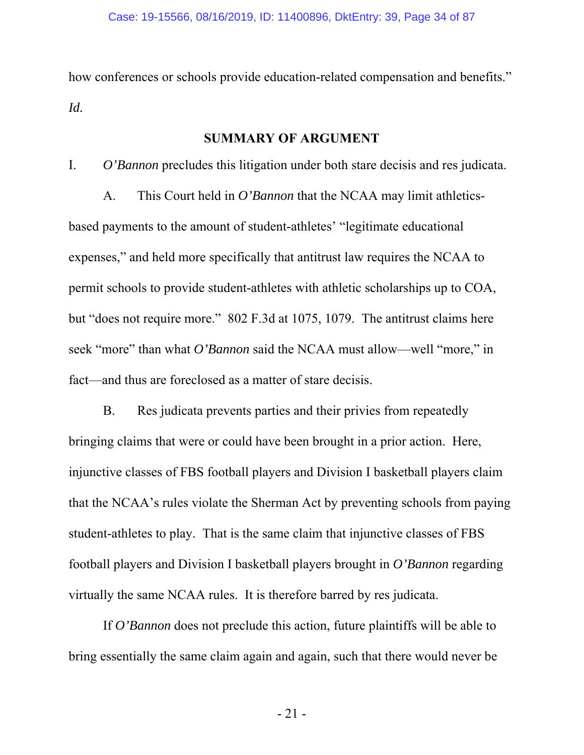how conferences or schools provide education-related compensation and benefits." *Id.*

## SUMMARY OF ARGUMENT

I. *O'Bannon* precludes this litigation under both stare decisis and res judicata.

A. This Court held in *O'Bannon* that the NCAA may limit athletics-based payments to the amount of student-athletes' "legitimate educational expenses," and held more specifically that antitrust law requires the NCAA to permit schools to provide student-athletes with athletic scholarships up to COA, but "does not require more." 802 F.3d at 1075, 1079. The antitrust claims here seek "more" than what *O'Bannon* said the NCAA must allow—well "more," in fact—and thus are foreclosed as a matter of stare decisis.

B. Res judicata prevents parties and their privies from repeatedly bringing claims that were or could have been brought in a prior action. Here, injunctive classes of FBS football players and Division I basketball players claim that the NCAA's rules violate the Sherman Act by preventing schools from paying student-athletes to play. That is the same claim that injunctive classes of FBS football players and Division I basketball players brought in *O'Bannon* regarding virtually the same NCAA rules. It is therefore barred by res judicata.

If *O'Bannon* does not preclude this action, future plaintiffs will be able to bring essentially the same claim again and again, such that there would never be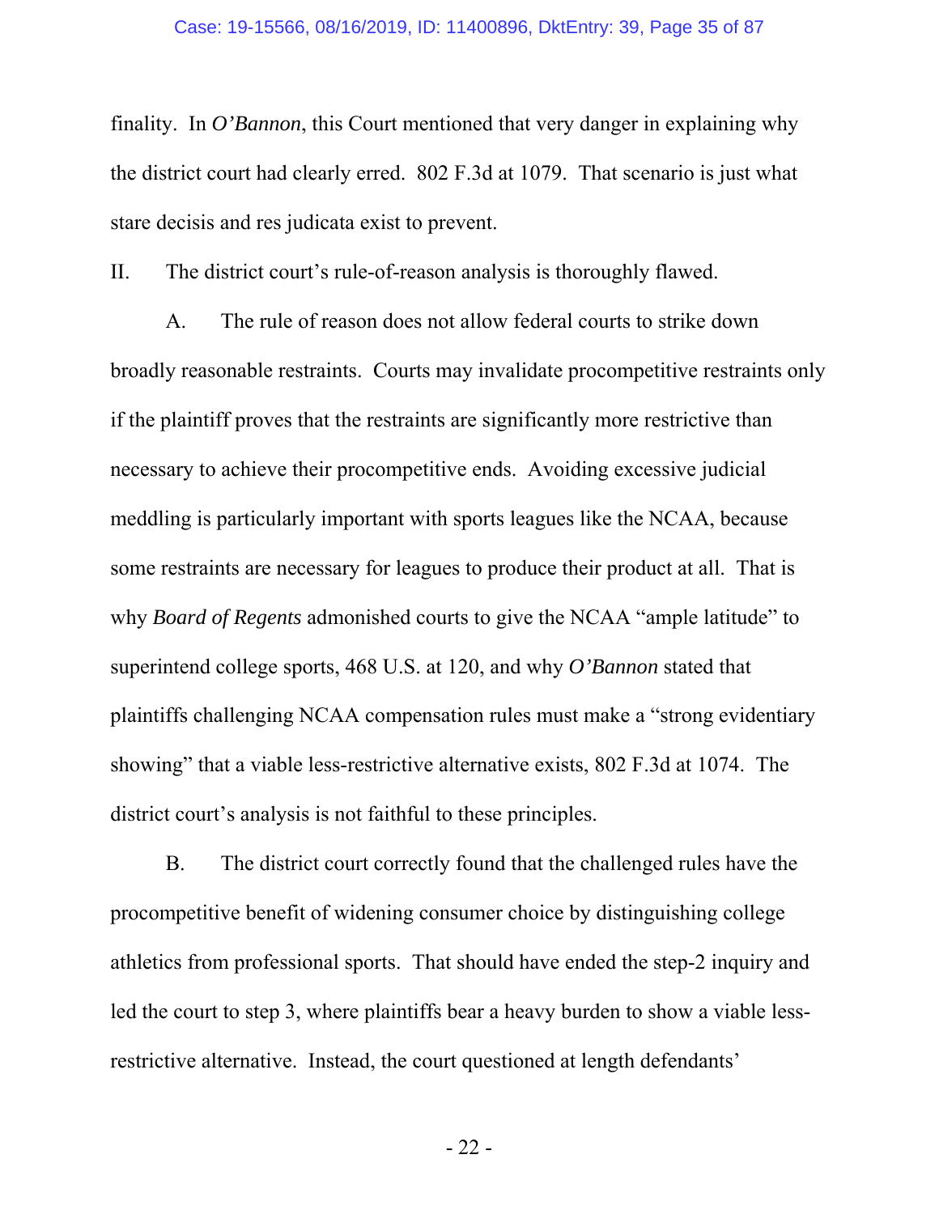finality. In *O'Bannon*, this Court mentioned that very danger in explaining why the district court had clearly erred. 802 F.3d at 1079. That scenario is just what stare decisis and res judicata exist to prevent.

## II. The district court's rule-of-reason analysis is thoroughly flawed.

A. The rule of reason does not allow federal courts to strike down broadly reasonable restraints. Courts may invalidate procompetitive restraints only if the plaintiff proves that the restraints are significantly more restrictive than necessary to achieve their procompetitive ends. Avoiding excessive judicial meddling is particularly important with sports leagues like the NCAA, because some restraints are necessary for leagues to produce their product at all. That is why *Board of Regents* admonished courts to give the NCAA "ample latitude" to superintend college sports, 468 U.S. at 120, and why *O'Bannon* stated that plaintiffs challenging NCAA compensation rules must make a "strong evidentiary showing" that a viable less-restrictive alternative exists, 802 F.3d at 1074. The district court's analysis is not faithful to these principles.

B. The district court correctly found that the challenged rules have the procompetitive benefit of widening consumer choice by distinguishing college athletics from professional sports. That should have ended the step-2 inquiry and led the court to step 3, where plaintiffs bear a heavy burden to show a viable less-restrictive alternative. Instead, the court questioned at length defendants'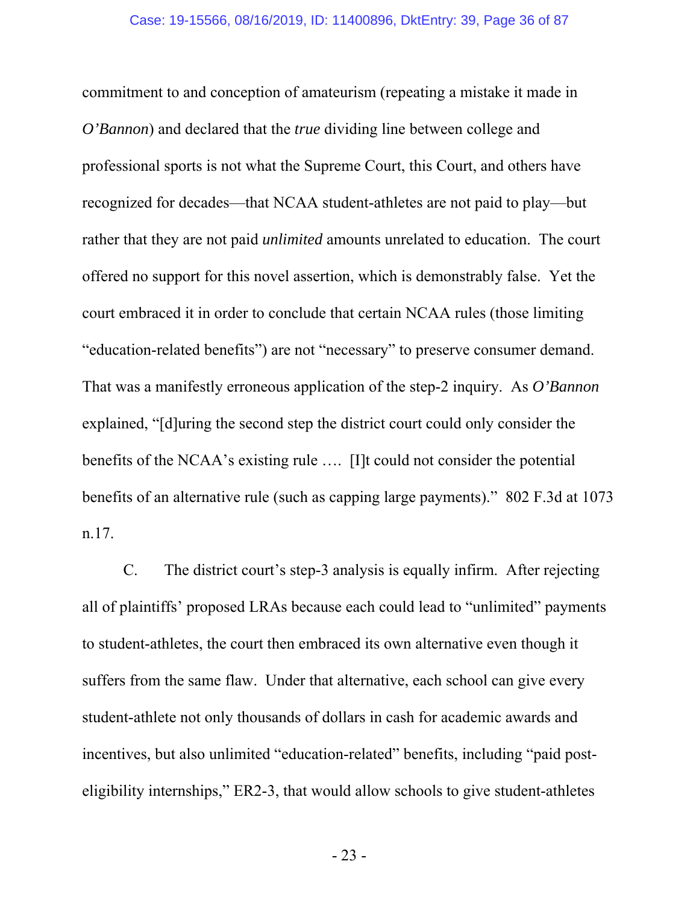commitment to and conception of amateurism (repeating a mistake it made in *O'Bannon*) and declared that the *true* dividing line between college and professional sports is not what the Supreme Court, this Court, and others have recognized for decades—that NCAA student-athletes are not paid to play—but rather that they are not paid *unlimited* amounts unrelated to education. The court offered no support for this novel assertion, which is demonstrably false. Yet the court embraced it in order to conclude that certain NCAA rules (those limiting "education-related benefits") are not "necessary" to preserve consumer demand. That was a manifestly erroneous application of the step-2 inquiry. As *O'Bannon* explained, "[d]uring the second step the district court could only consider the benefits of the NCAA's existing rule …. [I]t could not consider the potential benefits of an alternative rule (such as capping large payments)." 802 F.3d at 1073 n.17.

C. The district court's step-3 analysis is equally infirm. After rejecting all of plaintiffs' proposed LRAs because each could lead to "unlimited" payments to student-athletes, the court then embraced its own alternative even though it suffers from the same flaw. Under that alternative, each school can give every student-athlete not only thousands of dollars in cash for academic awards and incentives, but also unlimited "education-related" benefits, including "paid post-eligibility internships," ER2-3, that would allow schools to give student-athletes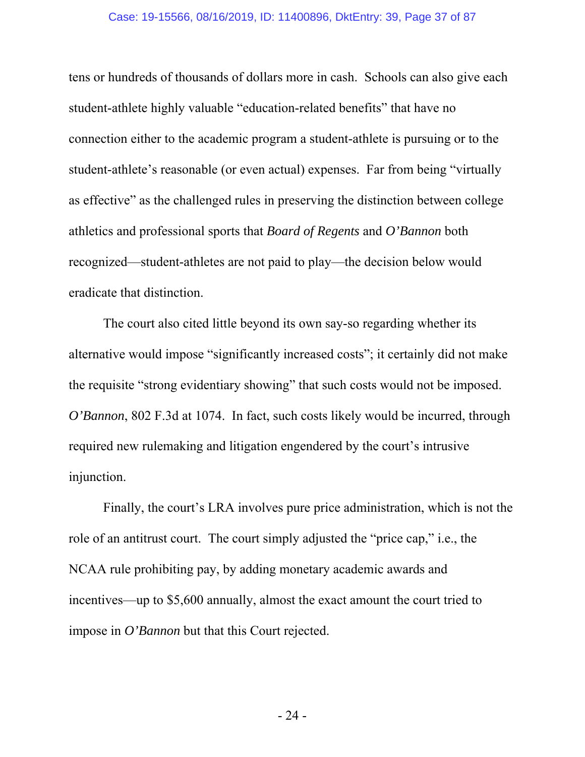tens or hundreds of thousands of dollars more in cash. Schools can also give each student-athlete highly valuable "education-related benefits" that have no connection either to the academic program a student-athlete is pursuing or to the student-athlete's reasonable (or even actual) expenses. Far from being "virtually as effective" as the challenged rules in preserving the distinction between college athletics and professional sports that *Board of Regents* and *O'Bannon* both recognized—student-athletes are not paid to play—the decision below would eradicate that distinction.

The court also cited little beyond its own say-so regarding whether its alternative would impose "significantly increased costs"; it certainly did not make the requisite "strong evidentiary showing" that such costs would not be imposed. *O'Bannon*, 802 F.3d at 1074. In fact, such costs likely would be incurred, through required new rulemaking and litigation engendered by the court's intrusive injunction.

Finally, the court's LRA involves pure price administration, which is not the role of an antitrust court. The court simply adjusted the "price cap," i.e., the NCAA rule prohibiting pay, by adding monetary academic awards and incentives—up to $5,600 annually, almost the exact amount the court tried to impose in *O'Bannon* but that this Court rejected.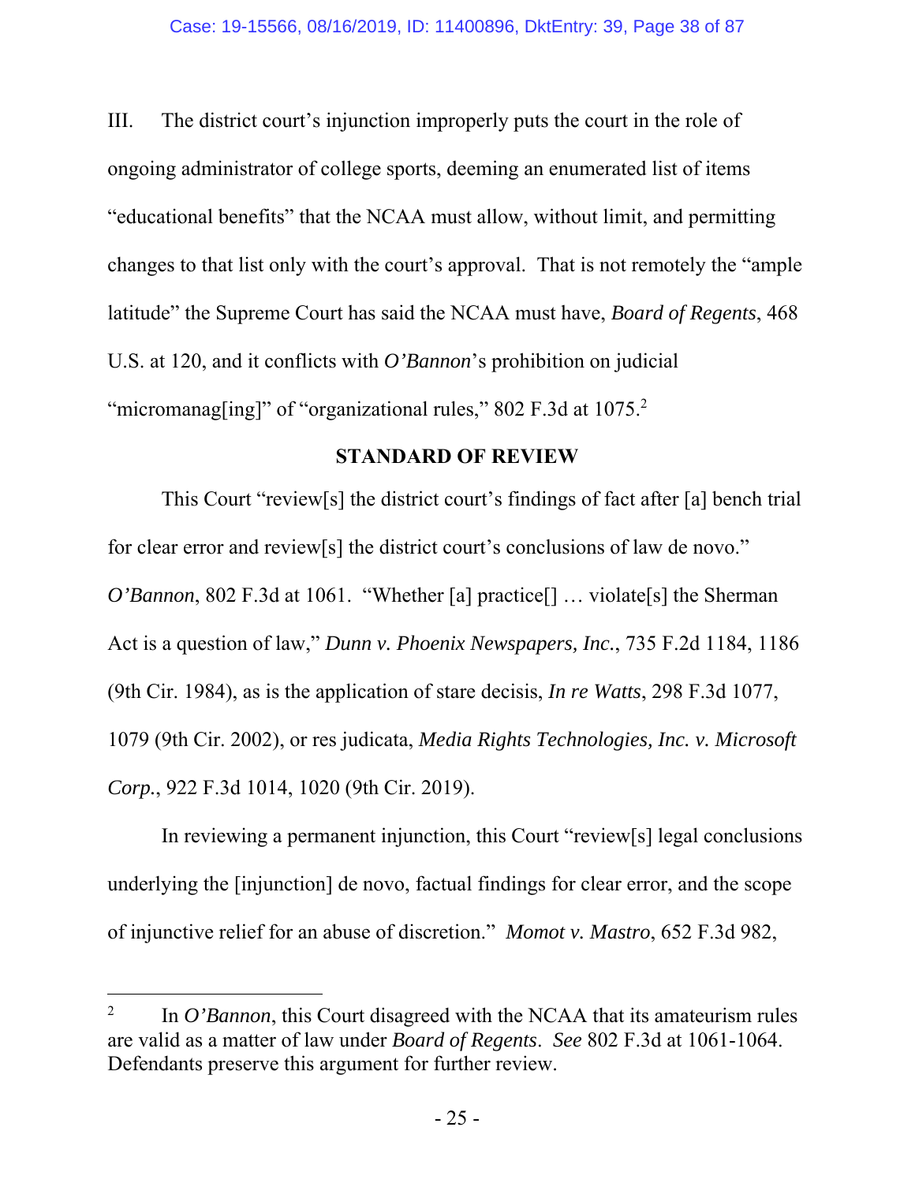III. The district court's injunction improperly puts the court in the role of ongoing administrator of college sports, deeming an enumerated list of items "educational benefits" that the NCAA must allow, without limit, and permitting changes to that list only with the court's approval. That is not remotely the "ample latitude" the Supreme Court has said the NCAA must have, *Board of Regents*, 468 U.S. at 120, and it conflicts with *O'Bannon*'s prohibition on judicial "micromanag[ing]" of "organizational rules," 802 F.3d at 1075.[2]

## STANDARD OF REVIEW

This Court "review[s] the district court's findings of fact after [a] bench trial for clear error and review[s] the district court's conclusions of law de novo." *O'Bannon*, 802 F.3d at 1061. "Whether [a] practice[] … violate[s] the Sherman Act is a question of law," *Dunn v. Phoenix Newspapers, Inc.*, 735 F.2d 1184, 1186 (9th Cir. 1984), as is the application of stare decisis, *In re Watts*, 298 F.3d 1077, 1079 (9th Cir. 2002), or res judicata, *Media Rights Technologies, Inc. v. Microsoft Corp.*, 922 F.3d 1014, 1020 (9th Cir. 2019).

In reviewing a permanent injunction, this Court "review[s] legal conclusions underlying the [injunction] de novo, factual findings for clear error, and the scope of injunctive relief for an abuse of discretion." *Momot v. Mastro*, 652 F.3d 982,

---

[2] In *O'Bannon*, this Court disagreed with the NCAA that its amateurism rules are valid as a matter of law under *Board of Regents*. *See* 802 F.3d at 1061-1064. Defendants preserve this argument for further review.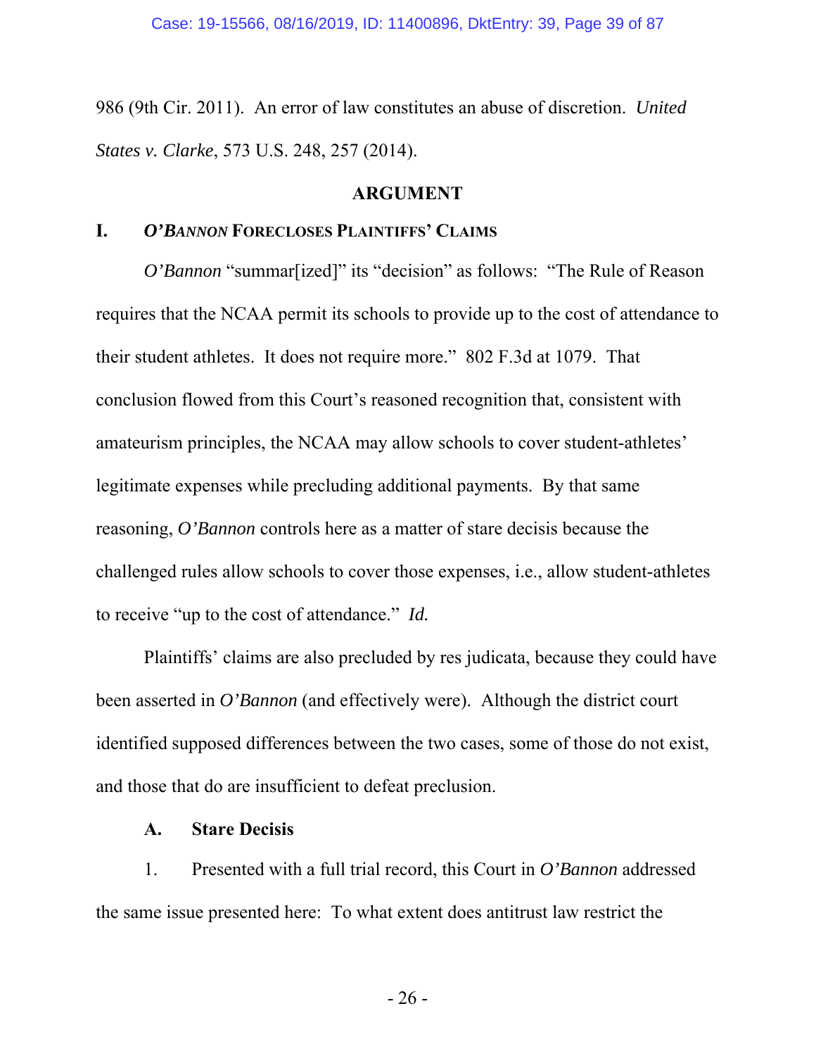986 (9th Cir. 2011). An error of law constitutes an abuse of discretion. *United States v. Clarke*, 573 U.S. 248, 257 (2014).

## ARGUMENT

### I. *O'BANNON* FORECLOSES PLAINTIFFS' CLAIMS

*O'Bannon* "summar[ized]" its "decision" as follows: "The Rule of Reason requires that the NCAA permit its schools to provide up to the cost of attendance to their student athletes. It does not require more." 802 F.3d at 1079. That conclusion flowed from this Court's reasoned recognition that, consistent with amateurism principles, the NCAA may allow schools to cover student-athletes' legitimate expenses while precluding additional payments. By that same reasoning, *O'Bannon* controls here as a matter of stare decisis because the challenged rules allow schools to cover those expenses, i.e., allow student-athletes to receive "up to the cost of attendance." *Id.*

Plaintiffs' claims are also precluded by res judicata, because they could have been asserted in *O'Bannon* (and effectively were). Although the district court identified supposed differences between the two cases, some of those do not exist, and those that do are insufficient to defeat preclusion.

#### A. Stare Decisis

1. Presented with a full trial record, this Court in *O'Bannon* addressed the same issue presented here: To what extent does antitrust law restrict the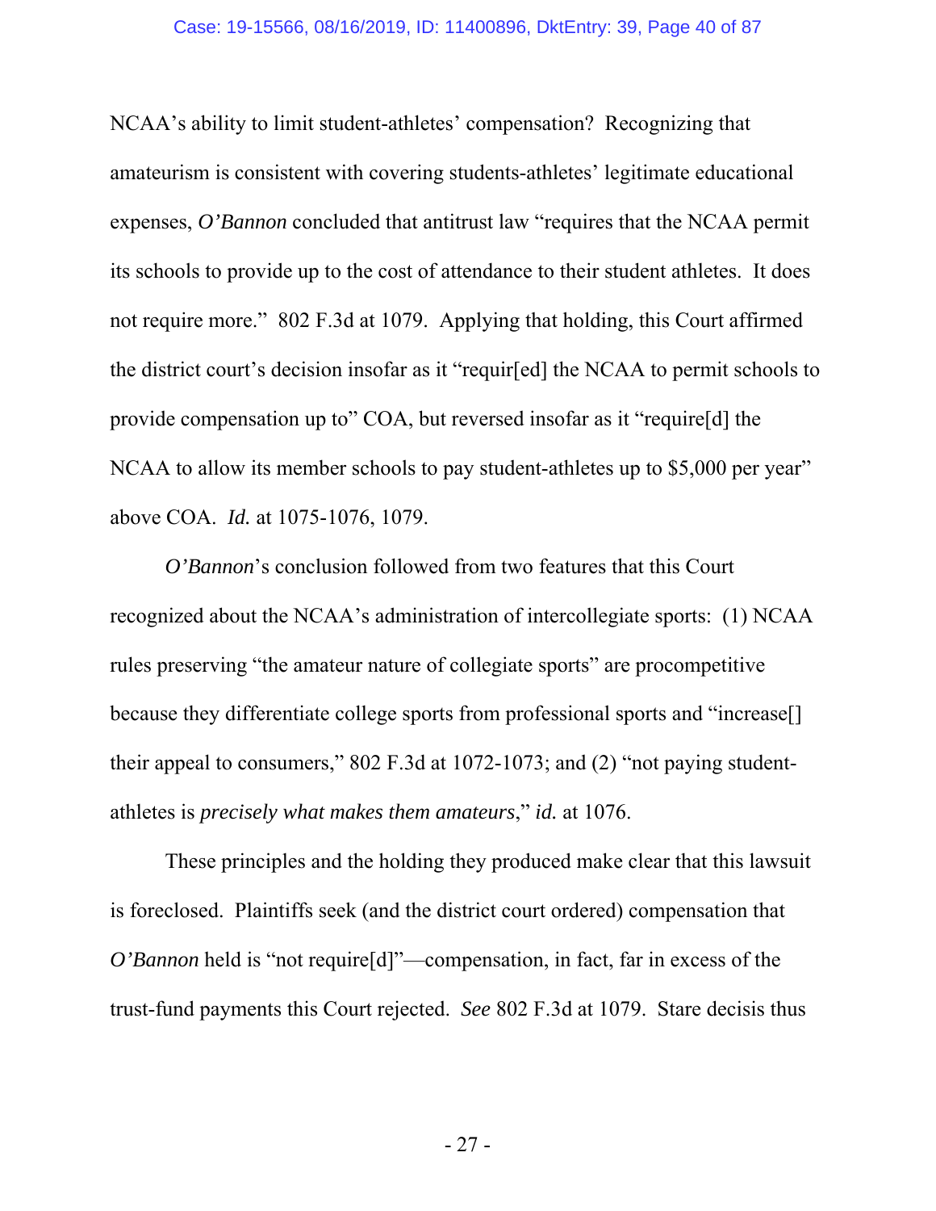NCAA's ability to limit student-athletes' compensation? Recognizing that amateurism is consistent with covering students-athletes' legitimate educational expenses, *O'Bannon* concluded that antitrust law "requires that the NCAA permit its schools to provide up to the cost of attendance to their student athletes. It does not require more." 802 F.3d at 1079. Applying that holding, this Court affirmed the district court's decision insofar as it "requir[ed] the NCAA to permit schools to provide compensation up to" COA, but reversed insofar as it "require[d] the NCAA to allow its member schools to pay student-athletes up to $5,000 per year" above COA. *Id.* at 1075-1076, 1079.

*O'Bannon*'s conclusion followed from two features that this Court recognized about the NCAA's administration of intercollegiate sports: (1) NCAA rules preserving "the amateur nature of collegiate sports" are procompetitive because they differentiate college sports from professional sports and "increase[] their appeal to consumers," 802 F.3d at 1072-1073; and (2) "not paying student-athletes is *precisely what makes them amateurs*," *id.* at 1076.

These principles and the holding they produced make clear that this lawsuit is foreclosed. Plaintiffs seek (and the district court ordered) compensation that *O'Bannon* held is "not require[d]"—compensation, in fact, far in excess of the trust-fund payments this Court rejected. *See* 802 F.3d at 1079. Stare decisis thus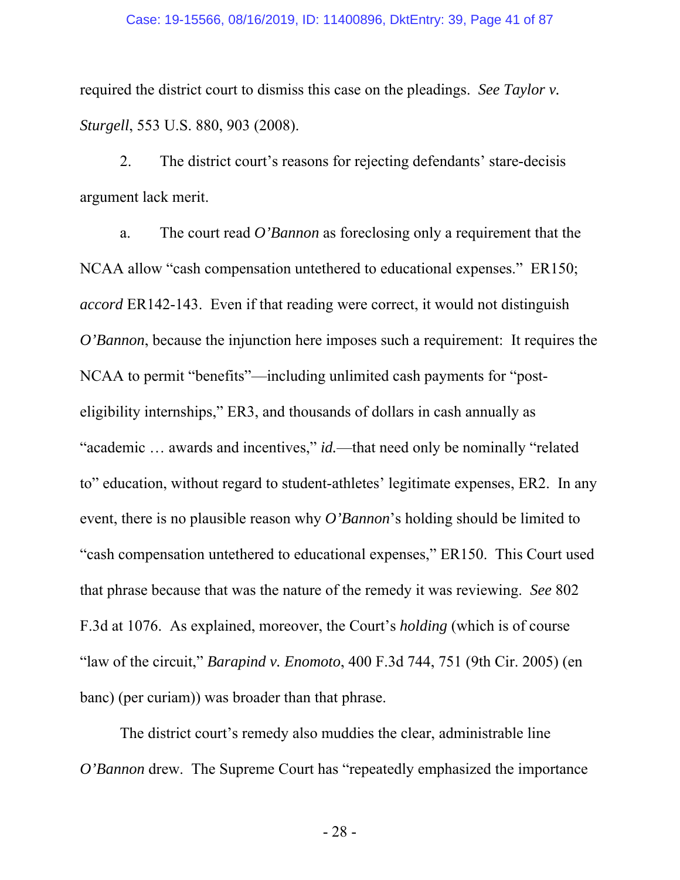required the district court to dismiss this case on the pleadings. *See Taylor v. Sturgell*, 553 U.S. 880, 903 (2008).

2. The district court's reasons for rejecting defendants' stare-decisis argument lack merit.

a. The court read *O'Bannon* as foreclosing only a requirement that the NCAA allow "cash compensation untethered to educational expenses." ER150; *accord* ER142-143. Even if that reading were correct, it would not distinguish *O'Bannon*, because the injunction here imposes such a requirement: It requires the NCAA to permit "benefits"—including unlimited cash payments for "post-eligibility internships," ER3, and thousands of dollars in cash annually as "academic … awards and incentives," *id.*—that need only be nominally "related to" education, without regard to student-athletes' legitimate expenses, ER2. In any event, there is no plausible reason why *O'Bannon*'s holding should be limited to "cash compensation untethered to educational expenses," ER150. This Court used that phrase because that was the nature of the remedy it was reviewing. *See* 802 F.3d at 1076. As explained, moreover, the Court's *holding* (which is of course "law of the circuit," *Barapind v. Enomoto*, 400 F.3d 744, 751 (9th Cir. 2005) (en banc) (per curiam)) was broader than that phrase.

The district court's remedy also muddies the clear, administrable line *O'Bannon* drew. The Supreme Court has "repeatedly emphasized the importance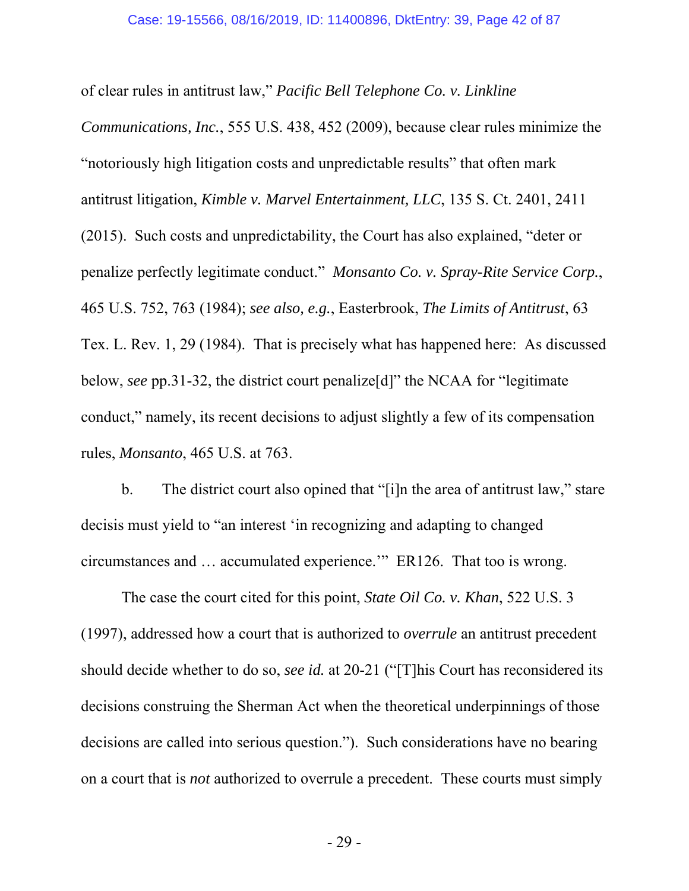of clear rules in antitrust law," *Pacific Bell Telephone Co. v. Linkline Communications, Inc.*, 555 U.S. 438, 452 (2009), because clear rules minimize the "notoriously high litigation costs and unpredictable results" that often mark antitrust litigation, *Kimble v. Marvel Entertainment, LLC*, 135 S. Ct. 2401, 2411 (2015). Such costs and unpredictability, the Court has also explained, "deter or penalize perfectly legitimate conduct." *Monsanto Co. v. Spray-Rite Service Corp.*, 465 U.S. 752, 763 (1984); *see also, e.g.*, Easterbrook, *The Limits of Antitrust*, 63 Tex. L. Rev. 1, 29 (1984). That is precisely what has happened here: As discussed below, *see* pp.31-32, the district court penalize[d]" the NCAA for "legitimate conduct," namely, its recent decisions to adjust slightly a few of its compensation rules, *Monsanto*, 465 U.S. at 763.

b. The district court also opined that "[i]n the area of antitrust law," stare decisis must yield to "an interest 'in recognizing and adapting to changed circumstances and … accumulated experience.'" ER126. That too is wrong.

The case the court cited for this point, *State Oil Co. v. Khan*, 522 U.S. 3 (1997), addressed how a court that is authorized to *overrule* an antitrust precedent should decide whether to do so, *see id.* at 20-21 ("[T]his Court has reconsidered its decisions construing the Sherman Act when the theoretical underpinnings of those decisions are called into serious question."). Such considerations have no bearing on a court that is *not* authorized to overrule a precedent. These courts must simply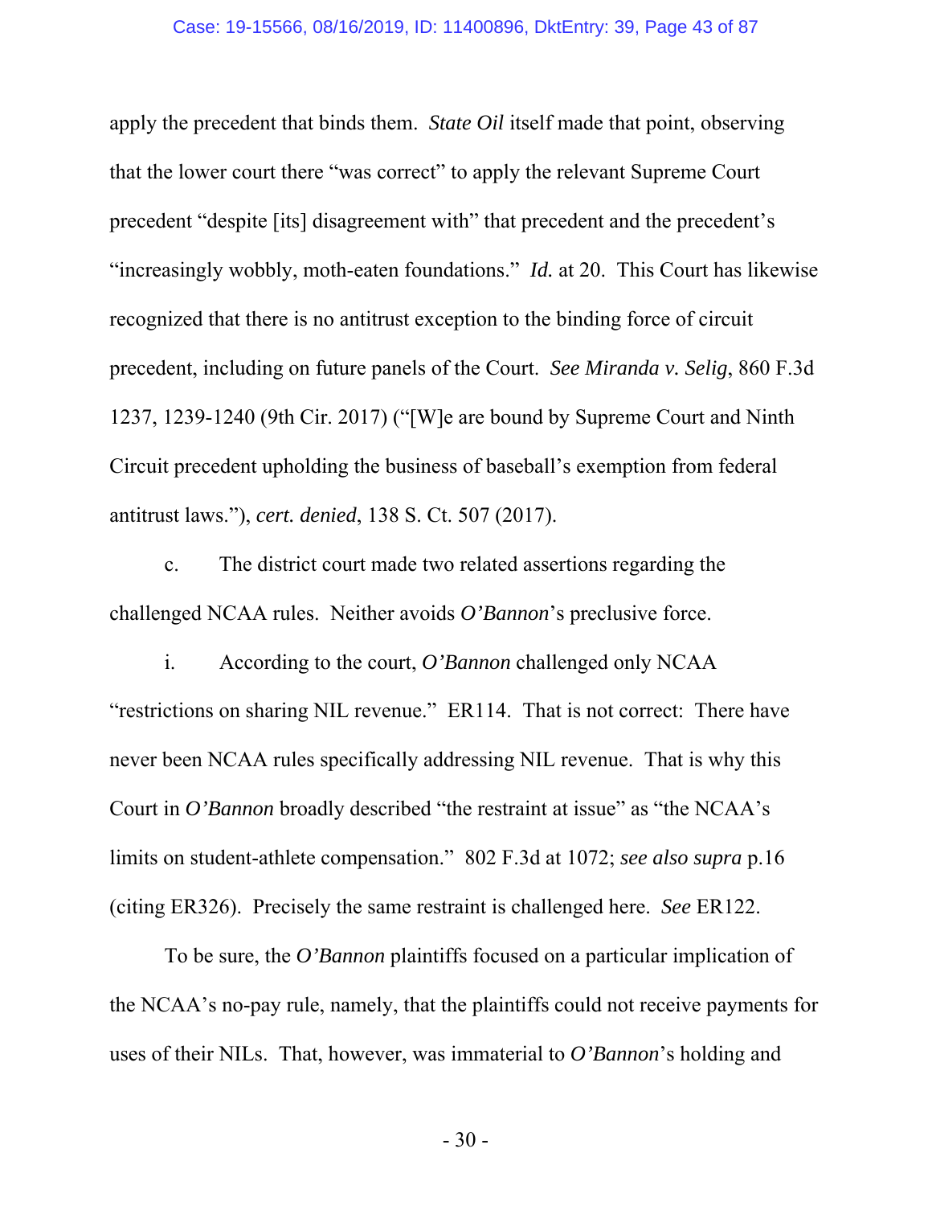apply the precedent that binds them. *State Oil* itself made that point, observing that the lower court there "was correct" to apply the relevant Supreme Court precedent "despite [its] disagreement with" that precedent and the precedent's "increasingly wobbly, moth-eaten foundations." *Id.* at 20. This Court has likewise recognized that there is no antitrust exception to the binding force of circuit precedent, including on future panels of the Court. *See Miranda v. Selig*, 860 F.3d 1237, 1239-1240 (9th Cir. 2017) ("[W]e are bound by Supreme Court and Ninth Circuit precedent upholding the business of baseball's exemption from federal antitrust laws."), *cert. denied*, 138 S. Ct. 507 (2017).

c. The district court made two related assertions regarding the challenged NCAA rules. Neither avoids *O'Bannon*'s preclusive force.

i. According to the court, *O'Bannon* challenged only NCAA "restrictions on sharing NIL revenue." ER114. That is not correct: There have never been NCAA rules specifically addressing NIL revenue. That is why this Court in *O'Bannon* broadly described "the restraint at issue" as "the NCAA's limits on student-athlete compensation." 802 F.3d at 1072; *see also supra* p.16 (citing ER326). Precisely the same restraint is challenged here. *See* ER122.

To be sure, the *O'Bannon* plaintiffs focused on a particular implication of the NCAA's no-pay rule, namely, that the plaintiffs could not receive payments for uses of their NILs. That, however, was immaterial to *O'Bannon*'s holding and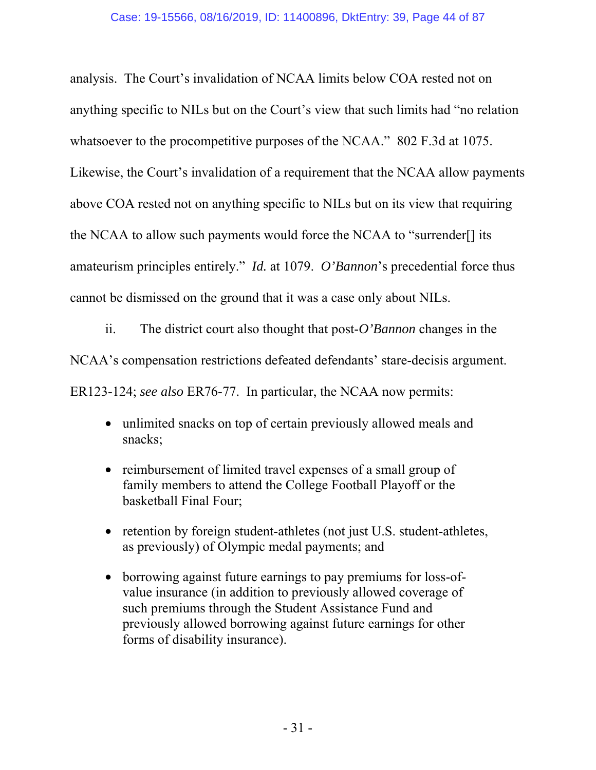analysis. The Court's invalidation of NCAA limits below COA rested not on anything specific to NILs but on the Court's view that such limits had "no relation whatsoever to the procompetitive purposes of the NCAA." 802 F.3d at 1075. Likewise, the Court's invalidation of a requirement that the NCAA allow payments above COA rested not on anything specific to NILs but on its view that requiring the NCAA to allow such payments would force the NCAA to "surrender[] its amateurism principles entirely." *Id.* at 1079. *O'Bannon*'s precedential force thus cannot be dismissed on the ground that it was a case only about NILs.

ii. The district court also thought that post-*O'Bannon* changes in the NCAA's compensation restrictions defeated defendants' stare-decisis argument. ER123-124; *see also* ER76-77. In particular, the NCAA now permits:

- unlimited snacks on top of certain previously allowed meals and snacks;
- reimbursement of limited travel expenses of a small group of family members to attend the College Football Playoff or the basketball Final Four;
- retention by foreign student-athletes (not just U.S. student-athletes, as previously) of Olympic medal payments; and
- borrowing against future earnings to pay premiums for loss-of-value insurance (in addition to previously allowed coverage of such premiums through the Student Assistance Fund and previously allowed borrowing against future earnings for other forms of disability insurance).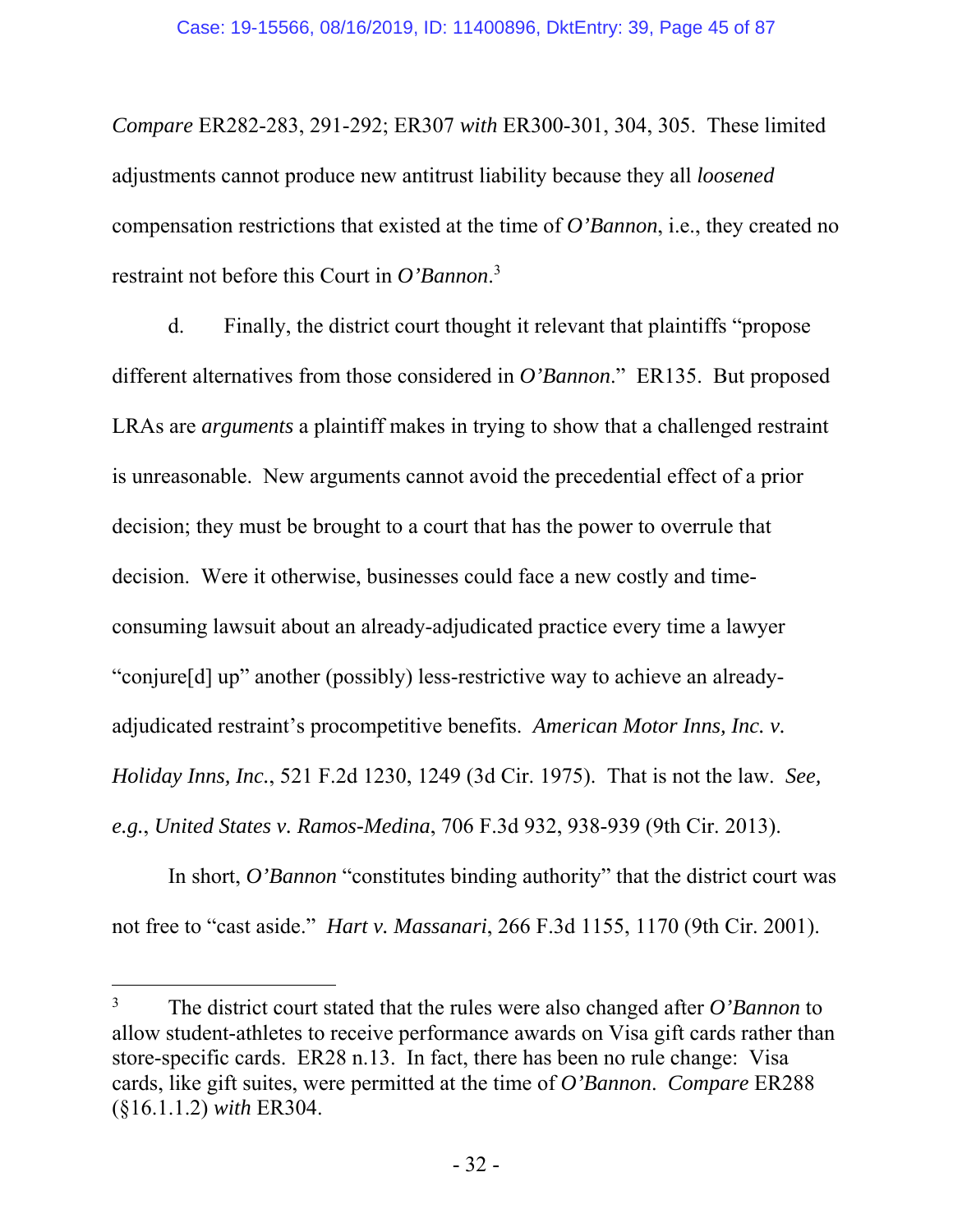*Compare* ER282-283, 291-292; ER307 *with* ER300-301, 304, 305. These limited adjustments cannot produce new antitrust liability because they all *loosened* compensation restrictions that existed at the time of *O'Bannon*, i.e., they created no restraint not before this Court in *O'Bannon*.[3]

d. Finally, the district court thought it relevant that plaintiffs "propose different alternatives from those considered in *O'Bannon*." ER135. But proposed LRAs are *arguments* a plaintiff makes in trying to show that a challenged restraint is unreasonable. New arguments cannot avoid the precedential effect of a prior decision; they must be brought to a court that has the power to overrule that decision. Were it otherwise, businesses could face a new costly and time-consuming lawsuit about an already-adjudicated practice every time a lawyer "conjure[d] up" another (possibly) less-restrictive way to achieve an already-adjudicated restraint's procompetitive benefits. *American Motor Inns, Inc. v. Holiday Inns, Inc.*, 521 F.2d 1230, 1249 (3d Cir. 1975). That is not the law. *See, e.g.*, *United States v. Ramos-Medina*, 706 F.3d 932, 938-939 (9th Cir. 2013).

In short, *O'Bannon* "constitutes binding authority" that the district court was not free to "cast aside." *Hart v. Massanari*, 266 F.3d 1155, 1170 (9th Cir. 2001).

---

[3] The district court stated that the rules were also changed after *O'Bannon* to allow student-athletes to receive performance awards on Visa gift cards rather than store-specific cards. ER28 n.13. In fact, there has been no rule change: Visa cards, like gift suites, were permitted at the time of *O'Bannon*. *Compare* ER288 (§16.1.1.2) *with* ER304.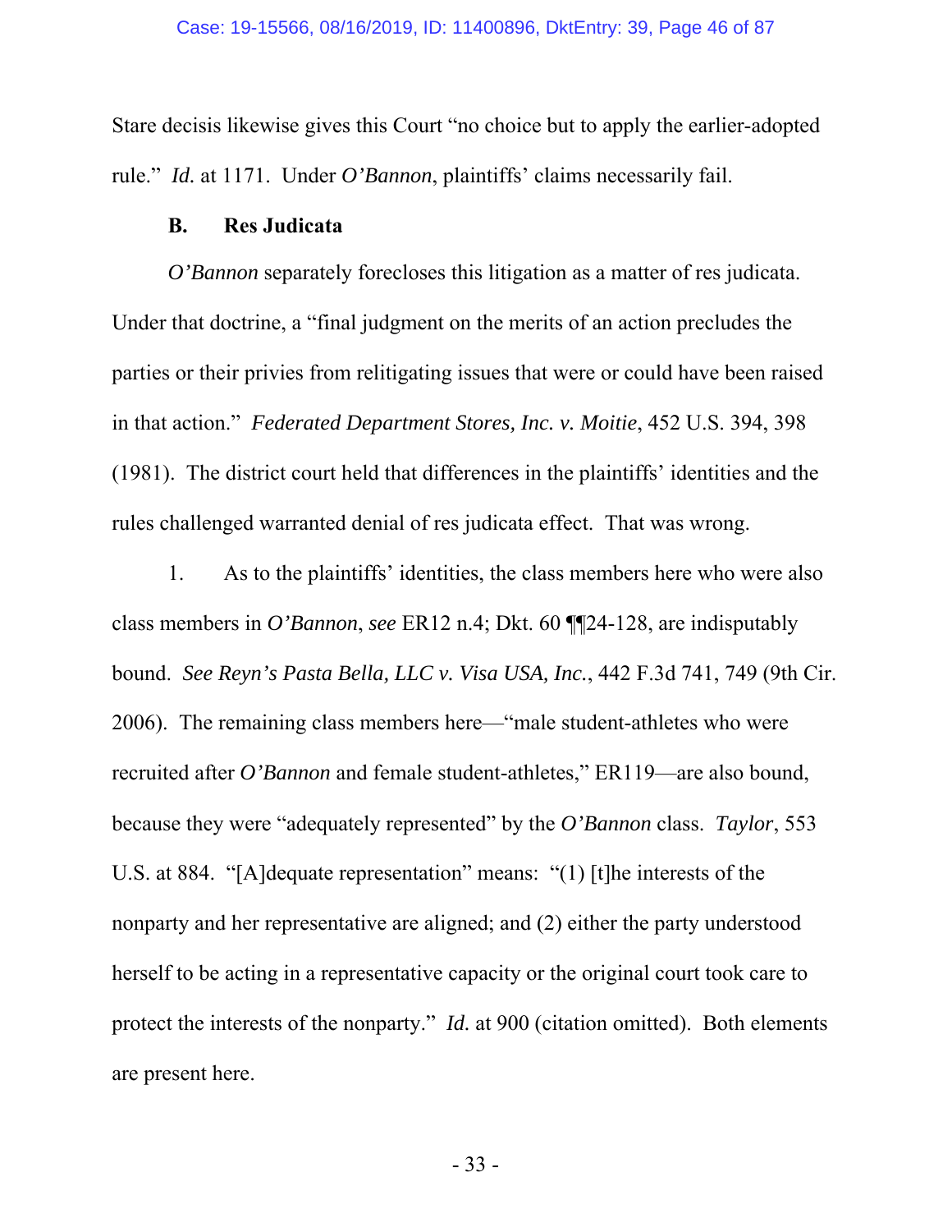Stare decisis likewise gives this Court "no choice but to apply the earlier-adopted rule." *Id.* at 1171. Under *O'Bannon*, plaintiffs' claims necessarily fail.

### B. Res Judicata

*O'Bannon* separately forecloses this litigation as a matter of res judicata. Under that doctrine, a "final judgment on the merits of an action precludes the parties or their privies from relitigating issues that were or could have been raised in that action." *Federated Department Stores, Inc. v. Moitie*, 452 U.S. 394, 398 (1981). The district court held that differences in the plaintiffs' identities and the rules challenged warranted denial of res judicata effect. That was wrong.

1. As to the plaintiffs' identities, the class members here who were also class members in *O'Bannon*, *see* ER12 n.4; Dkt. 60 ¶¶24-128, are indisputably bound. *See Reyn's Pasta Bella, LLC v. Visa USA, Inc.*, 442 F.3d 741, 749 (9th Cir. 2006). The remaining class members here—"male student-athletes who were recruited after *O'Bannon* and female student-athletes," ER119—are also bound, because they were "adequately represented" by the *O'Bannon* class. *Taylor*, 553 U.S. at 884. "[A]dequate representation" means: "(1) [t]he interests of the nonparty and her representative are aligned; and (2) either the party understood herself to be acting in a representative capacity or the original court took care to protect the interests of the nonparty." *Id.* at 900 (citation omitted). Both elements are present here.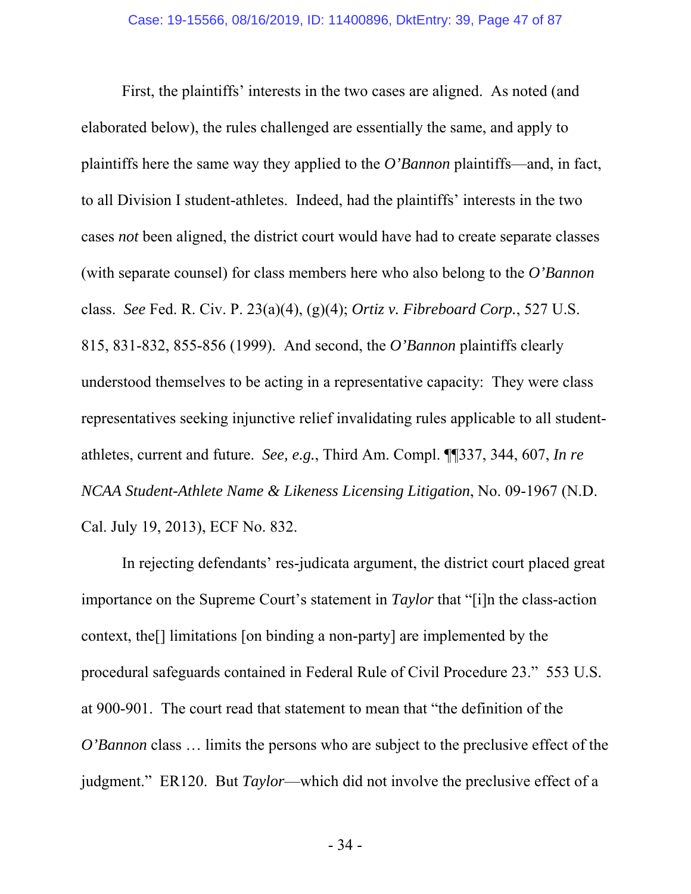First, the plaintiffs' interests in the two cases are aligned. As noted (and elaborated below), the rules challenged are essentially the same, and apply to plaintiffs here the same way they applied to the *O'Bannon* plaintiffs—and, in fact, to all Division I student-athletes. Indeed, had the plaintiffs' interests in the two cases *not* been aligned, the district court would have had to create separate classes (with separate counsel) for class members here who also belong to the *O'Bannon* class. *See* Fed. R. Civ. P. 23(a)(4), (g)(4); *Ortiz v. Fibreboard Corp.*, 527 U.S. 815, 831-832, 855-856 (1999). And second, the *O'Bannon* plaintiffs clearly understood themselves to be acting in a representative capacity: They were class representatives seeking injunctive relief invalidating rules applicable to all student-athletes, current and future. *See, e.g.*, Third Am. Compl. ¶¶337, 344, 607, *In re NCAA Student-Athlete Name & Likeness Licensing Litigation*, No. 09-1967 (N.D. Cal. July 19, 2013), ECF No. 832.

In rejecting defendants' res-judicata argument, the district court placed great importance on the Supreme Court's statement in *Taylor* that "[i]n the class-action context, the[] limitations [on binding a non-party] are implemented by the procedural safeguards contained in Federal Rule of Civil Procedure 23." 553 U.S. at 900-901. The court read that statement to mean that "the definition of the *O'Bannon* class … limits the persons who are subject to the preclusive effect of the judgment." ER120. But *Taylor*—which did not involve the preclusive effect of a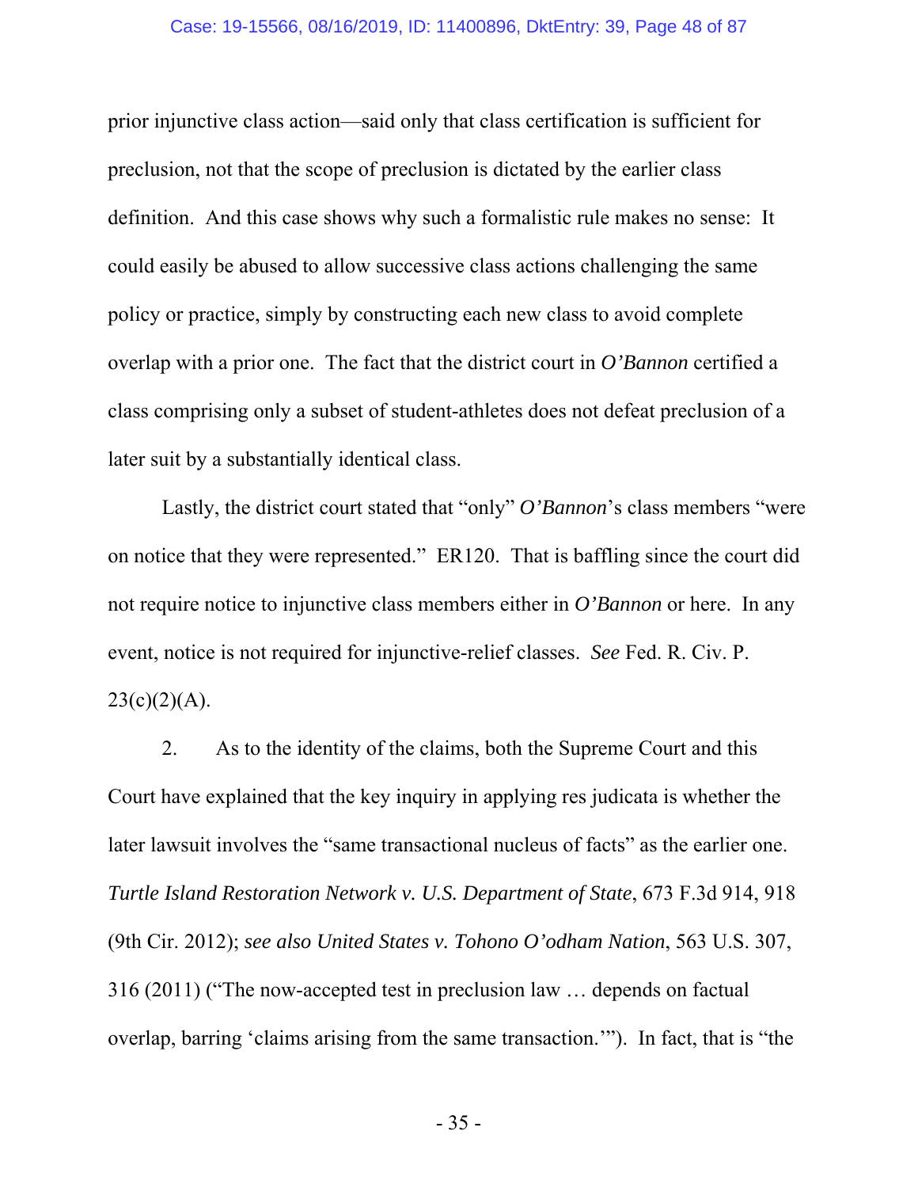prior injunctive class action—said only that class certification is sufficient for preclusion, not that the scope of preclusion is dictated by the earlier class definition. And this case shows why such a formalistic rule makes no sense: It could easily be abused to allow successive class actions challenging the same policy or practice, simply by constructing each new class to avoid complete overlap with a prior one. The fact that the district court in *O'Bannon* certified a class comprising only a subset of student-athletes does not defeat preclusion of a later suit by a substantially identical class.

Lastly, the district court stated that "only" *O'Bannon*'s class members "were on notice that they were represented." ER120. That is baffling since the court did not require notice to injunctive class members either in *O'Bannon* or here. In any event, notice is not required for injunctive-relief classes. *See* Fed. R. Civ. P. 23(c)(2)(A).

2. As to the identity of the claims, both the Supreme Court and this Court have explained that the key inquiry in applying res judicata is whether the later lawsuit involves the "same transactional nucleus of facts" as the earlier one. *Turtle Island Restoration Network v. U.S. Department of State*, 673 F.3d 914, 918 (9th Cir. 2012); *see also United States v. Tohono O'odham Nation*, 563 U.S. 307, 316 (2011) ("The now-accepted test in preclusion law … depends on factual overlap, barring 'claims arising from the same transaction.'"). In fact, that is "the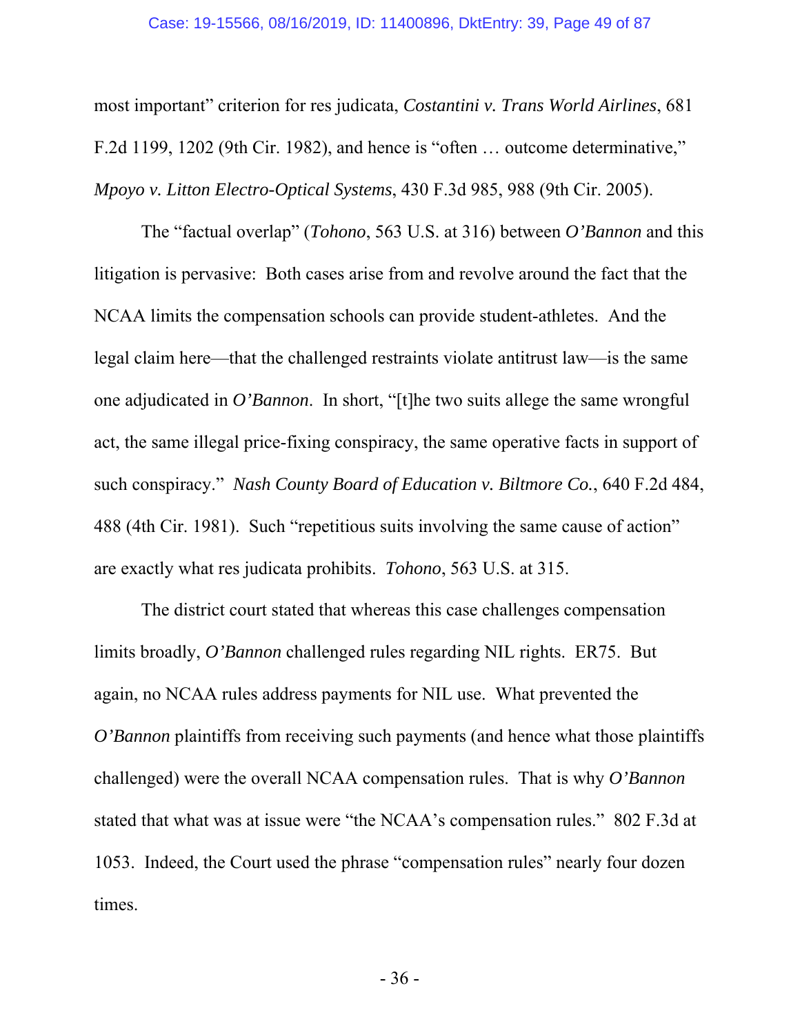most important" criterion for res judicata, *Costantini v. Trans World Airlines*, 681 F.2d 1199, 1202 (9th Cir. 1982), and hence is "often … outcome determinative," *Mpoyo v. Litton Electro-Optical Systems*, 430 F.3d 985, 988 (9th Cir. 2005).

The "factual overlap" (*Tohono*, 563 U.S. at 316) between *O'Bannon* and this litigation is pervasive: Both cases arise from and revolve around the fact that the NCAA limits the compensation schools can provide student-athletes. And the legal claim here—that the challenged restraints violate antitrust law—is the same one adjudicated in *O'Bannon*. In short, "[t]he two suits allege the same wrongful act, the same illegal price-fixing conspiracy, the same operative facts in support of such conspiracy." *Nash County Board of Education v. Biltmore Co.*, 640 F.2d 484, 488 (4th Cir. 1981). Such "repetitious suits involving the same cause of action" are exactly what res judicata prohibits. *Tohono*, 563 U.S. at 315.

The district court stated that whereas this case challenges compensation limits broadly, *O'Bannon* challenged rules regarding NIL rights. ER75. But again, no NCAA rules address payments for NIL use. What prevented the *O'Bannon* plaintiffs from receiving such payments (and hence what those plaintiffs challenged) were the overall NCAA compensation rules. That is why *O'Bannon* stated that what was at issue were "the NCAA's compensation rules." 802 F.3d at 1053. Indeed, the Court used the phrase "compensation rules" nearly four dozen times.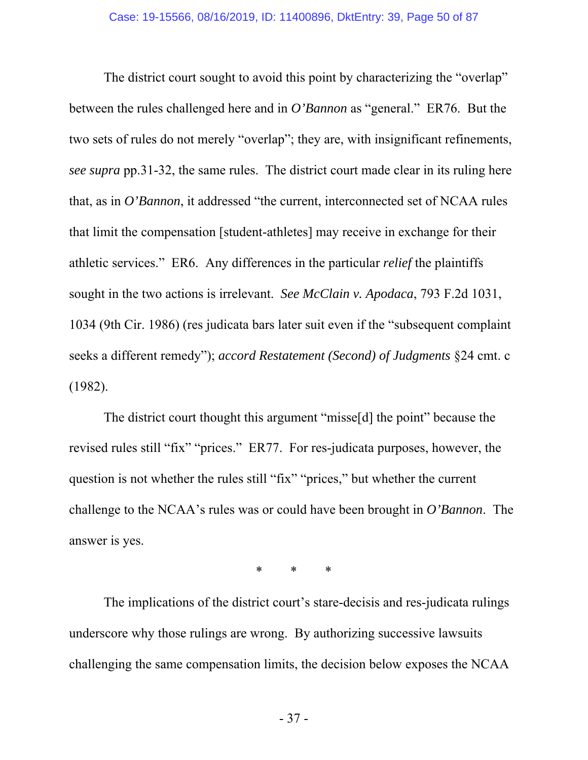The district court sought to avoid this point by characterizing the "overlap" between the rules challenged here and in *O'Bannon* as "general." ER76. But the two sets of rules do not merely "overlap"; they are, with insignificant refinements, *see supra* pp.31-32, the same rules. The district court made clear in its ruling here that, as in *O'Bannon*, it addressed "the current, interconnected set of NCAA rules that limit the compensation [student-athletes] may receive in exchange for their athletic services." ER6. Any differences in the particular *relief* the plaintiffs sought in the two actions is irrelevant. *See McClain v. Apodaca*, 793 F.2d 1031, 1034 (9th Cir. 1986) (res judicata bars later suit even if the "subsequent complaint seeks a different remedy"); *accord Restatement (Second) of Judgments* §24 cmt. c (1982).

The district court thought this argument "misse[d] the point" because the revised rules still "fix" "prices." ER77. For res-judicata purposes, however, the question is not whether the rules still "fix" "prices," but whether the current challenge to the NCAA's rules was or could have been brought in *O'Bannon*. The answer is yes.

\* \* \*

The implications of the district court's stare-decisis and res-judicata rulings underscore why those rulings are wrong. By authorizing successive lawsuits challenging the same compensation limits, the decision below exposes the NCAA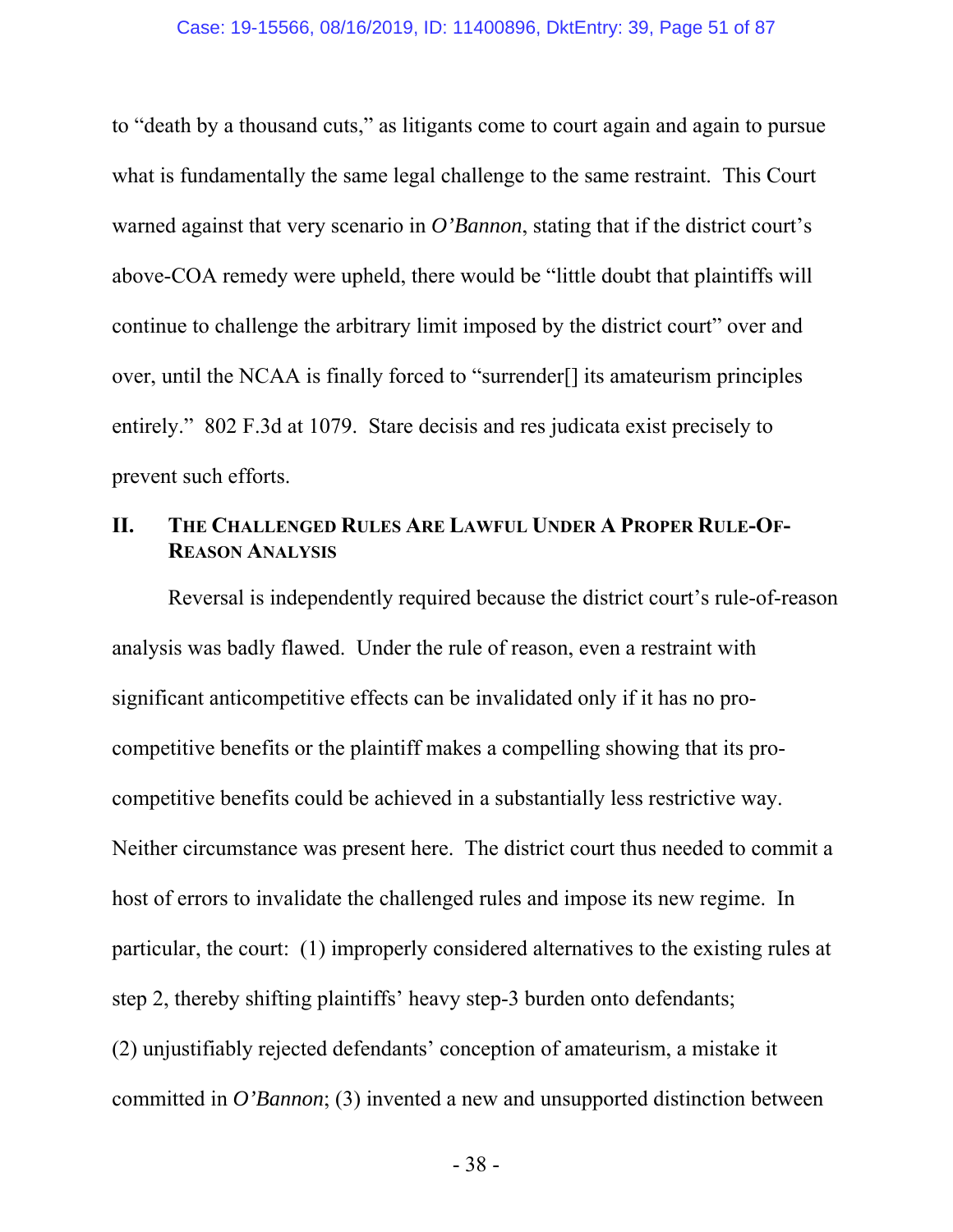to "death by a thousand cuts," as litigants come to court again and again to pursue what is fundamentally the same legal challenge to the same restraint. This Court warned against that very scenario in *O'Bannon*, stating that if the district court's above-COA remedy were upheld, there would be "little doubt that plaintiffs will continue to challenge the arbitrary limit imposed by the district court" over and over, until the NCAA is finally forced to "surrender[] its amateurism principles entirely." 802 F.3d at 1079. Stare decisis and res judicata exist precisely to prevent such efforts.

## II. The Challenged Rules Are Lawful Under A Proper Rule-Of-Reason Analysis

Reversal is independently required because the district court's rule-of-reason analysis was badly flawed. Under the rule of reason, even a restraint with significant anticompetitive effects can be invalidated only if it has no pro-competitive benefits or the plaintiff makes a compelling showing that its pro-competitive benefits could be achieved in a substantially less restrictive way. Neither circumstance was present here. The district court thus needed to commit a host of errors to invalidate the challenged rules and impose its new regime. In particular, the court: (1) improperly considered alternatives to the existing rules at step 2, thereby shifting plaintiffs' heavy step-3 burden onto defendants; (2) unjustifiably rejected defendants' conception of amateurism, a mistake it committed in *O'Bannon*; (3) invented a new and unsupported distinction between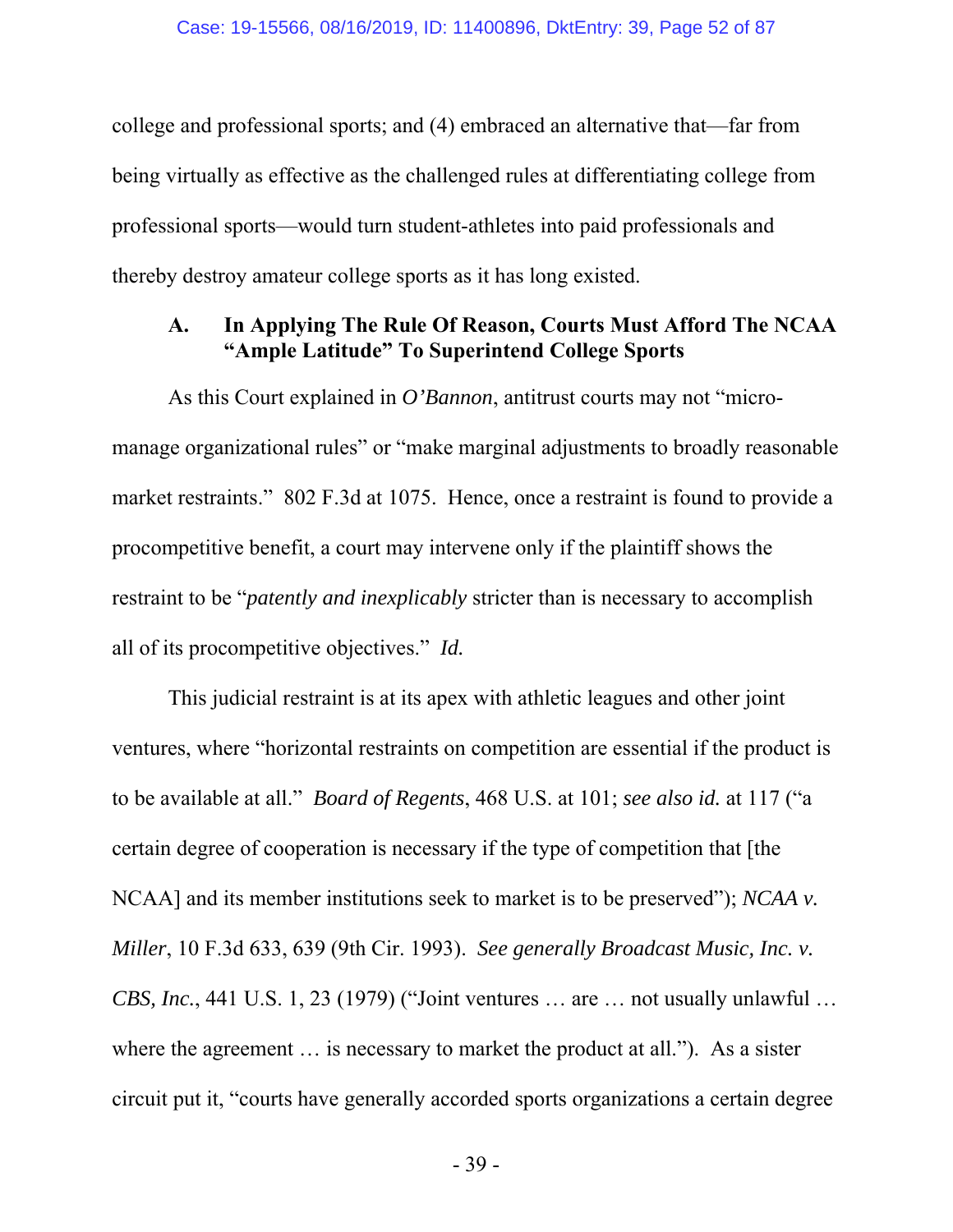college and professional sports; and (4) embraced an alternative that—far from being virtually as effective as the challenged rules at differentiating college from professional sports—would turn student-athletes into paid professionals and thereby destroy amateur college sports as it has long existed.

### A. In Applying The Rule Of Reason, Courts Must Afford The NCAA "Ample Latitude" To Superintend College Sports

As this Court explained in *O'Bannon*, antitrust courts may not "micro-manage organizational rules" or "make marginal adjustments to broadly reasonable market restraints." 802 F.3d at 1075. Hence, once a restraint is found to provide a procompetitive benefit, a court may intervene only if the plaintiff shows the restraint to be "*patently and inexplicably* stricter than is necessary to accomplish all of its procompetitive objectives." *Id.*

This judicial restraint is at its apex with athletic leagues and other joint ventures, where "horizontal restraints on competition are essential if the product is to be available at all." *Board of Regents*, 468 U.S. at 101; *see also id.* at 117 ("a certain degree of cooperation is necessary if the type of competition that [the NCAA] and its member institutions seek to market is to be preserved"); *NCAA v. Miller*, 10 F.3d 633, 639 (9th Cir. 1993). *See generally Broadcast Music, Inc. v. CBS, Inc.*, 441 U.S. 1, 23 (1979) ("Joint ventures … are … not usually unlawful … where the agreement … is necessary to market the product at all."). As a sister circuit put it, "courts have generally accorded sports organizations a certain degree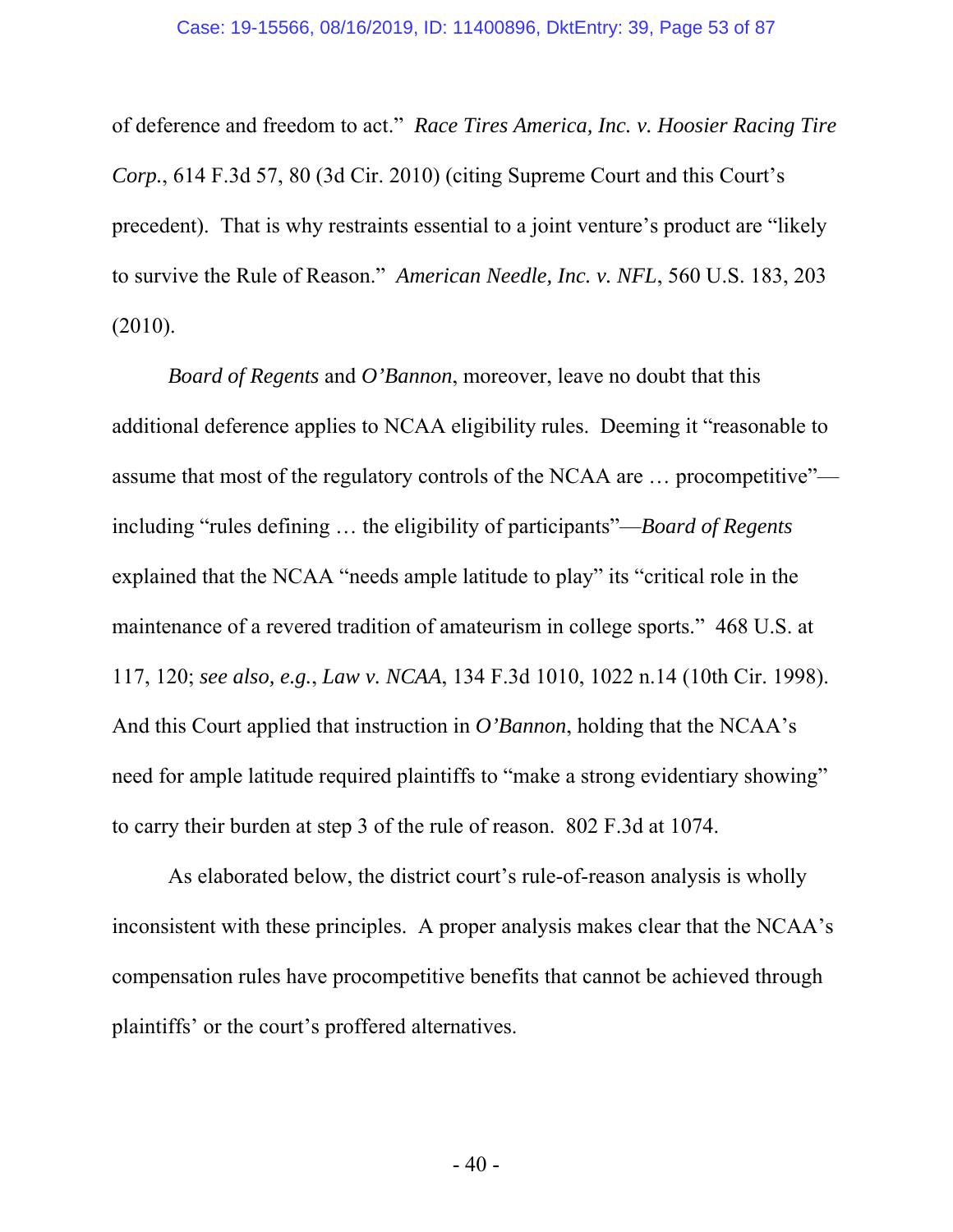of deference and freedom to act." *Race Tires America, Inc. v. Hoosier Racing Tire Corp.*, 614 F.3d 57, 80 (3d Cir. 2010) (citing Supreme Court and this Court's precedent). That is why restraints essential to a joint venture's product are "likely to survive the Rule of Reason." *American Needle, Inc. v. NFL*, 560 U.S. 183, 203 (2010).

*Board of Regents* and *O'Bannon*, moreover, leave no doubt that this additional deference applies to NCAA eligibility rules. Deeming it "reasonable to assume that most of the regulatory controls of the NCAA are … procompetitive"—including "rules defining … the eligibility of participants"—*Board of Regents* explained that the NCAA "needs ample latitude to play" its "critical role in the maintenance of a revered tradition of amateurism in college sports." 468 U.S. at 117, 120; *see also, e.g.*, *Law v. NCAA*, 134 F.3d 1010, 1022 n.14 (10th Cir. 1998). And this Court applied that instruction in *O'Bannon*, holding that the NCAA's need for ample latitude required plaintiffs to "make a strong evidentiary showing" to carry their burden at step 3 of the rule of reason. 802 F.3d at 1074.

As elaborated below, the district court's rule-of-reason analysis is wholly inconsistent with these principles. A proper analysis makes clear that the NCAA's compensation rules have procompetitive benefits that cannot be achieved through plaintiffs' or the court's proffered alternatives.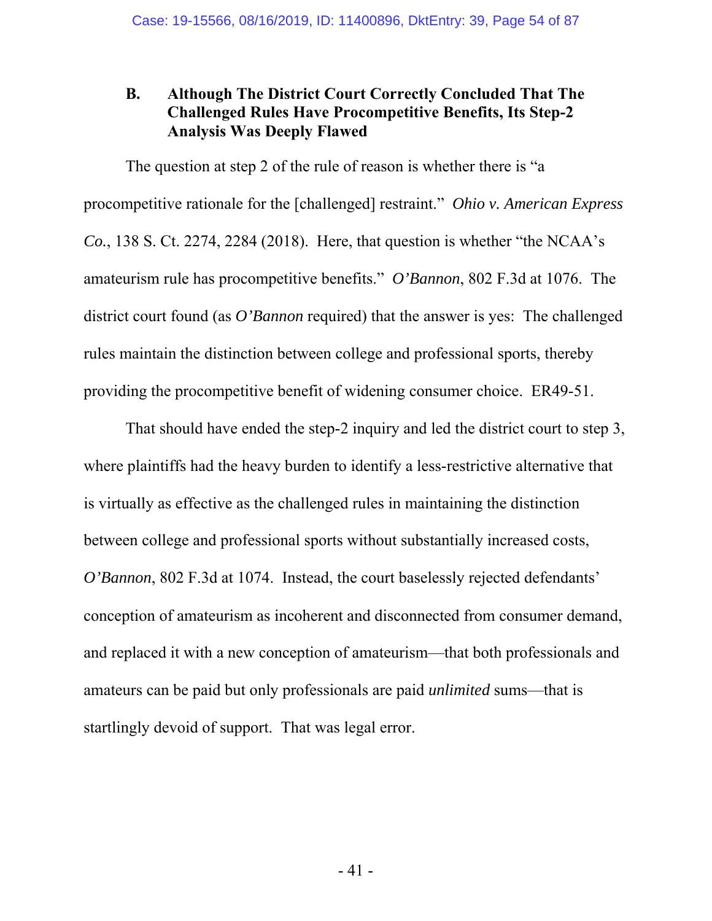### B. Although The District Court Correctly Concluded That The Challenged Rules Have Procompetitive Benefits, Its Step-2 Analysis Was Deeply Flawed

The question at step 2 of the rule of reason is whether there is "a procompetitive rationale for the [challenged] restraint." *Ohio v. American Express Co.*, 138 S. Ct. 2274, 2284 (2018). Here, that question is whether "the NCAA's amateurism rule has procompetitive benefits." *O'Bannon*, 802 F.3d at 1076. The district court found (as *O'Bannon* required) that the answer is yes: The challenged rules maintain the distinction between college and professional sports, thereby providing the procompetitive benefit of widening consumer choice. ER49-51.

That should have ended the step-2 inquiry and led the district court to step 3, where plaintiffs had the heavy burden to identify a less-restrictive alternative that is virtually as effective as the challenged rules in maintaining the distinction between college and professional sports without substantially increased costs, *O'Bannon*, 802 F.3d at 1074. Instead, the court baselessly rejected defendants' conception of amateurism as incoherent and disconnected from consumer demand, and replaced it with a new conception of amateurism—that both professionals and amateurs can be paid but only professionals are paid *unlimited* sums—that is startlingly devoid of support. That was legal error.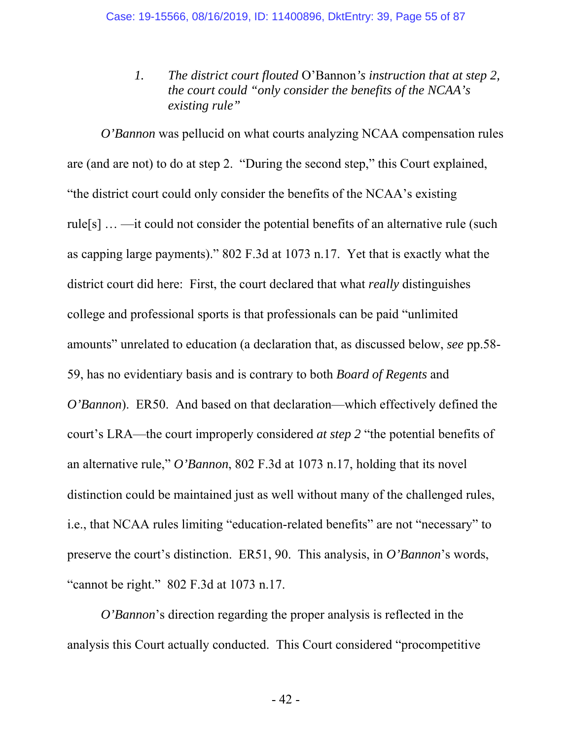### 1. *The district court flouted* O'Bannon*'s instruction that at step 2, the court could "only consider the benefits of the NCAA's existing rule"*

*O'Bannon* was pellucid on what courts analyzing NCAA compensation rules are (and are not) to do at step 2. "During the second step," this Court explained, "the district court could only consider the benefits of the NCAA's existing rule[s] … —it could not consider the potential benefits of an alternative rule (such as capping large payments)." 802 F.3d at 1073 n.17. Yet that is exactly what the district court did here: First, the court declared that what *really* distinguishes college and professional sports is that professionals can be paid "unlimited amounts" unrelated to education (a declaration that, as discussed below, *see* pp.58-59, has no evidentiary basis and is contrary to both *Board of Regents* and *O'Bannon*). ER50. And based on that declaration—which effectively defined the court's LRA—the court improperly considered *at step 2* "the potential benefits of an alternative rule," *O'Bannon*, 802 F.3d at 1073 n.17, holding that its novel distinction could be maintained just as well without many of the challenged rules, i.e., that NCAA rules limiting "education-related benefits" are not "necessary" to preserve the court's distinction. ER51, 90. This analysis, in *O'Bannon*'s words, "cannot be right." 802 F.3d at 1073 n.17.

*O'Bannon*'s direction regarding the proper analysis is reflected in the analysis this Court actually conducted. This Court considered "procompetitive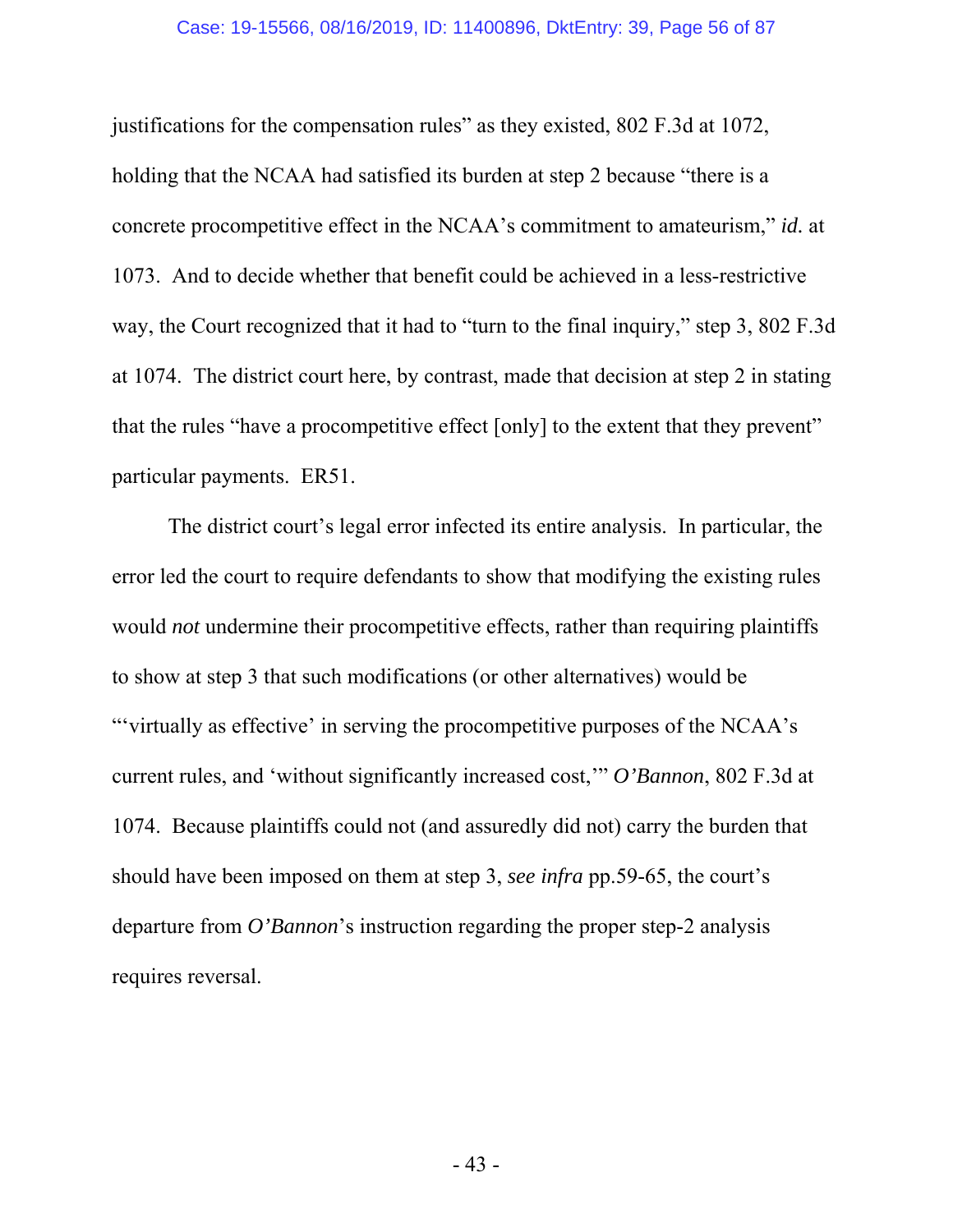justifications for the compensation rules" as they existed, 802 F.3d at 1072, holding that the NCAA had satisfied its burden at step 2 because "there is a concrete procompetitive effect in the NCAA's commitment to amateurism," *id.* at 1073. And to decide whether that benefit could be achieved in a less-restrictive way, the Court recognized that it had to "turn to the final inquiry," step 3, 802 F.3d at 1074. The district court here, by contrast, made that decision at step 2 in stating that the rules "have a procompetitive effect [only] to the extent that they prevent" particular payments. ER51.

The district court's legal error infected its entire analysis. In particular, the error led the court to require defendants to show that modifying the existing rules would *not* undermine their procompetitive effects, rather than requiring plaintiffs to show at step 3 that such modifications (or other alternatives) would be "'virtually as effective' in serving the procompetitive purposes of the NCAA's current rules, and 'without significantly increased cost,'" *O'Bannon*, 802 F.3d at 1074. Because plaintiffs could not (and assuredly did not) carry the burden that should have been imposed on them at step 3, *see infra* pp.59-65, the court's departure from *O'Bannon*'s instruction regarding the proper step-2 analysis requires reversal.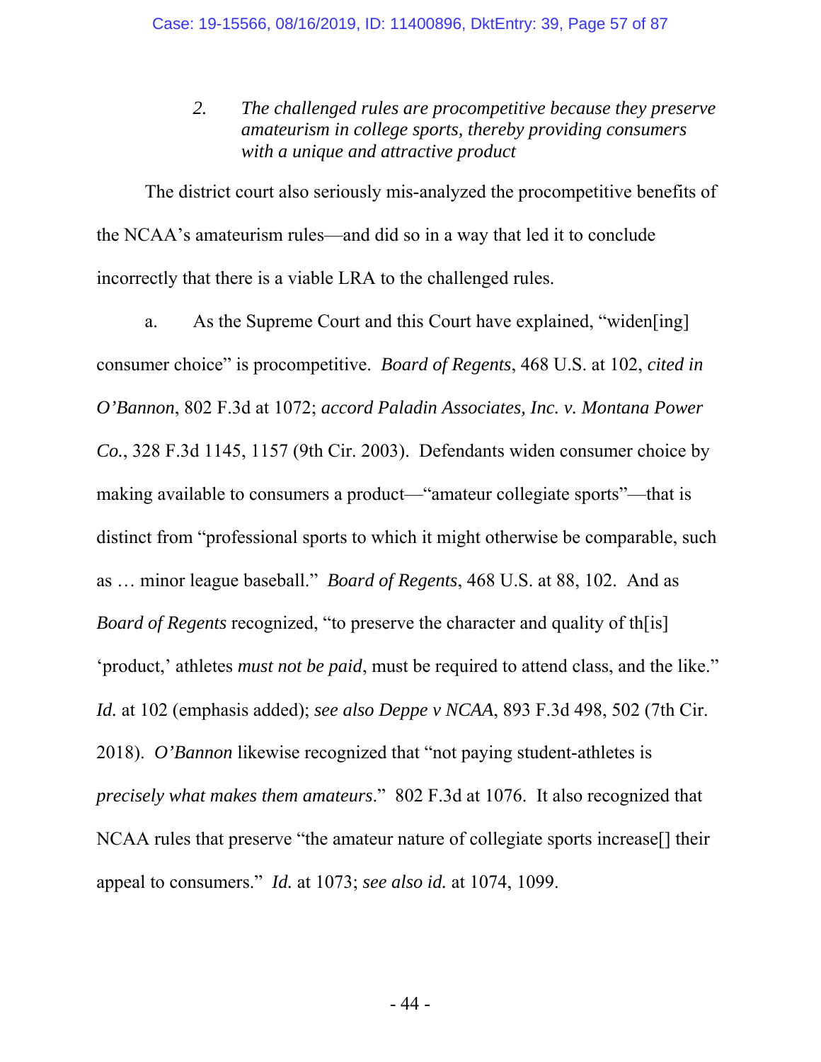### 2. *The challenged rules are procompetitive because they preserve amateurism in college sports, thereby providing consumers with a unique and attractive product*

The district court also seriously mis-analyzed the procompetitive benefits of the NCAA's amateurism rules—and did so in a way that led it to conclude incorrectly that there is a viable LRA to the challenged rules.

a. As the Supreme Court and this Court have explained, "widen[ing] consumer choice" is procompetitive. *Board of Regents*, 468 U.S. at 102, *cited in O'Bannon*, 802 F.3d at 1072; *accord Paladin Associates, Inc. v. Montana Power Co.*, 328 F.3d 1145, 1157 (9th Cir. 2003). Defendants widen consumer choice by making available to consumers a product—"amateur collegiate sports"—that is distinct from "professional sports to which it might otherwise be comparable, such as … minor league baseball." *Board of Regents*, 468 U.S. at 88, 102. And as *Board of Regents* recognized, "to preserve the character and quality of th[is] 'product,' athletes *must not be paid*, must be required to attend class, and the like." *Id.* at 102 (emphasis added); *see also Deppe v NCAA*, 893 F.3d 498, 502 (7th Cir. 2018). *O'Bannon* likewise recognized that "not paying student-athletes is *precisely what makes them amateurs*." 802 F.3d at 1076. It also recognized that NCAA rules that preserve "the amateur nature of collegiate sports increase[] their appeal to consumers." *Id.* at 1073; *see also id.* at 1074, 1099.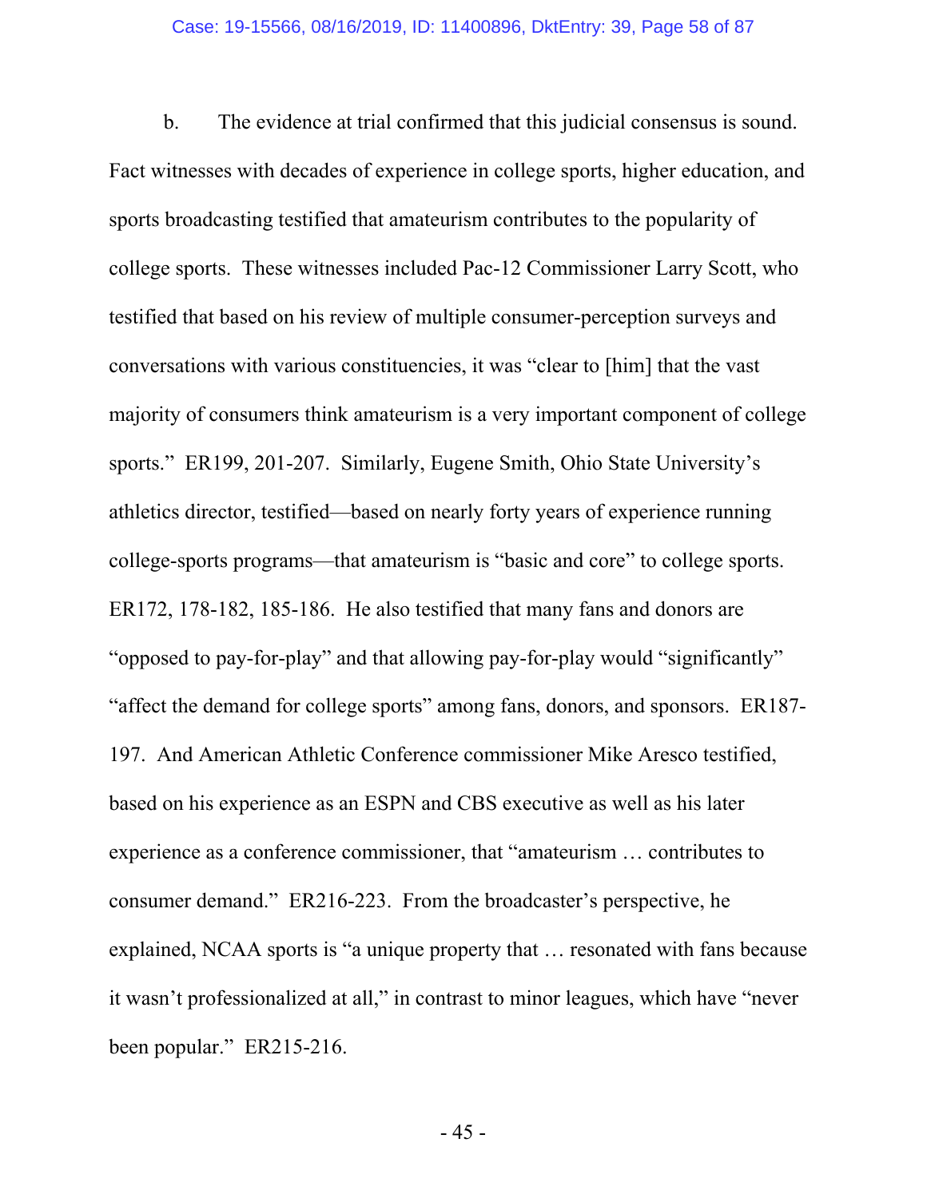b. The evidence at trial confirmed that this judicial consensus is sound. Fact witnesses with decades of experience in college sports, higher education, and sports broadcasting testified that amateurism contributes to the popularity of college sports. These witnesses included Pac-12 Commissioner Larry Scott, who testified that based on his review of multiple consumer-perception surveys and conversations with various constituencies, it was "clear to [him] that the vast majority of consumers think amateurism is a very important component of college sports." ER199, 201-207. Similarly, Eugene Smith, Ohio State University's athletics director, testified—based on nearly forty years of experience running college-sports programs—that amateurism is "basic and core" to college sports. ER172, 178-182, 185-186. He also testified that many fans and donors are "opposed to pay-for-play" and that allowing pay-for-play would "significantly" "affect the demand for college sports" among fans, donors, and sponsors. ER187-197. And American Athletic Conference commissioner Mike Aresco testified, based on his experience as an ESPN and CBS executive as well as his later experience as a conference commissioner, that "amateurism … contributes to consumer demand." ER216-223. From the broadcaster's perspective, he explained, NCAA sports is "a unique property that … resonated with fans because it wasn't professionalized at all," in contrast to minor leagues, which have "never been popular." ER215-216.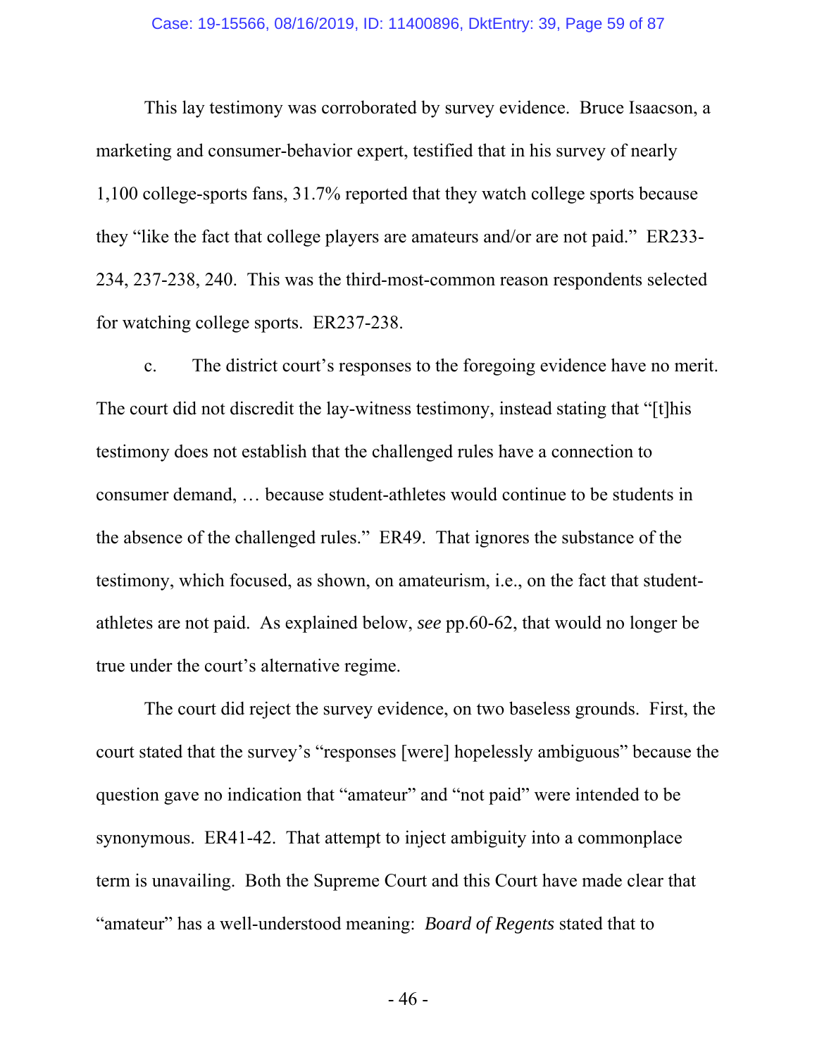This lay testimony was corroborated by survey evidence. Bruce Isaacson, a marketing and consumer-behavior expert, testified that in his survey of nearly 1,100 college-sports fans, 31.7% reported that they watch college sports because they "like the fact that college players are amateurs and/or are not paid." ER233-234, 237-238, 240. This was the third-most-common reason respondents selected for watching college sports. ER237-238.

c. The district court's responses to the foregoing evidence have no merit. The court did not discredit the lay-witness testimony, instead stating that "[t]his testimony does not establish that the challenged rules have a connection to consumer demand, … because student-athletes would continue to be students in the absence of the challenged rules." ER49. That ignores the substance of the testimony, which focused, as shown, on amateurism, i.e., on the fact that student-athletes are not paid. As explained below, *see* pp.60-62, that would no longer be true under the court's alternative regime.

The court did reject the survey evidence, on two baseless grounds. First, the court stated that the survey's "responses [were] hopelessly ambiguous" because the question gave no indication that "amateur" and "not paid" were intended to be synonymous. ER41-42. That attempt to inject ambiguity into a commonplace term is unavailing. Both the Supreme Court and this Court have made clear that "amateur" has a well-understood meaning: *Board of Regents* stated that to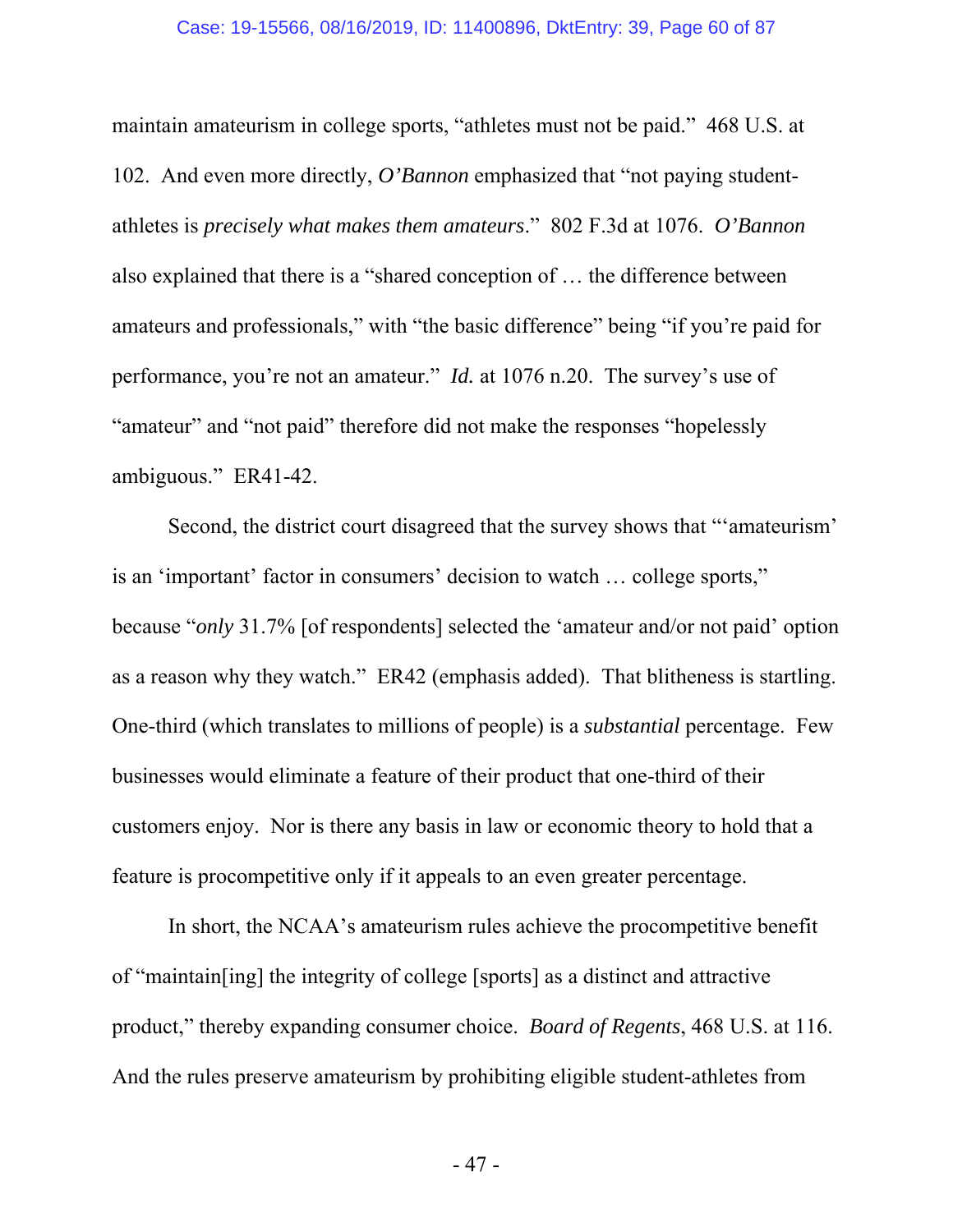maintain amateurism in college sports, "athletes must not be paid." 468 U.S. at 102. And even more directly, *O'Bannon* emphasized that "not paying student-athletes is *precisely what makes them amateurs*." 802 F.3d at 1076. *O'Bannon* also explained that there is a "shared conception of … the difference between amateurs and professionals," with "the basic difference" being "if you're paid for performance, you're not an amateur." *Id.* at 1076 n.20. The survey's use of "amateur" and "not paid" therefore did not make the responses "hopelessly ambiguous." ER41-42.

Second, the district court disagreed that the survey shows that "'amateurism' is an 'important' factor in consumers' decision to watch … college sports," because "*only* 31.7% [of respondents] selected the 'amateur and/or not paid' option as a reason why they watch." ER42 (emphasis added). That blitheness is startling. One-third (which translates to millions of people) is a *substantial* percentage. Few businesses would eliminate a feature of their product that one-third of their customers enjoy. Nor is there any basis in law or economic theory to hold that a feature is procompetitive only if it appeals to an even greater percentage.

In short, the NCAA's amateurism rules achieve the procompetitive benefit of "maintain[ing] the integrity of college [sports] as a distinct and attractive product," thereby expanding consumer choice. *Board of Regents*, 468 U.S. at 116. And the rules preserve amateurism by prohibiting eligible student-athletes from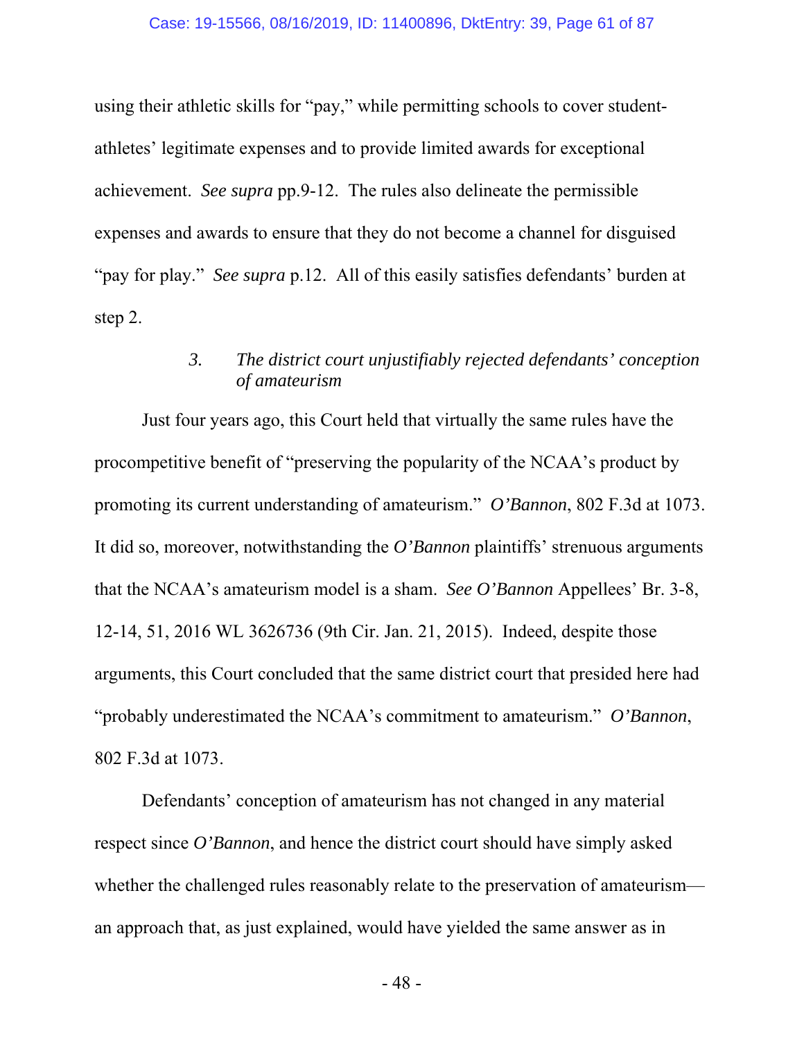using their athletic skills for "pay," while permitting schools to cover student-athletes' legitimate expenses and to provide limited awards for exceptional achievement. *See supra* pp.9-12. The rules also delineate the permissible expenses and awards to ensure that they do not become a channel for disguised "pay for play." *See supra* p.12. All of this easily satisfies defendants' burden at step 2.

#### 3. *The district court unjustifiably rejected defendants' conception of amateurism*

Just four years ago, this Court held that virtually the same rules have the procompetitive benefit of "preserving the popularity of the NCAA's product by promoting its current understanding of amateurism." *O'Bannon*, 802 F.3d at 1073. It did so, moreover, notwithstanding the *O'Bannon* plaintiffs' strenuous arguments that the NCAA's amateurism model is a sham. *See O'Bannon* Appellees' Br. 3-8, 12-14, 51, 2016 WL 3626736 (9th Cir. Jan. 21, 2015). Indeed, despite those arguments, this Court concluded that the same district court that presided here had "probably underestimated the NCAA's commitment to amateurism." *O'Bannon*, 802 F.3d at 1073.

Defendants' conception of amateurism has not changed in any material respect since *O'Bannon*, and hence the district court should have simply asked whether the challenged rules reasonably relate to the preservation of amateurism—an approach that, as just explained, would have yielded the same answer as in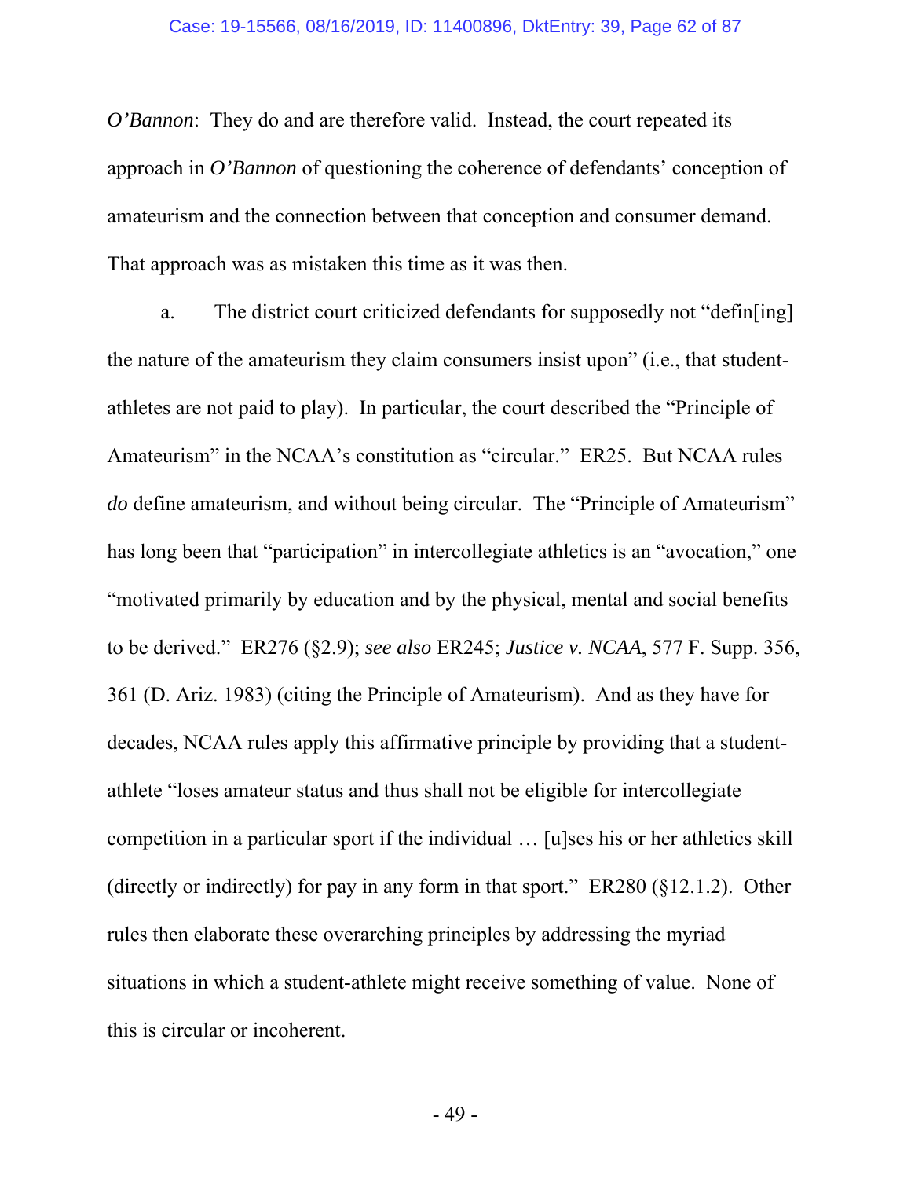*O'Bannon*: They do and are therefore valid. Instead, the court repeated its approach in *O'Bannon* of questioning the coherence of defendants' conception of amateurism and the connection between that conception and consumer demand. That approach was as mistaken this time as it was then.

a. The district court criticized defendants for supposedly not "defin[ing] the nature of the amateurism they claim consumers insist upon" (i.e., that student-athletes are not paid to play). In particular, the court described the "Principle of Amateurism" in the NCAA's constitution as "circular." ER25. But NCAA rules *do* define amateurism, and without being circular. The "Principle of Amateurism" has long been that "participation" in intercollegiate athletics is an "avocation," one "motivated primarily by education and by the physical, mental and social benefits to be derived." ER276 (§2.9); *see also* ER245; *Justice v. NCAA*, 577 F. Supp. 356, 361 (D. Ariz. 1983) (citing the Principle of Amateurism). And as they have for decades, NCAA rules apply this affirmative principle by providing that a student-athlete "loses amateur status and thus shall not be eligible for intercollegiate competition in a particular sport if the individual … [u]ses his or her athletics skill (directly or indirectly) for pay in any form in that sport." ER280 (§12.1.2). Other rules then elaborate these overarching principles by addressing the myriad situations in which a student-athlete might receive something of value. None of this is circular or incoherent.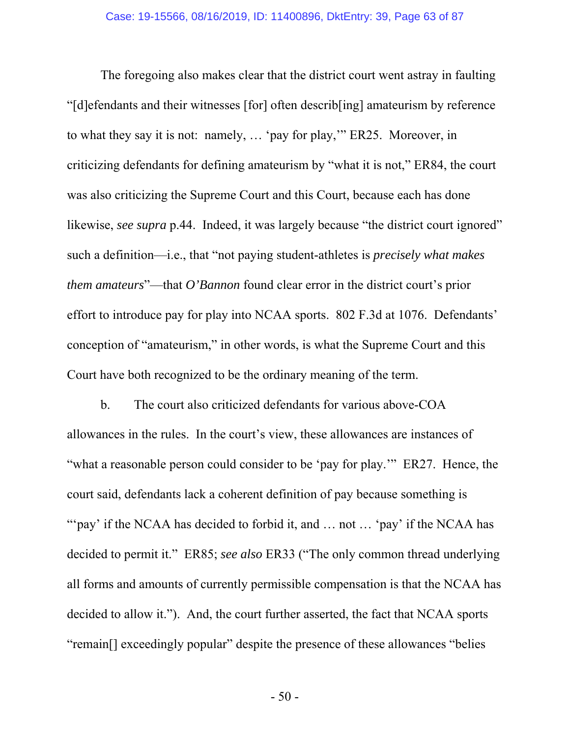The foregoing also makes clear that the district court went astray in faulting "[d]efendants and their witnesses [for] often describ[ing] amateurism by reference to what they say it is not: namely, … 'pay for play,'" ER25. Moreover, in criticizing defendants for defining amateurism by "what it is not," ER84, the court was also criticizing the Supreme Court and this Court, because each has done likewise, *see supra* p.44. Indeed, it was largely because "the district court ignored" such a definition—i.e., that "not paying student-athletes is *precisely what makes them amateurs*"—that *O'Bannon* found clear error in the district court's prior effort to introduce pay for play into NCAA sports. 802 F.3d at 1076. Defendants' conception of "amateurism," in other words, is what the Supreme Court and this Court have both recognized to be the ordinary meaning of the term.

b. The court also criticized defendants for various above-COA allowances in the rules. In the court's view, these allowances are instances of "what a reasonable person could consider to be 'pay for play.'" ER27. Hence, the court said, defendants lack a coherent definition of pay because something is "'pay' if the NCAA has decided to forbid it, and … not … 'pay' if the NCAA has decided to permit it." ER85; *see also* ER33 ("The only common thread underlying all forms and amounts of currently permissible compensation is that the NCAA has decided to allow it."). And, the court further asserted, the fact that NCAA sports "remain[] exceedingly popular" despite the presence of these allowances "belies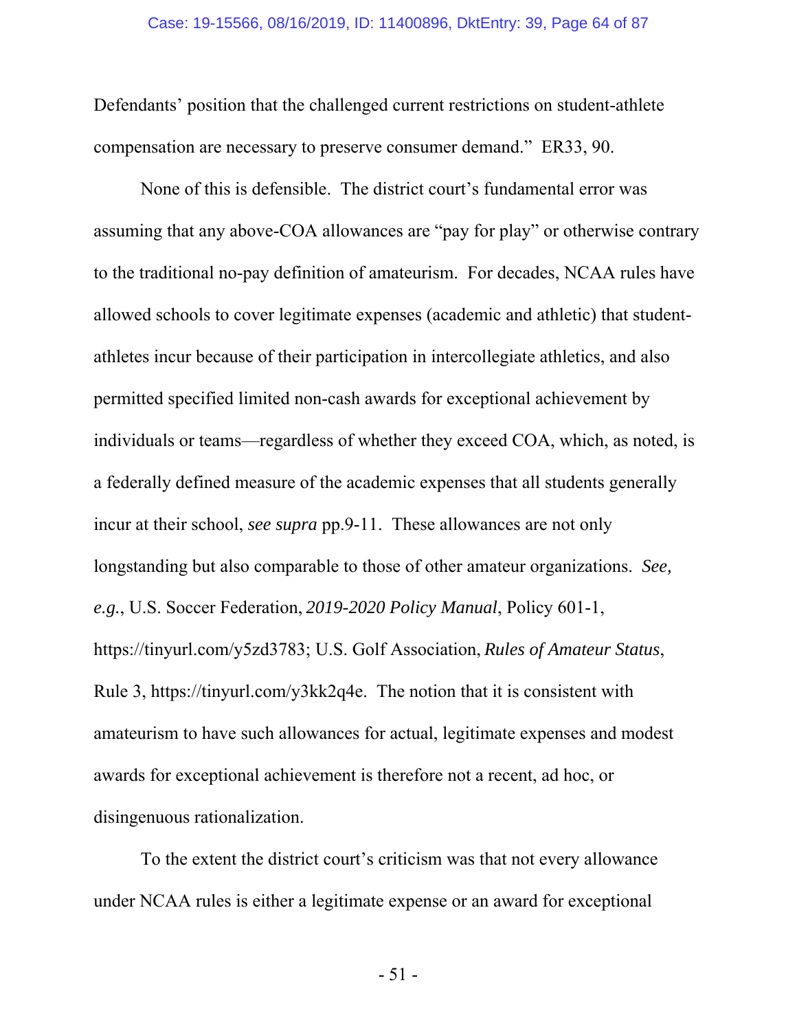Defendants' position that the challenged current restrictions on student-athlete compensation are necessary to preserve consumer demand." ER33, 90.

None of this is defensible. The district court's fundamental error was assuming that any above-COA allowances are "pay for play" or otherwise contrary to the traditional no-pay definition of amateurism. For decades, NCAA rules have allowed schools to cover legitimate expenses (academic and athletic) that student-athletes incur because of their participation in intercollegiate athletics, and also permitted specified limited non-cash awards for exceptional achievement by individuals or teams—regardless of whether they exceed COA, which, as noted, is a federally defined measure of the academic expenses that all students generally incur at their school, *see supra* pp.9-11. These allowances are not only longstanding but also comparable to those of other amateur organizations. *See, e.g.*, U.S. Soccer Federation, *2019-2020 Policy Manual*, Policy 601-1, https://tinyurl.com/y5zd3783; U.S. Golf Association, *Rules of Amateur Status*, Rule 3, https://tinyurl.com/y3kk2q4e. The notion that it is consistent with amateurism to have such allowances for actual, legitimate expenses and modest awards for exceptional achievement is therefore not a recent, ad hoc, or disingenuous rationalization.

To the extent the district court's criticism was that not every allowance under NCAA rules is either a legitimate expense or an award for exceptional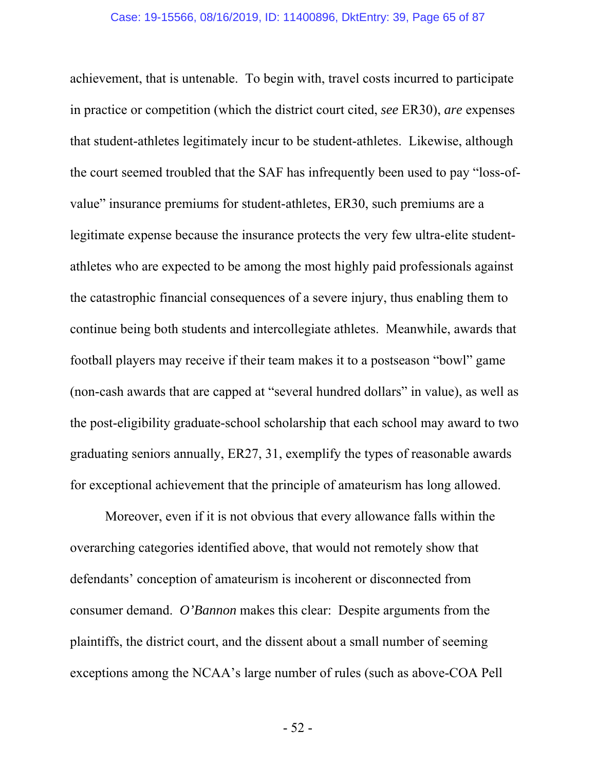achievement, that is untenable. To begin with, travel costs incurred to participate in practice or competition (which the district court cited, *see* ER30), *are* expenses that student-athletes legitimately incur to be student-athletes. Likewise, although the court seemed troubled that the SAF has infrequently been used to pay "loss-of-value" insurance premiums for student-athletes, ER30, such premiums are a legitimate expense because the insurance protects the very few ultra-elite student-athletes who are expected to be among the most highly paid professionals against the catastrophic financial consequences of a severe injury, thus enabling them to continue being both students and intercollegiate athletes. Meanwhile, awards that football players may receive if their team makes it to a postseason "bowl" game (non-cash awards that are capped at "several hundred dollars" in value), as well as the post-eligibility graduate-school scholarship that each school may award to two graduating seniors annually, ER27, 31, exemplify the types of reasonable awards for exceptional achievement that the principle of amateurism has long allowed.

Moreover, even if it is not obvious that every allowance falls within the overarching categories identified above, that would not remotely show that defendants' conception of amateurism is incoherent or disconnected from consumer demand. *O'Bannon* makes this clear: Despite arguments from the plaintiffs, the district court, and the dissent about a small number of seeming exceptions among the NCAA's large number of rules (such as above-COA Pell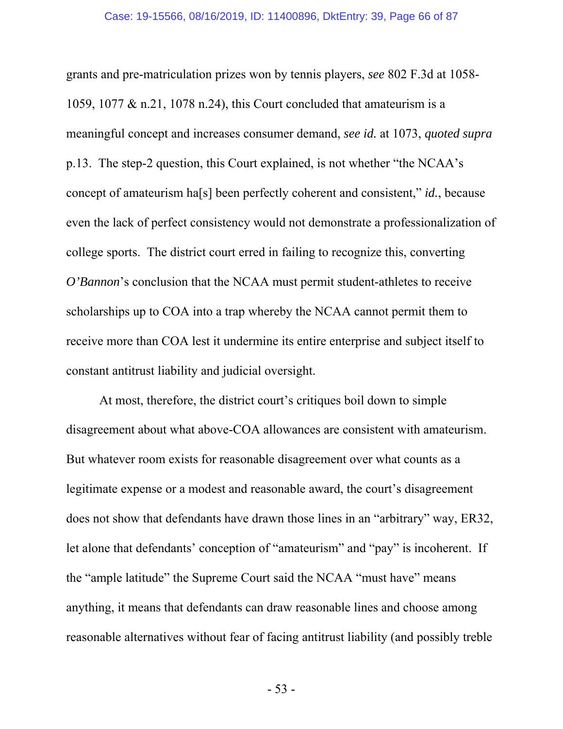grants and pre-matriculation prizes won by tennis players, *see* 802 F.3d at 1058-1059, 1077 & n.21, 1078 n.24), this Court concluded that amateurism is a meaningful concept and increases consumer demand, *see id.* at 1073, *quoted supra* p.13. The step-2 question, this Court explained, is not whether "the NCAA's concept of amateurism ha[s] been perfectly coherent and consistent," *id.*, because even the lack of perfect consistency would not demonstrate a professionalization of college sports. The district court erred in failing to recognize this, converting *O'Bannon*'s conclusion that the NCAA must permit student-athletes to receive scholarships up to COA into a trap whereby the NCAA cannot permit them to receive more than COA lest it undermine its entire enterprise and subject itself to constant antitrust liability and judicial oversight.

At most, therefore, the district court's critiques boil down to simple disagreement about what above-COA allowances are consistent with amateurism. But whatever room exists for reasonable disagreement over what counts as a legitimate expense or a modest and reasonable award, the court's disagreement does not show that defendants have drawn those lines in an "arbitrary" way, ER32, let alone that defendants' conception of "amateurism" and "pay" is incoherent. If the "ample latitude" the Supreme Court said the NCAA "must have" means anything, it means that defendants can draw reasonable lines and choose among reasonable alternatives without fear of facing antitrust liability (and possibly treble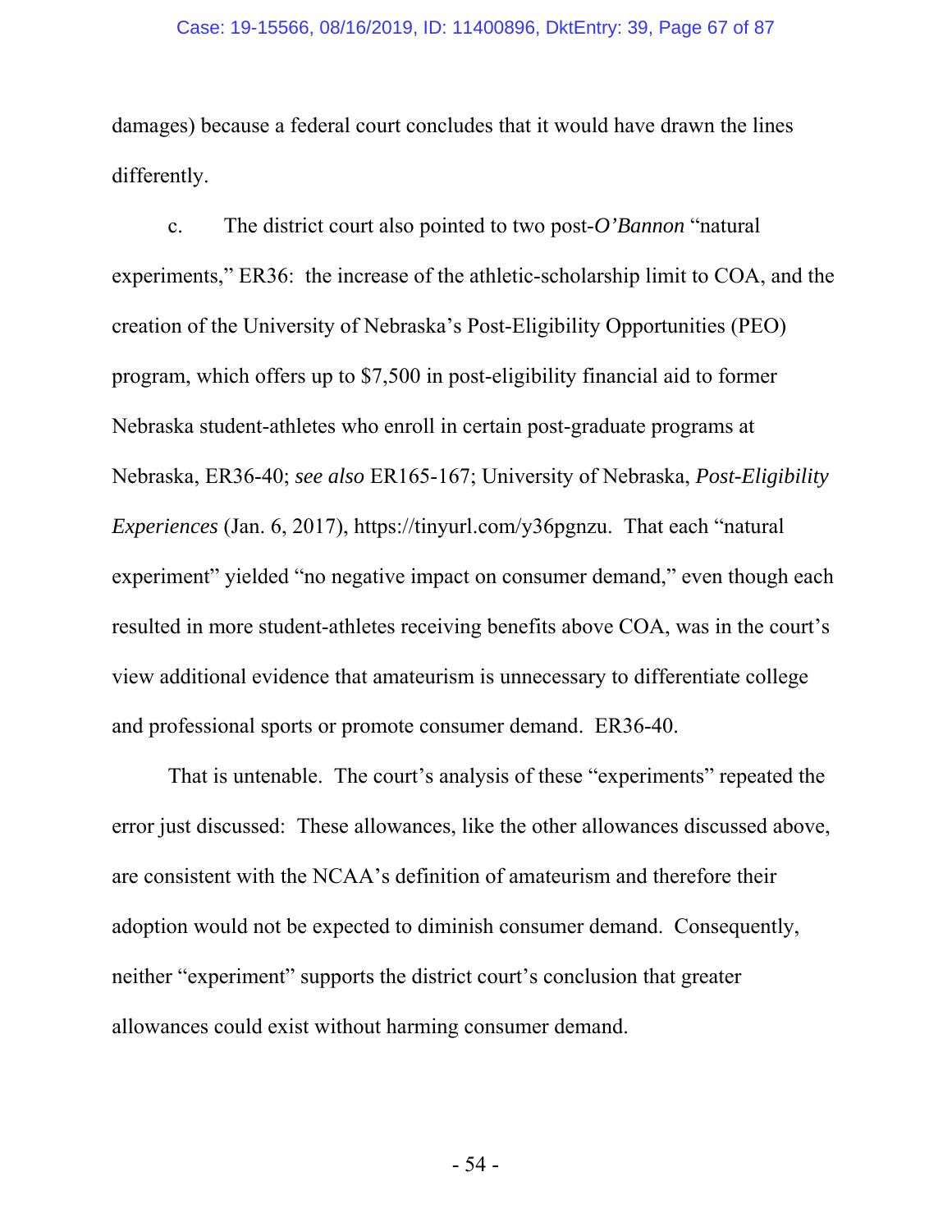damages) because a federal court concludes that it would have drawn the lines differently.

c. The district court also pointed to two post-*O'Bannon* "natural experiments," ER36: the increase of the athletic-scholarship limit to COA, and the creation of the University of Nebraska's Post-Eligibility Opportunities (PEO) program, which offers up to $7,500 in post-eligibility financial aid to former Nebraska student-athletes who enroll in certain post-graduate programs at Nebraska, ER36-40; *see also* ER165-167; University of Nebraska, *Post-Eligibility Experiences* (Jan. 6, 2017), https://tinyurl.com/y36pgnzu. That each "natural experiment" yielded "no negative impact on consumer demand," even though each resulted in more student-athletes receiving benefits above COA, was in the court's view additional evidence that amateurism is unnecessary to differentiate college and professional sports or promote consumer demand. ER36-40.

That is untenable. The court's analysis of these "experiments" repeated the error just discussed: These allowances, like the other allowances discussed above, are consistent with the NCAA's definition of amateurism and therefore their adoption would not be expected to diminish consumer demand. Consequently, neither "experiment" supports the district court's conclusion that greater allowances could exist without harming consumer demand.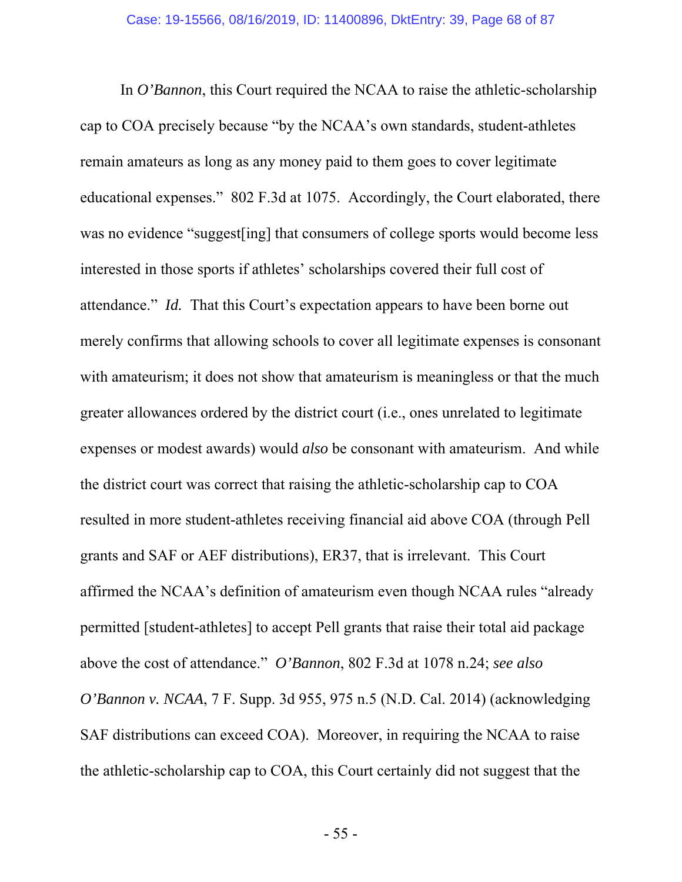In *O'Bannon*, this Court required the NCAA to raise the athletic-scholarship cap to COA precisely because "by the NCAA's own standards, student-athletes remain amateurs as long as any money paid to them goes to cover legitimate educational expenses." 802 F.3d at 1075. Accordingly, the Court elaborated, there was no evidence "suggest[ing] that consumers of college sports would become less interested in those sports if athletes' scholarships covered their full cost of attendance." *Id.* That this Court's expectation appears to have been borne out merely confirms that allowing schools to cover all legitimate expenses is consonant with amateurism; it does not show that amateurism is meaningless or that the much greater allowances ordered by the district court (i.e., ones unrelated to legitimate expenses or modest awards) would *also* be consonant with amateurism. And while the district court was correct that raising the athletic-scholarship cap to COA resulted in more student-athletes receiving financial aid above COA (through Pell grants and SAF or AEF distributions), ER37, that is irrelevant. This Court affirmed the NCAA's definition of amateurism even though NCAA rules "already permitted [student-athletes] to accept Pell grants that raise their total aid package above the cost of attendance." *O'Bannon*, 802 F.3d at 1078 n.24; *see also O'Bannon v. NCAA*, 7 F. Supp. 3d 955, 975 n.5 (N.D. Cal. 2014) (acknowledging SAF distributions can exceed COA). Moreover, in requiring the NCAA to raise the athletic-scholarship cap to COA, this Court certainly did not suggest that the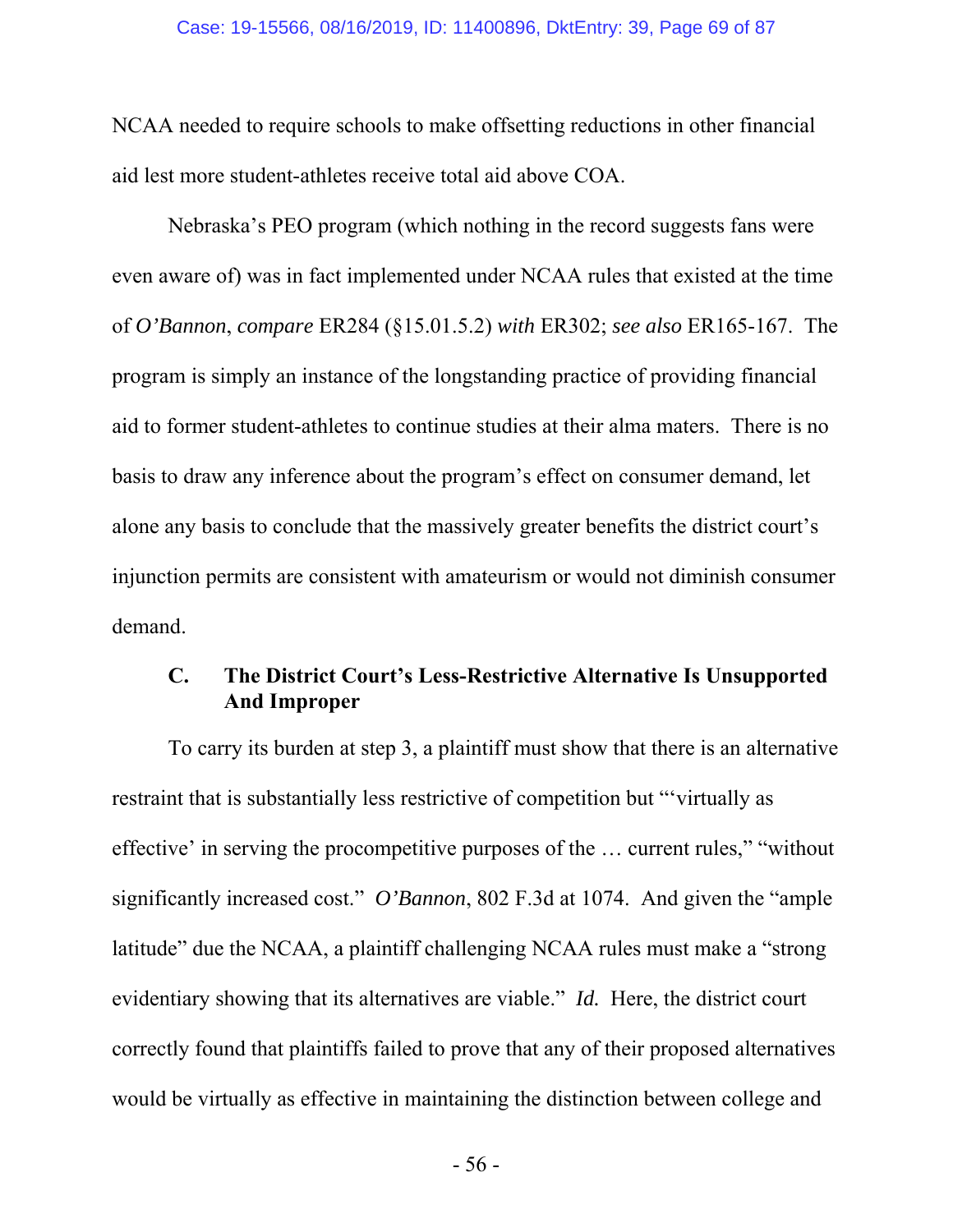NCAA needed to require schools to make offsetting reductions in other financial aid lest more student-athletes receive total aid above COA.

Nebraska's PEO program (which nothing in the record suggests fans were even aware of) was in fact implemented under NCAA rules that existed at the time of *O'Bannon*, *compare* ER284 (§15.01.5.2) *with* ER302; *see also* ER165-167. The program is simply an instance of the longstanding practice of providing financial aid to former student-athletes to continue studies at their alma maters. There is no basis to draw any inference about the program's effect on consumer demand, let alone any basis to conclude that the massively greater benefits the district court's injunction permits are consistent with amateurism or would not diminish consumer demand.

### C. The District Court's Less-Restrictive Alternative Is Unsupported And Improper

To carry its burden at step 3, a plaintiff must show that there is an alternative restraint that is substantially less restrictive of competition but "'virtually as effective' in serving the procompetitive purposes of the … current rules," "without significantly increased cost." *O'Bannon*, 802 F.3d at 1074. And given the "ample latitude" due the NCAA, a plaintiff challenging NCAA rules must make a "strong evidentiary showing that its alternatives are viable." *Id.* Here, the district court correctly found that plaintiffs failed to prove that any of their proposed alternatives would be virtually as effective in maintaining the distinction between college and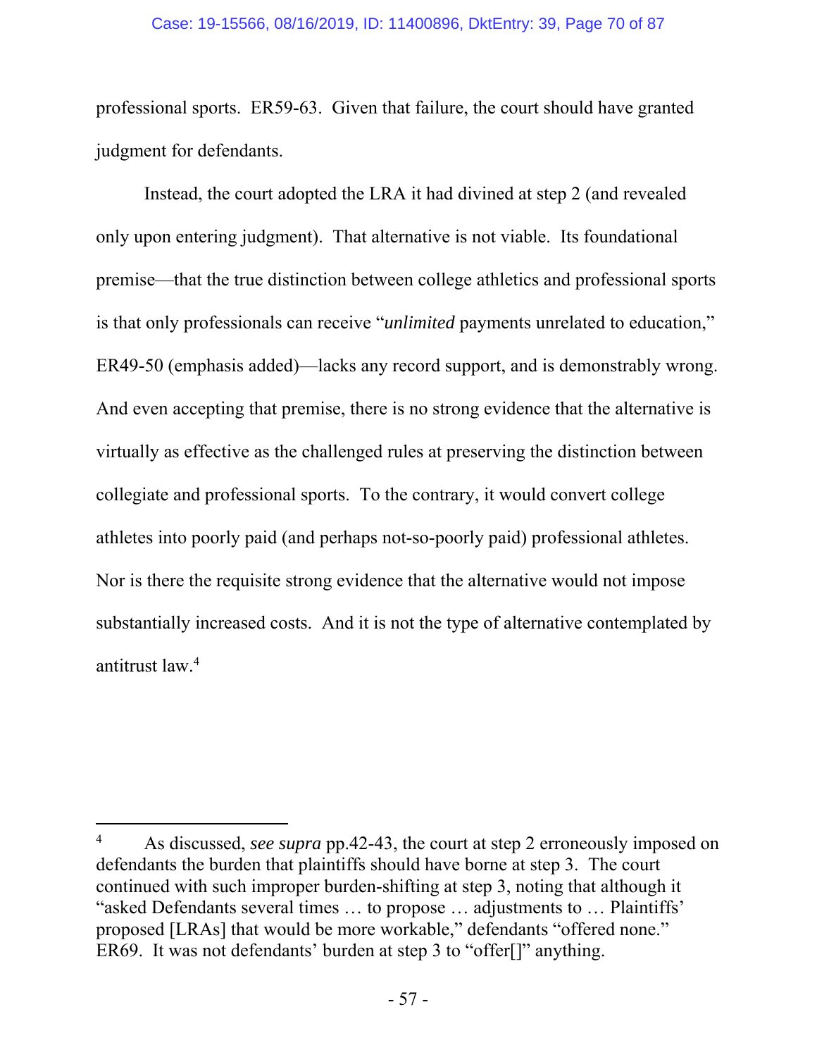professional sports. ER59-63. Given that failure, the court should have granted judgment for defendants.

Instead, the court adopted the LRA it had divined at step 2 (and revealed only upon entering judgment). That alternative is not viable. Its foundational premise—that the true distinction between college athletics and professional sports is that only professionals can receive "*unlimited* payments unrelated to education," ER49-50 (emphasis added)—lacks any record support, and is demonstrably wrong. And even accepting that premise, there is no strong evidence that the alternative is virtually as effective as the challenged rules at preserving the distinction between collegiate and professional sports. To the contrary, it would convert college athletes into poorly paid (and perhaps not-so-poorly paid) professional athletes. Nor is there the requisite strong evidence that the alternative would not impose substantially increased costs. And it is not the type of alternative contemplated by antitrust law.[4]

---

[4] As discussed, *see supra* pp.42-43, the court at step 2 erroneously imposed on defendants the burden that plaintiffs should have borne at step 3. The court continued with such improper burden-shifting at step 3, noting that although it "asked Defendants several times … to propose … adjustments to … Plaintiffs' proposed [LRAs] that would be more workable," defendants "offered none." ER69. It was not defendants' burden at step 3 to "offer[]" anything.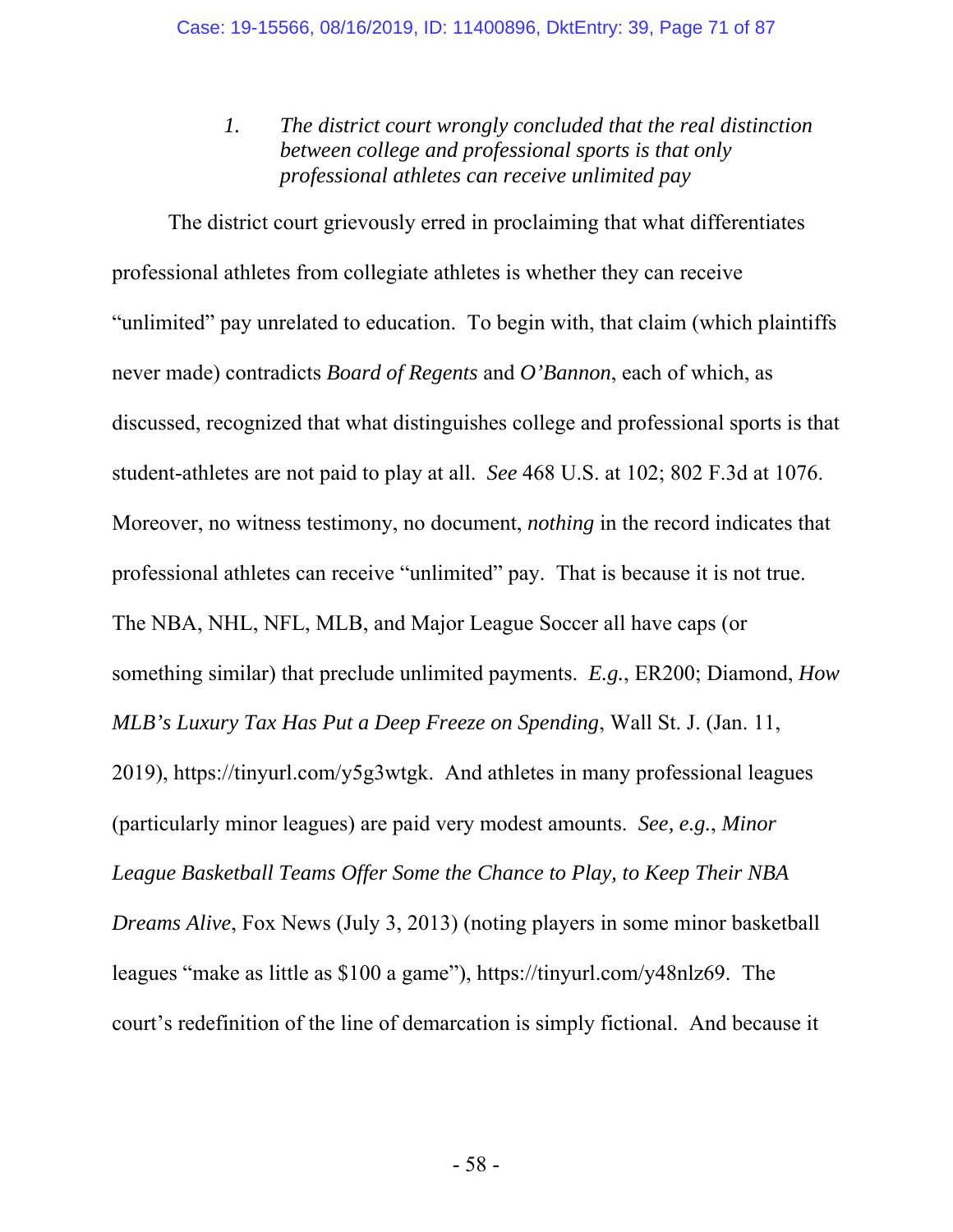### 1. *The district court wrongly concluded that the real distinction between college and professional sports is that only professional athletes can receive unlimited pay*

The district court grievously erred in proclaiming that what differentiates professional athletes from collegiate athletes is whether they can receive "unlimited" pay unrelated to education. To begin with, that claim (which plaintiffs never made) contradicts *Board of Regents* and *O'Bannon*, each of which, as discussed, recognized that what distinguishes college and professional sports is that student-athletes are not paid to play at all. *See* 468 U.S. at 102; 802 F.3d at 1076. Moreover, no witness testimony, no document, *nothing* in the record indicates that professional athletes can receive "unlimited" pay. That is because it is not true. The NBA, NHL, NFL, MLB, and Major League Soccer all have caps (or something similar) that preclude unlimited payments. *E.g.*, ER200; Diamond, *How MLB's Luxury Tax Has Put a Deep Freeze on Spending*, Wall St. J. (Jan. 11, 2019), https://tinyurl.com/y5g3wtgk. And athletes in many professional leagues (particularly minor leagues) are paid very modest amounts. *See, e.g.*, *Minor League Basketball Teams Offer Some the Chance to Play, to Keep Their NBA Dreams Alive*, Fox News (July 3, 2013) (noting players in some minor basketball leagues "make as little as $100 a game"), https://tinyurl.com/y48nlz69. The court's redefinition of the line of demarcation is simply fictional. And because it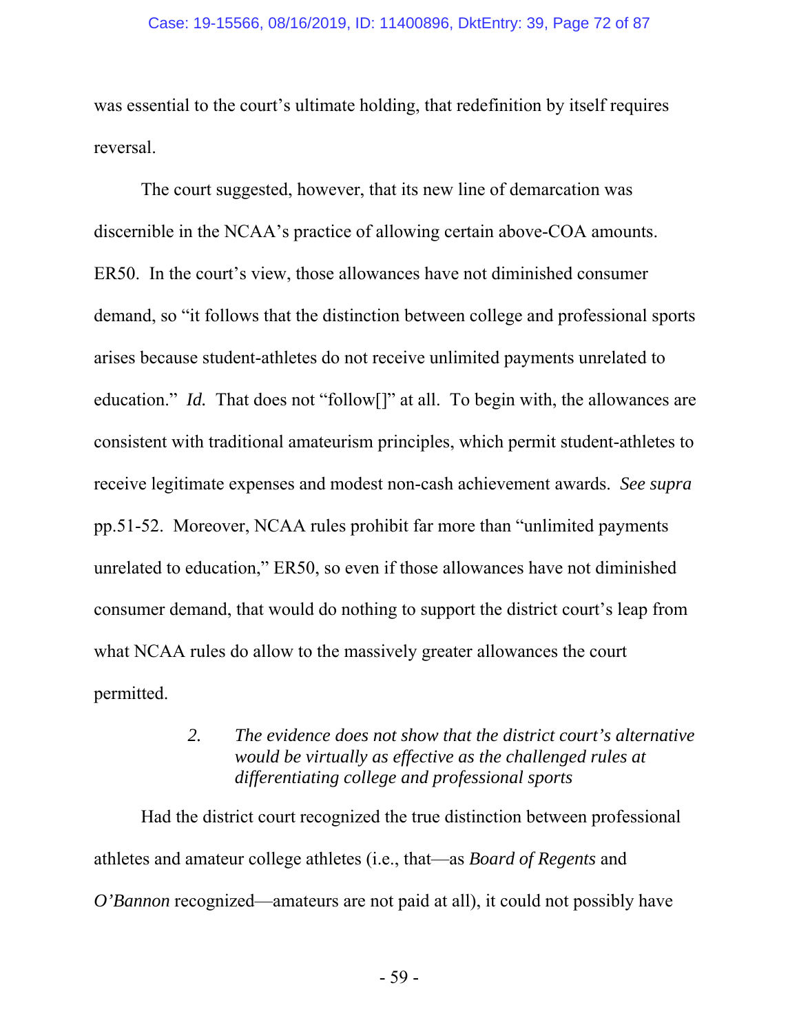was essential to the court's ultimate holding, that redefinition by itself requires reversal.

The court suggested, however, that its new line of demarcation was discernible in the NCAA's practice of allowing certain above-COA amounts. ER50. In the court's view, those allowances have not diminished consumer demand, so "it follows that the distinction between college and professional sports arises because student-athletes do not receive unlimited payments unrelated to education." *Id.* That does not "follow[]" at all. To begin with, the allowances are consistent with traditional amateurism principles, which permit student-athletes to receive legitimate expenses and modest non-cash achievement awards. *See supra* pp.51-52. Moreover, NCAA rules prohibit far more than "unlimited payments unrelated to education," ER50, so even if those allowances have not diminished consumer demand, that would do nothing to support the district court's leap from what NCAA rules do allow to the massively greater allowances the court permitted.

### 2. *The evidence does not show that the district court's alternative would be virtually as effective as the challenged rules at differentiating college and professional sports*

Had the district court recognized the true distinction between professional athletes and amateur college athletes (i.e., that—as *Board of Regents* and *O'Bannon* recognized—amateurs are not paid at all), it could not possibly have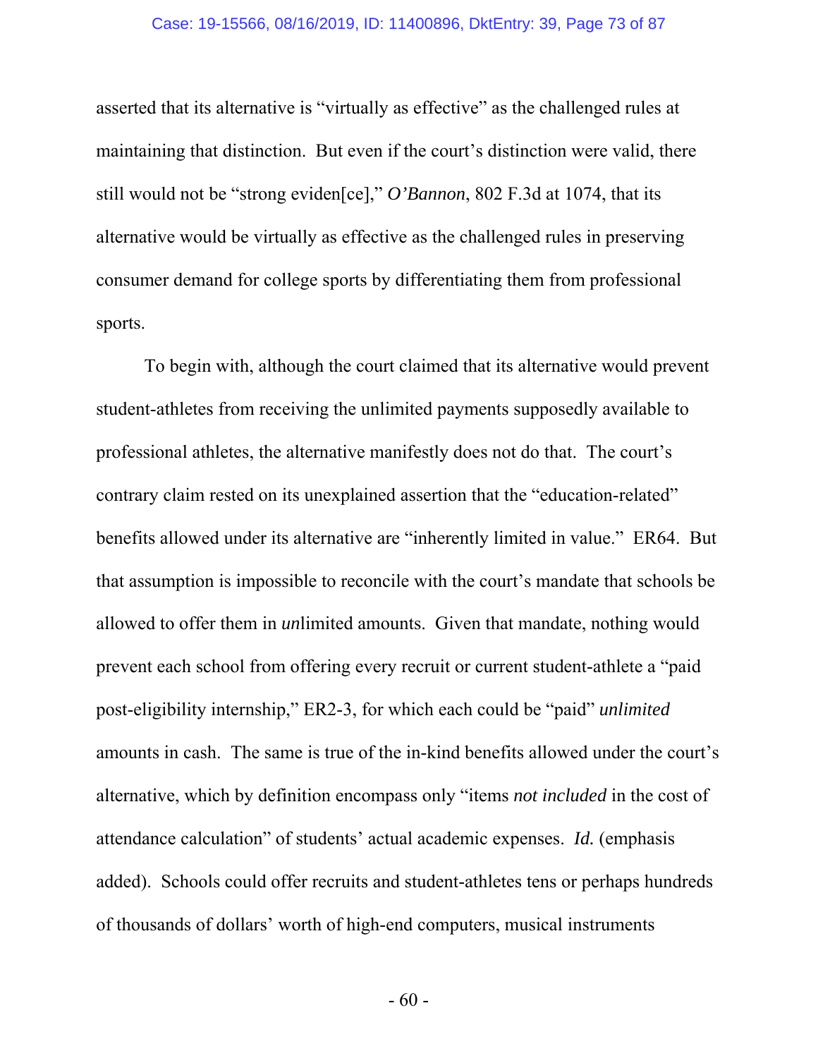asserted that its alternative is "virtually as effective" as the challenged rules at maintaining that distinction. But even if the court's distinction were valid, there still would not be "strong eviden[ce]," *O'Bannon*, 802 F.3d at 1074, that its alternative would be virtually as effective as the challenged rules in preserving consumer demand for college sports by differentiating them from professional sports.

To begin with, although the court claimed that its alternative would prevent student-athletes from receiving the unlimited payments supposedly available to professional athletes, the alternative manifestly does not do that. The court's contrary claim rested on its unexplained assertion that the "education-related" benefits allowed under its alternative are "inherently limited in value." ER64. But that assumption is impossible to reconcile with the court's mandate that schools be allowed to offer them in *un*limited amounts. Given that mandate, nothing would prevent each school from offering every recruit or current student-athlete a "paid post-eligibility internship," ER2-3, for which each could be "paid" *unlimited* amounts in cash. The same is true of the in-kind benefits allowed under the court's alternative, which by definition encompass only "items *not included* in the cost of attendance calculation" of students' actual academic expenses. *Id.* (emphasis added). Schools could offer recruits and student-athletes tens or perhaps hundreds of thousands of dollars' worth of high-end computers, musical instruments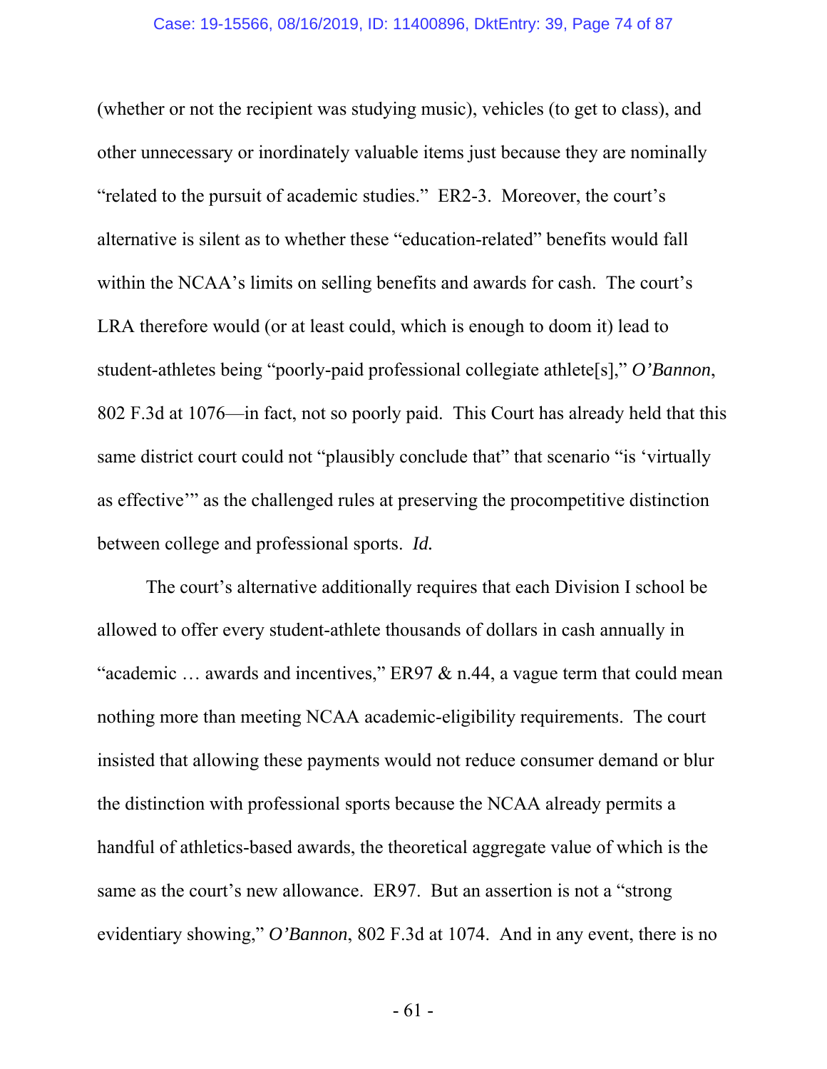(whether or not the recipient was studying music), vehicles (to get to class), and other unnecessary or inordinately valuable items just because they are nominally "related to the pursuit of academic studies." ER2-3. Moreover, the court's alternative is silent as to whether these "education-related" benefits would fall within the NCAA's limits on selling benefits and awards for cash. The court's LRA therefore would (or at least could, which is enough to doom it) lead to student-athletes being "poorly-paid professional collegiate athlete[s]," *O'Bannon*, 802 F.3d at 1076—in fact, not so poorly paid. This Court has already held that this same district court could not "plausibly conclude that" that scenario "is 'virtually as effective'" as the challenged rules at preserving the procompetitive distinction between college and professional sports. *Id.*

The court's alternative additionally requires that each Division I school be allowed to offer every student-athlete thousands of dollars in cash annually in "academic … awards and incentives," ER97 & n.44, a vague term that could mean nothing more than meeting NCAA academic-eligibility requirements. The court insisted that allowing these payments would not reduce consumer demand or blur the distinction with professional sports because the NCAA already permits a handful of athletics-based awards, the theoretical aggregate value of which is the same as the court's new allowance. ER97. But an assertion is not a "strong evidentiary showing," *O'Bannon*, 802 F.3d at 1074. And in any event, there is no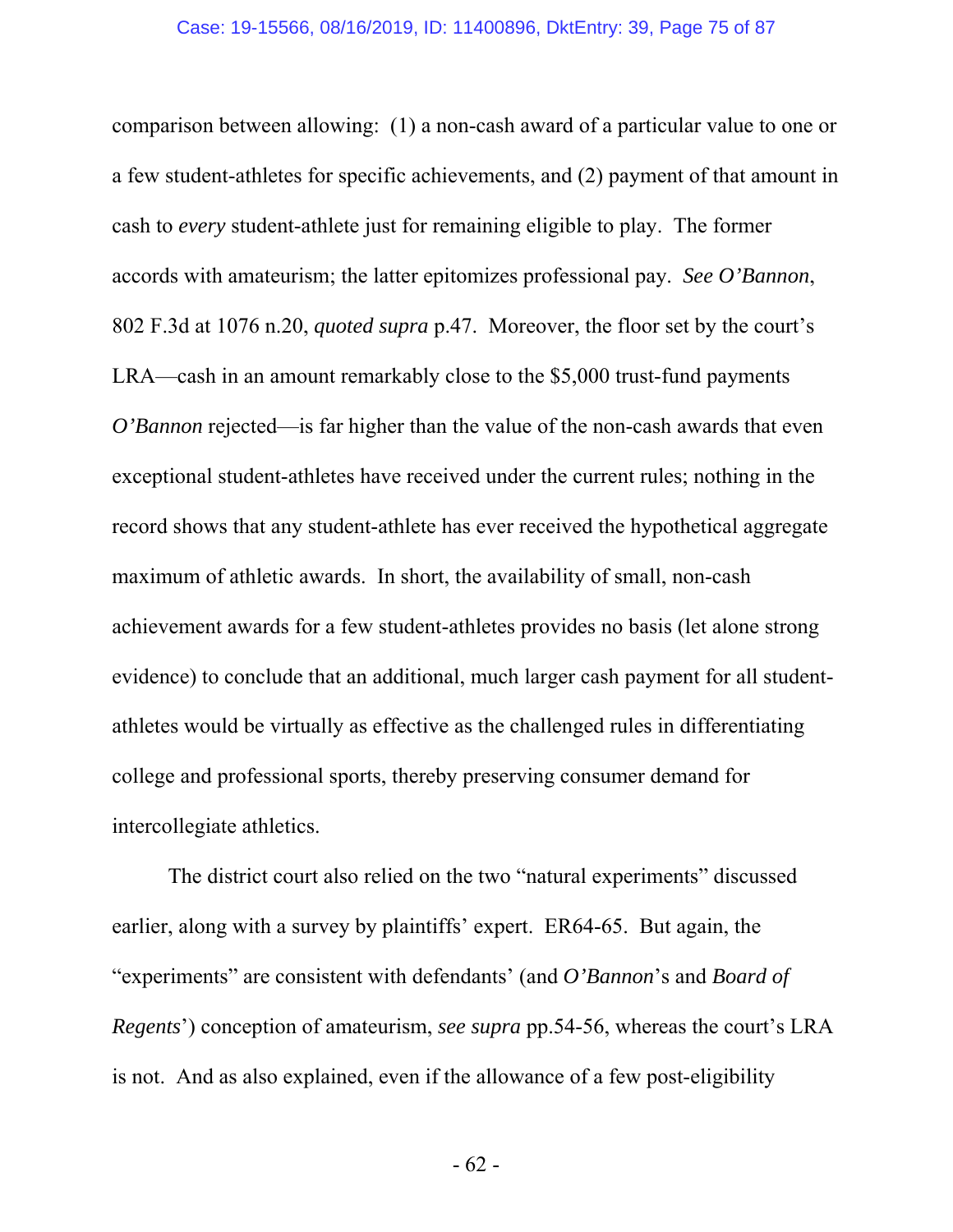comparison between allowing: (1) a non-cash award of a particular value to one or a few student-athletes for specific achievements, and (2) payment of that amount in cash to *every* student-athlete just for remaining eligible to play. The former accords with amateurism; the latter epitomizes professional pay. *See O'Bannon*, 802 F.3d at 1076 n.20, *quoted supra* p.47. Moreover, the floor set by the court's LRA—cash in an amount remarkably close to the $5,000 trust-fund payments *O'Bannon* rejected—is far higher than the value of the non-cash awards that even exceptional student-athletes have received under the current rules; nothing in the record shows that any student-athlete has ever received the hypothetical aggregate maximum of athletic awards. In short, the availability of small, non-cash achievement awards for a few student-athletes provides no basis (let alone strong evidence) to conclude that an additional, much larger cash payment for all student-athletes would be virtually as effective as the challenged rules in differentiating college and professional sports, thereby preserving consumer demand for intercollegiate athletics.

The district court also relied on the two "natural experiments" discussed earlier, along with a survey by plaintiffs' expert. ER64-65. But again, the "experiments" are consistent with defendants' (and *O'Bannon*'s and *Board of Regents*') conception of amateurism, *see supra* pp.54-56, whereas the court's LRA is not. And as also explained, even if the allowance of a few post-eligibility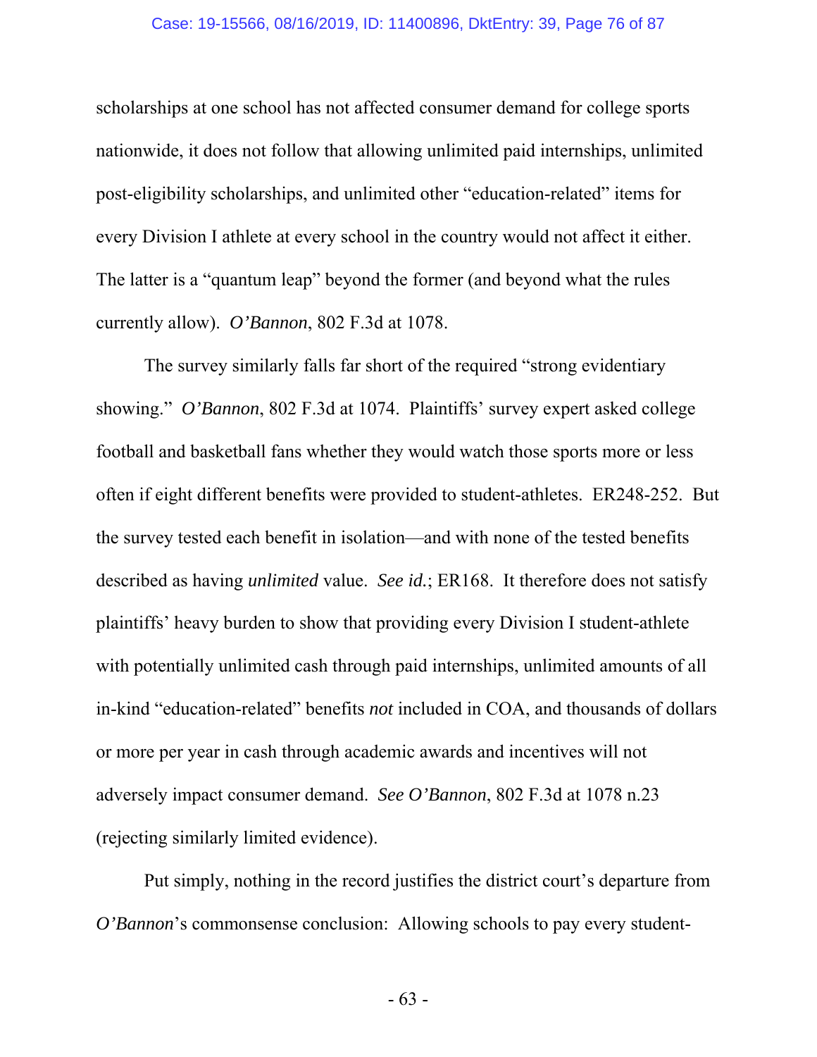scholarships at one school has not affected consumer demand for college sports nationwide, it does not follow that allowing unlimited paid internships, unlimited post-eligibility scholarships, and unlimited other "education-related" items for every Division I athlete at every school in the country would not affect it either. The latter is a "quantum leap" beyond the former (and beyond what the rules currently allow). *O'Bannon*, 802 F.3d at 1078.

The survey similarly falls far short of the required "strong evidentiary showing." *O'Bannon*, 802 F.3d at 1074. Plaintiffs' survey expert asked college football and basketball fans whether they would watch those sports more or less often if eight different benefits were provided to student-athletes. ER248-252. But the survey tested each benefit in isolation—and with none of the tested benefits described as having *unlimited* value. *See id.*; ER168. It therefore does not satisfy plaintiffs' heavy burden to show that providing every Division I student-athlete with potentially unlimited cash through paid internships, unlimited amounts of all in-kind "education-related" benefits *not* included in COA, and thousands of dollars or more per year in cash through academic awards and incentives will not adversely impact consumer demand. *See O'Bannon*, 802 F.3d at 1078 n.23 (rejecting similarly limited evidence).

Put simply, nothing in the record justifies the district court's departure from *O'Bannon*'s commonsense conclusion: Allowing schools to pay every student-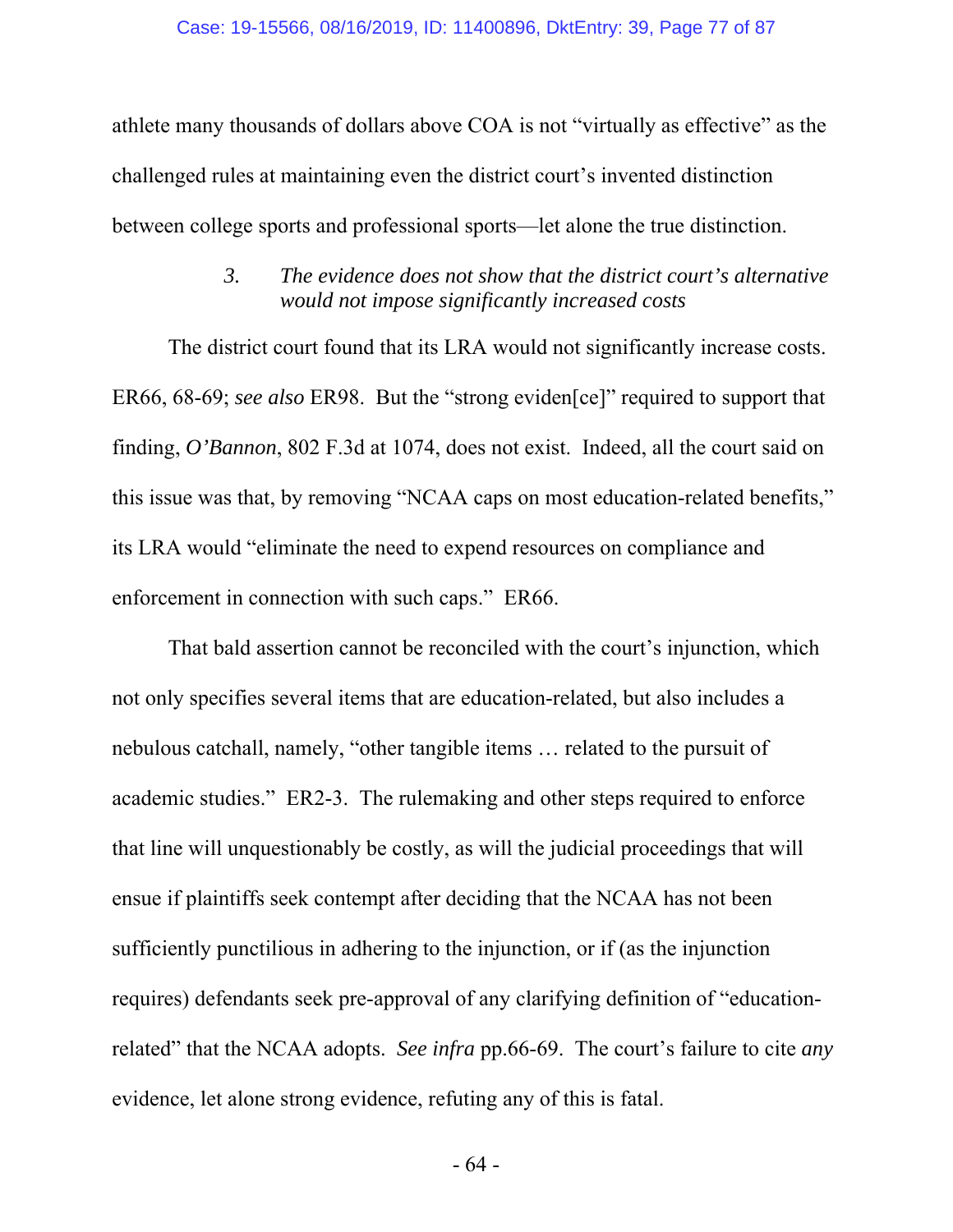athlete many thousands of dollars above COA is not "virtually as effective" as the challenged rules at maintaining even the district court's invented distinction between college sports and professional sports—let alone the true distinction.

### 3. *The evidence does not show that the district court's alternative would not impose significantly increased costs*

The district court found that its LRA would not significantly increase costs. ER66, 68-69; *see also* ER98. But the "strong eviden[ce]" required to support that finding, *O'Bannon*, 802 F.3d at 1074, does not exist. Indeed, all the court said on this issue was that, by removing "NCAA caps on most education-related benefits," its LRA would "eliminate the need to expend resources on compliance and enforcement in connection with such caps." ER66.

That bald assertion cannot be reconciled with the court's injunction, which not only specifies several items that are education-related, but also includes a nebulous catchall, namely, "other tangible items … related to the pursuit of academic studies." ER2-3. The rulemaking and other steps required to enforce that line will unquestionably be costly, as will the judicial proceedings that will ensue if plaintiffs seek contempt after deciding that the NCAA has not been sufficiently punctilious in adhering to the injunction, or if (as the injunction requires) defendants seek pre-approval of any clarifying definition of "education-related" that the NCAA adopts. *See infra* pp.66-69. The court's failure to cite *any* evidence, let alone strong evidence, refuting any of this is fatal.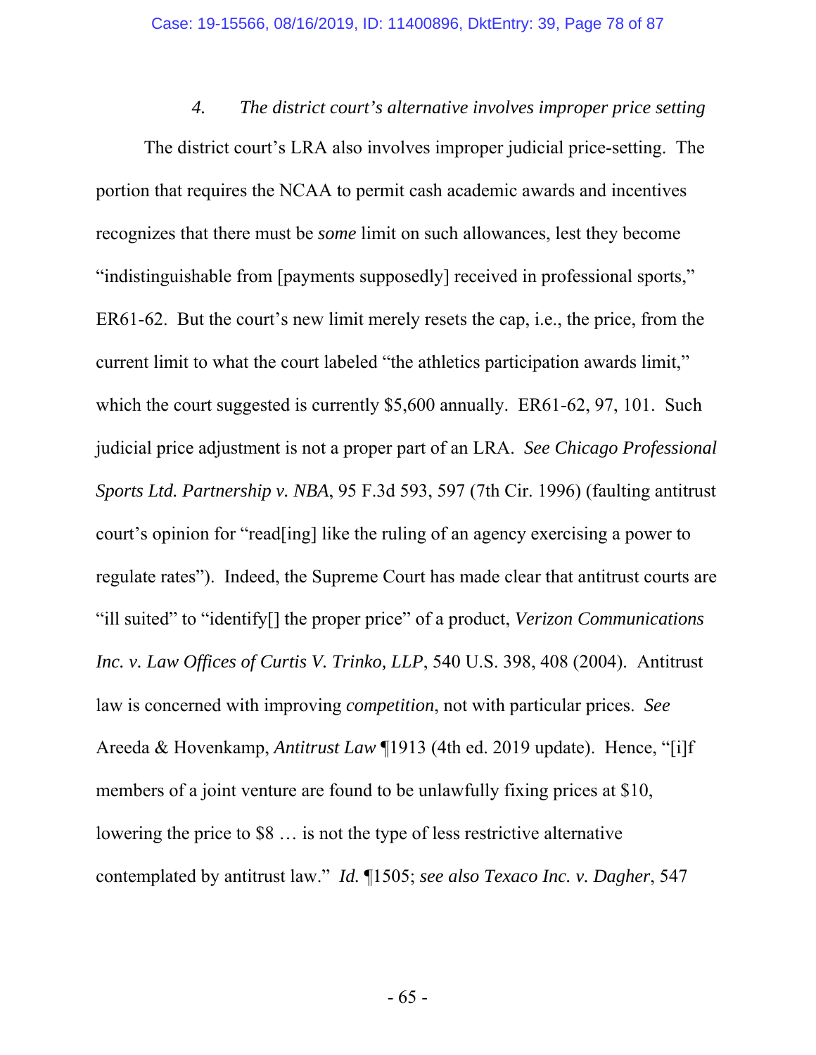#### 4. *The district court's alternative involves improper price setting*

The district court's LRA also involves improper judicial price-setting. The portion that requires the NCAA to permit cash academic awards and incentives recognizes that there must be *some* limit on such allowances, lest they become "indistinguishable from [payments supposedly] received in professional sports," ER61-62. But the court's new limit merely resets the cap, i.e., the price, from the current limit to what the court labeled "the athletics participation awards limit," which the court suggested is currently $5,600 annually. ER61-62, 97, 101. Such judicial price adjustment is not a proper part of an LRA. *See Chicago Professional Sports Ltd. Partnership v. NBA*, 95 F.3d 593, 597 (7th Cir. 1996) (faulting antitrust court's opinion for "read[ing] like the ruling of an agency exercising a power to regulate rates"). Indeed, the Supreme Court has made clear that antitrust courts are "ill suited" to "identify[] the proper price" of a product, *Verizon Communications Inc. v. Law Offices of Curtis V. Trinko, LLP*, 540 U.S. 398, 408 (2004). Antitrust law is concerned with improving *competition*, not with particular prices. *See* Areeda & Hovenkamp, *Antitrust Law* ¶1913 (4th ed. 2019 update). Hence, "[i]f members of a joint venture are found to be unlawfully fixing prices at $10, lowering the price to $8 … is not the type of less restrictive alternative contemplated by antitrust law." *Id.* ¶1505; *see also Texaco Inc. v. Dagher*, 547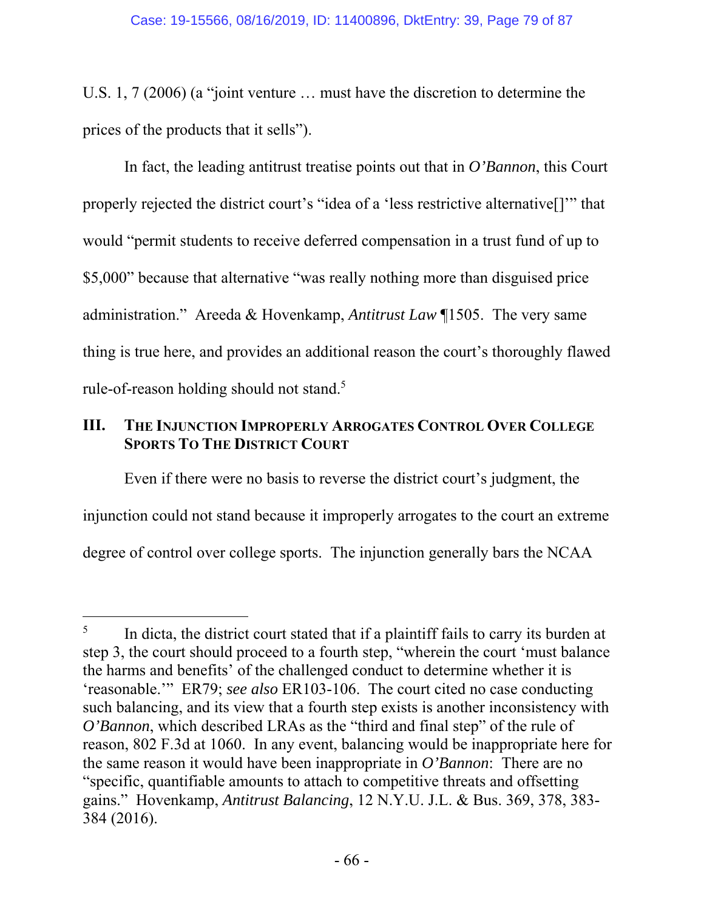U.S. 1, 7 (2006) (a "joint venture … must have the discretion to determine the prices of the products that it sells").

In fact, the leading antitrust treatise points out that in *O'Bannon*, this Court properly rejected the district court's "idea of a 'less restrictive alternative[]'" that would "permit students to receive deferred compensation in a trust fund of up to $5,000" because that alternative "was really nothing more than disguised price administration." Areeda & Hovenkamp, *Antitrust Law* ¶1505. The very same thing is true here, and provides an additional reason the court's thoroughly flawed rule-of-reason holding should not stand.[5]

## III. THE INJUNCTION IMPROPERLY ARROGATES CONTROL OVER COLLEGE SPORTS TO THE DISTRICT COURT

Even if there were no basis to reverse the district court's judgment, the injunction could not stand because it improperly arrogates to the court an extreme degree of control over college sports. The injunction generally bars the NCAA

---

[5] In dicta, the district court stated that if a plaintiff fails to carry its burden at step 3, the court should proceed to a fourth step, "wherein the court 'must balance the harms and benefits' of the challenged conduct to determine whether it is 'reasonable.'" ER79; *see also* ER103-106. The court cited no case conducting such balancing, and its view that a fourth step exists is another inconsistency with *O'Bannon*, which described LRAs as the "third and final step" of the rule of reason, 802 F.3d at 1060. In any event, balancing would be inappropriate here for the same reason it would have been inappropriate in *O'Bannon*: There are no "specific, quantifiable amounts to attach to competitive threats and offsetting gains." Hovenkamp, *Antitrust Balancing*, 12 N.Y.U. J.L. & Bus. 369, 378, 383-384 (2016).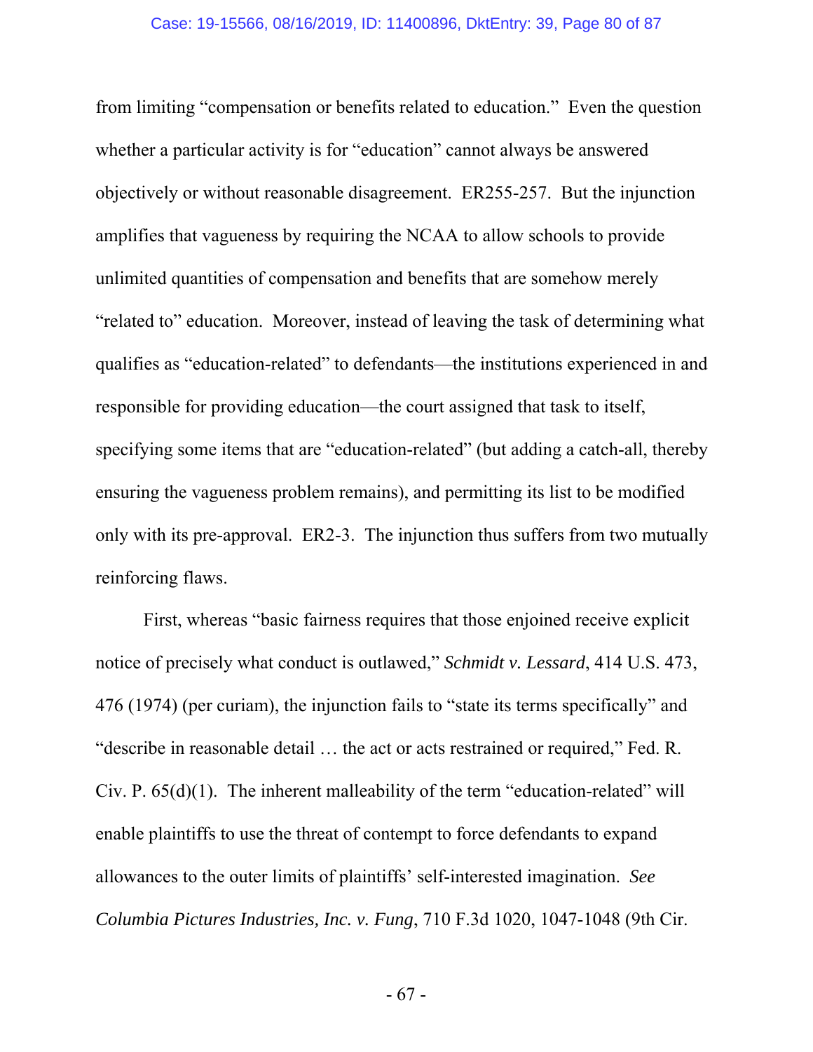from limiting "compensation or benefits related to education." Even the question whether a particular activity is for "education" cannot always be answered objectively or without reasonable disagreement. ER255-257. But the injunction amplifies that vagueness by requiring the NCAA to allow schools to provide unlimited quantities of compensation and benefits that are somehow merely "related to" education. Moreover, instead of leaving the task of determining what qualifies as "education-related" to defendants—the institutions experienced in and responsible for providing education—the court assigned that task to itself, specifying some items that are "education-related" (but adding a catch-all, thereby ensuring the vagueness problem remains), and permitting its list to be modified only with its pre-approval. ER2-3. The injunction thus suffers from two mutually reinforcing flaws.

First, whereas "basic fairness requires that those enjoined receive explicit notice of precisely what conduct is outlawed," *Schmidt v. Lessard*, 414 U.S. 473, 476 (1974) (per curiam), the injunction fails to "state its terms specifically" and "describe in reasonable detail … the act or acts restrained or required," Fed. R. Civ. P. 65(d)(1). The inherent malleability of the term "education-related" will enable plaintiffs to use the threat of contempt to force defendants to expand allowances to the outer limits of plaintiffs' self-interested imagination. *See Columbia Pictures Industries, Inc. v. Fung*, 710 F.3d 1020, 1047-1048 (9th Cir.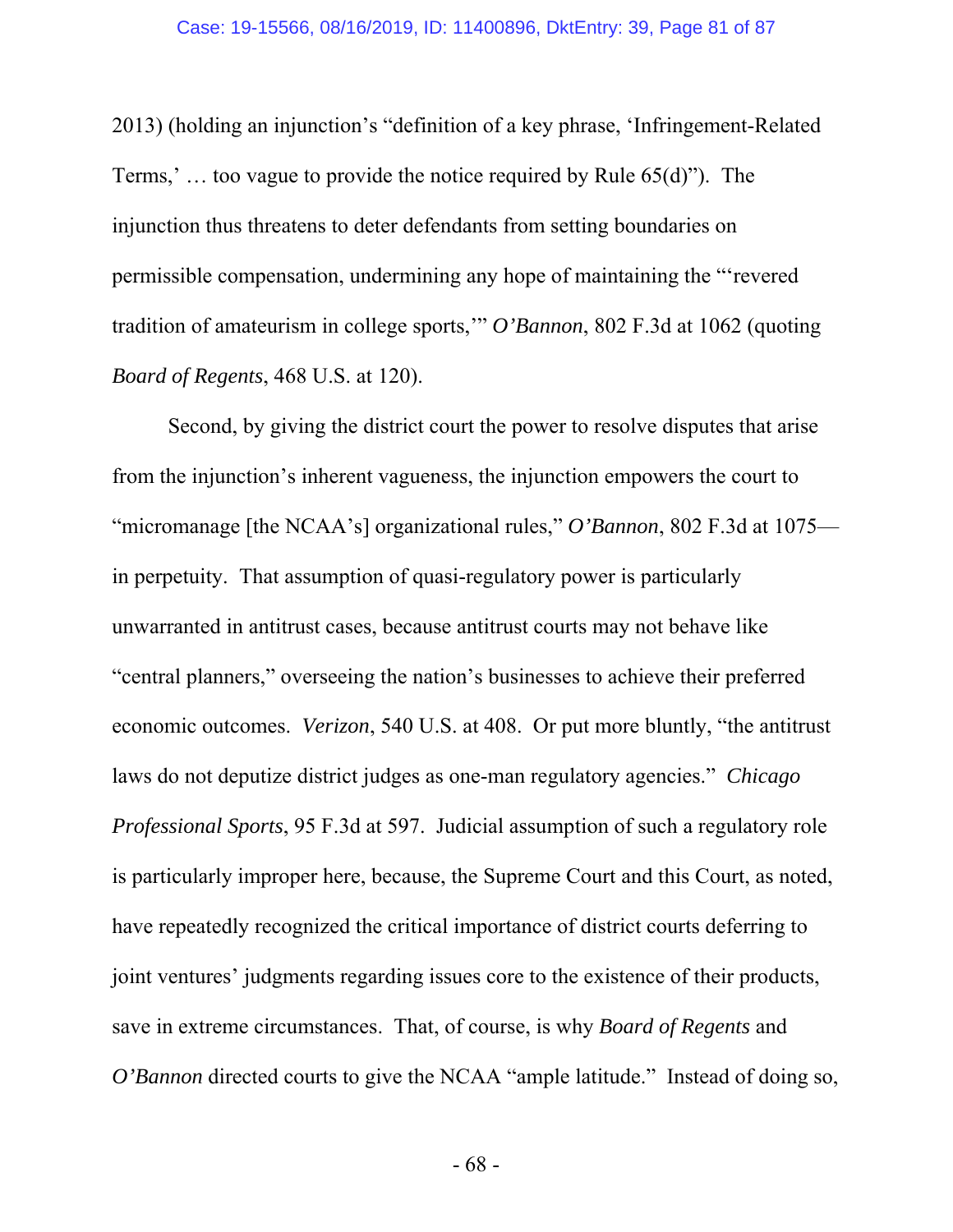2013) (holding an injunction's "definition of a key phrase, 'Infringement-Related Terms,' … too vague to provide the notice required by Rule 65(d)"). The injunction thus threatens to deter defendants from setting boundaries on permissible compensation, undermining any hope of maintaining the "'revered tradition of amateurism in college sports,'" *O'Bannon*, 802 F.3d at 1062 (quoting *Board of Regents*, 468 U.S. at 120).

Second, by giving the district court the power to resolve disputes that arise from the injunction's inherent vagueness, the injunction empowers the court to "micromanage [the NCAA's] organizational rules," *O'Bannon*, 802 F.3d at 1075—in perpetuity. That assumption of quasi-regulatory power is particularly unwarranted in antitrust cases, because antitrust courts may not behave like "central planners," overseeing the nation's businesses to achieve their preferred economic outcomes. *Verizon*, 540 U.S. at 408. Or put more bluntly, "the antitrust laws do not deputize district judges as one-man regulatory agencies." *Chicago Professional Sports*, 95 F.3d at 597. Judicial assumption of such a regulatory role is particularly improper here, because, the Supreme Court and this Court, as noted, have repeatedly recognized the critical importance of district courts deferring to joint ventures' judgments regarding issues core to the existence of their products, save in extreme circumstances. That, of course, is why *Board of Regents* and *O'Bannon* directed courts to give the NCAA "ample latitude." Instead of doing so,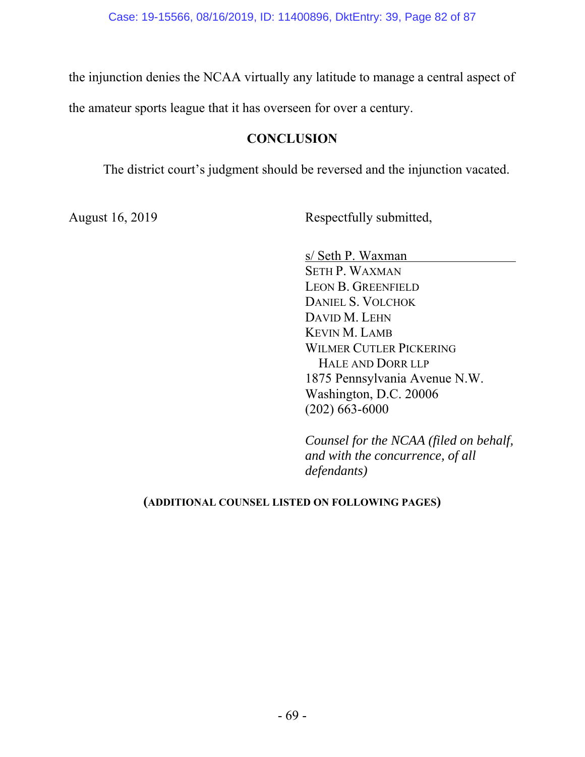the injunction denies the NCAA virtually any latitude to manage a central aspect of the amateur sports league that it has overseen for over a century.

## CONCLUSION

The district court's judgment should be reversed and the injunction vacated.

August 16, 2019

Respectfully submitted,

s/ Seth P. Waxman
SETH P. WAXMAN
LEON B. GREENFIELD
DANIEL S. VOLCHOK
DAVID M. LEHN
KEVIN M. LAMB
WILMER CUTLER PICKERING
HALE AND DORR LLP
1875 Pennsylvania Avenue N.W.
Washington, D.C. 20006
(202) 663-6000

*Counsel for the NCAA (filed on behalf, and with the concurrence, of all defendants)*

**(ADDITIONAL COUNSEL LISTED ON FOLLOWING PAGES)**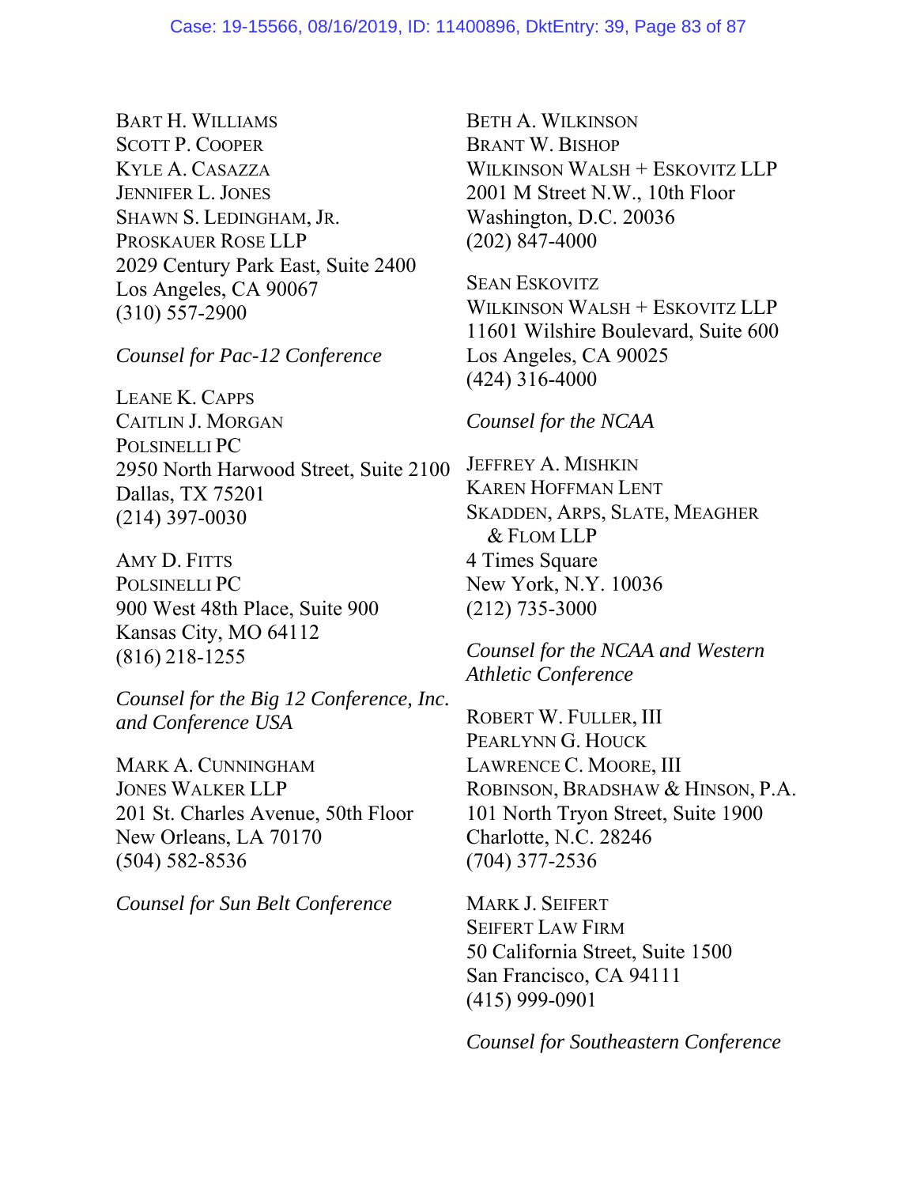BART H. WILLIAMS
SCOTT P. COOPER
KYLE A. CASAZZA
JENNIFER L. JONES
SHAWN S. LEDINGHAM, JR.
PROSKAUER ROSE LLP
2029 Century Park East, Suite 2400
Los Angeles, CA 90067
(310) 557-2900

*Counsel for Pac-12 Conference*

LEANE K. CAPPS
CAITLIN J. MORGAN
POLSINELLI PC
2950 North Harwood Street, Suite 2100
Dallas, TX 75201
(214) 397-0030

AMY D. FITTS
POLSINELLI PC
900 West 48th Place, Suite 900
Kansas City, MO 64112
(816) 218-1255

*Counsel for the Big 12 Conference, Inc. and Conference USA*

MARK A. CUNNINGHAM
JONES WALKER LLP
201 St. Charles Avenue, 50th Floor
New Orleans, LA 70170
(504) 582-8536

*Counsel for Sun Belt Conference*

BETH A. WILKINSON
BRANT W. BISHOP
WILKINSON WALSH + ESKOVITZ LLP
2001 M Street N.W., 10th Floor
Washington, D.C. 20036
(202) 847-4000

SEAN ESKOVITZ
WILKINSON WALSH + ESKOVITZ LLP
11601 Wilshire Boulevard, Suite 600
Los Angeles, CA 90025
(424) 316-4000

*Counsel for the NCAA*

JEFFREY A. MISHKIN
KAREN HOFFMAN LENT
SKADDEN, ARPS, SLATE, MEAGHER & FLOM LLP
4 Times Square
New York, N.Y. 10036
(212) 735-3000

*Counsel for the NCAA and Western Athletic Conference*

ROBERT W. FULLER, III
PEARLYNN G. HOUCK
LAWRENCE C. MOORE, III
ROBINSON, BRADSHAW & HINSON, P.A.
101 North Tryon Street, Suite 1900
Charlotte, N.C. 28246
(704) 377-2536

MARK J. SEIFERT
SEIFERT LAW FIRM
50 California Street, Suite 1500
San Francisco, CA 94111
(415) 999-0901

*Counsel for Southeastern Conference*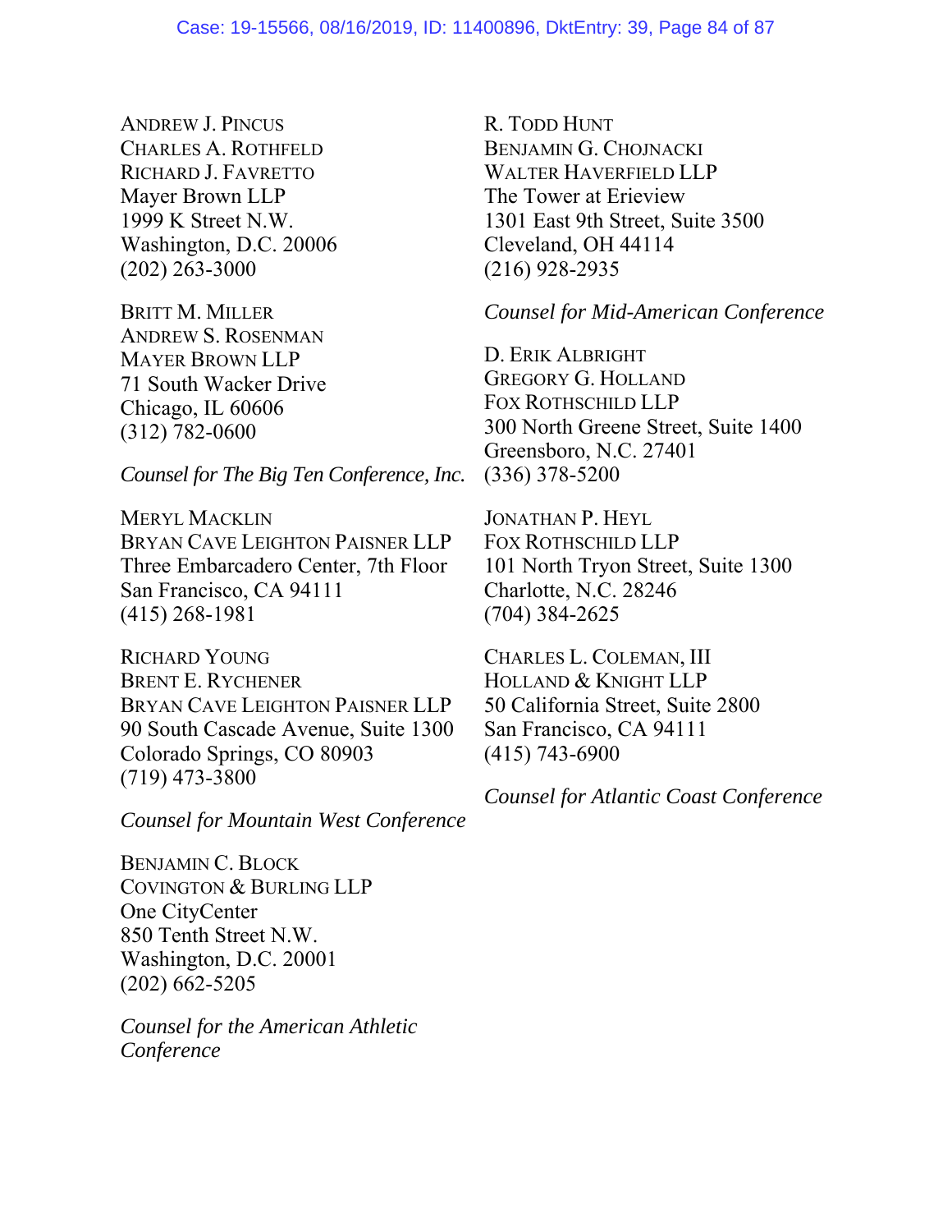ANDREW J. PINCUS
CHARLES A. ROTHFELD
RICHARD J. FAVRETTO
Mayer Brown LLP
1999 K Street N.W.
Washington, D.C. 20006
(202) 263-3000

BRITT M. MILLER
ANDREW S. ROSENMAN
MAYER BROWN LLP
71 South Wacker Drive
Chicago, IL 60606
(312) 782-0600

*Counsel for The Big Ten Conference, Inc.*

MERYL MACKLIN
BRYAN CAVE LEIGHTON PAISNER LLP
Three Embarcadero Center, 7th Floor
San Francisco, CA 94111
(415) 268-1981

RICHARD YOUNG
BRENT E. RYCHENER
BRYAN CAVE LEIGHTON PAISNER LLP
90 South Cascade Avenue, Suite 1300
Colorado Springs, CO 80903
(719) 473-3800

*Counsel for Mountain West Conference*

BENJAMIN C. BLOCK
COVINGTON & BURLING LLP
One CityCenter
850 Tenth Street N.W.
Washington, D.C. 20001
(202) 662-5205

*Counsel for the American Athletic Conference*

R. TODD HUNT
BENJAMIN G. CHOJNACKI
WALTER HAVERFIELD LLP
The Tower at Erieview
1301 East 9th Street, Suite 3500
Cleveland, OH 44114
(216) 928-2935

*Counsel for Mid-American Conference*

D. ERIK ALBRIGHT
GREGORY G. HOLLAND
FOX ROTHSCHILD LLP
300 North Greene Street, Suite 1400
Greensboro, N.C. 27401
(336) 378-5200

JONATHAN P. HEYL
FOX ROTHSCHILD LLP
101 North Tryon Street, Suite 1300
Charlotte, N.C. 28246
(704) 384-2625

CHARLES L. COLEMAN, III
HOLLAND & KNIGHT LLP
50 California Street, Suite 2800
San Francisco, CA 94111
(415) 743-6900

*Counsel for Atlantic Coast Conference*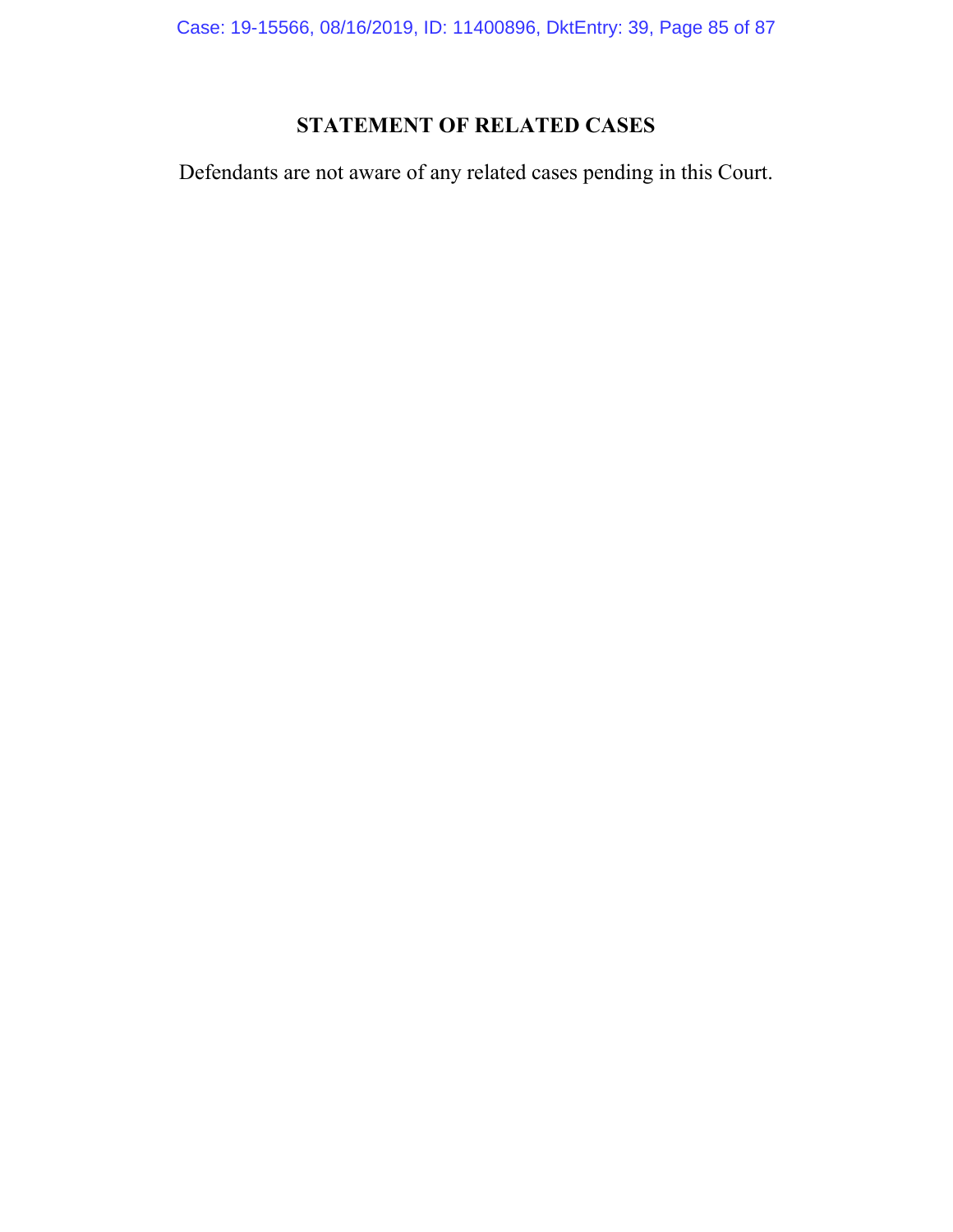# STATEMENT OF RELATED CASES

Defendants are not aware of any related cases pending in this Court.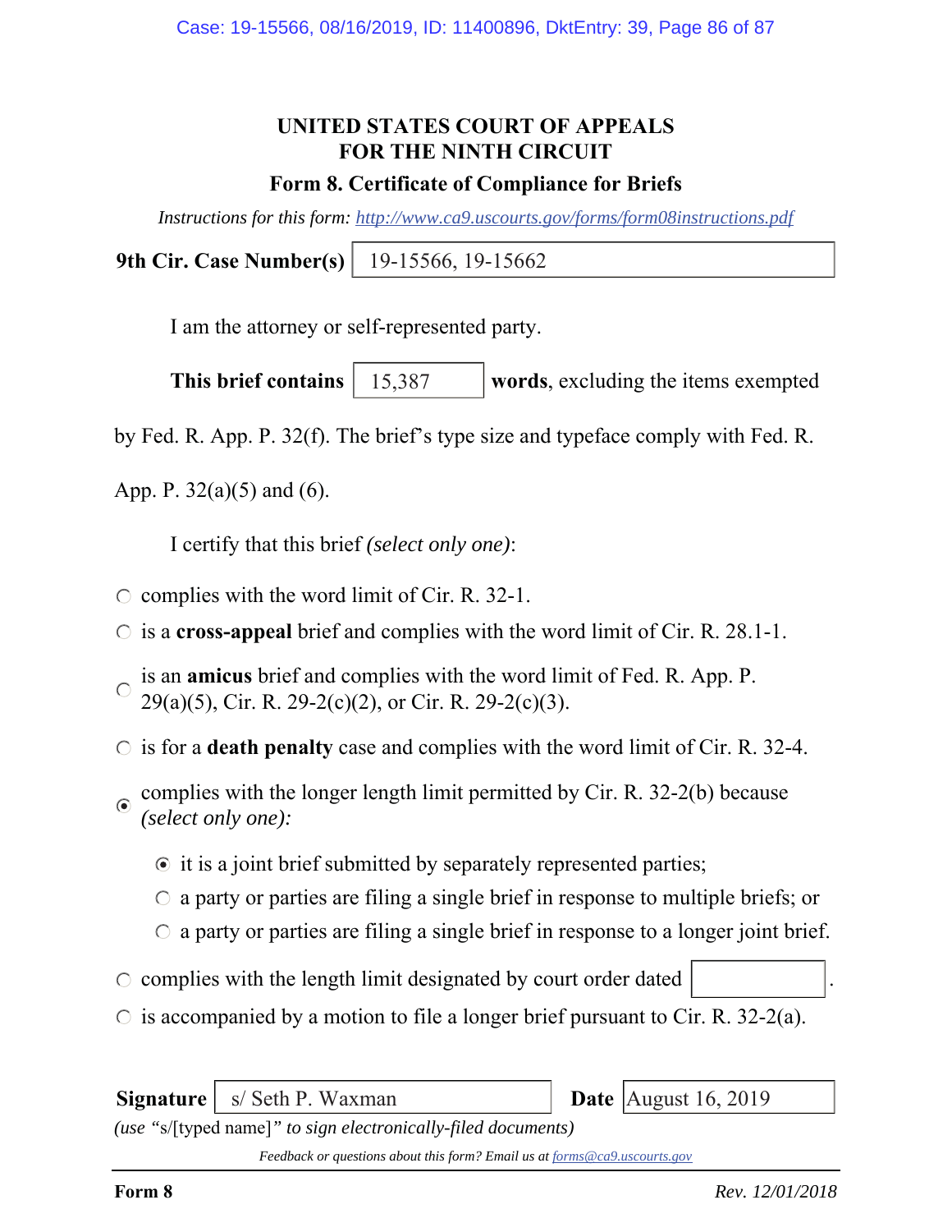# UNITED STATES COURT OF APPEALS
# FOR THE NINTH CIRCUIT

## Form 8. Certificate of Compliance for Briefs

*Instructions for this form: http://www.ca9.uscourts.gov/forms/form08instructions.pdf*

**9th Cir. Case Number(s)** 19-15566, 19-15662

I am the attorney or self-represented party.

**This brief contains** 15,387 **words**, excluding the items exempted by Fed. R. App. P. 32(f). The brief's type size and typeface comply with Fed. R. App. P. 32(a)(5) and (6).

I certify that this brief *(select only one)*:

- ○ complies with the word limit of Cir. R. 32-1.
- ○ is a **cross-appeal** brief and complies with the word limit of Cir. R. 28.1-1.
- ○ is an **amicus** brief and complies with the word limit of Fed. R. App. P. 29(a)(5), Cir. R. 29-2(c)(2), or Cir. R. 29-2(c)(3).
- ○ is for a **death penalty** case and complies with the word limit of Cir. R. 32-4.
- ◉ complies with the longer length limit permitted by Cir. R. 32-2(b) because *(select only one)*:
  - ◉ it is a joint brief submitted by separately represented parties;
  - ○ a party or parties are filing a single brief in response to multiple briefs; or
  - ○ a party or parties are filing a single brief in response to a longer joint brief.
- ○ complies with the length limit designated by court order dated ______.
- ○ is accompanied by a motion to file a longer brief pursuant to Cir. R. 32-2(a).

**Signature** s/ Seth P. Waxman **Date** August 16, 2019

*(use "*s/[typed name]*" to sign electronically-filed documents)*

*Feedback or questions about this form? Email us at forms@ca9.uscourts.gov*

**Form 8** *Rev. 12/01/2018*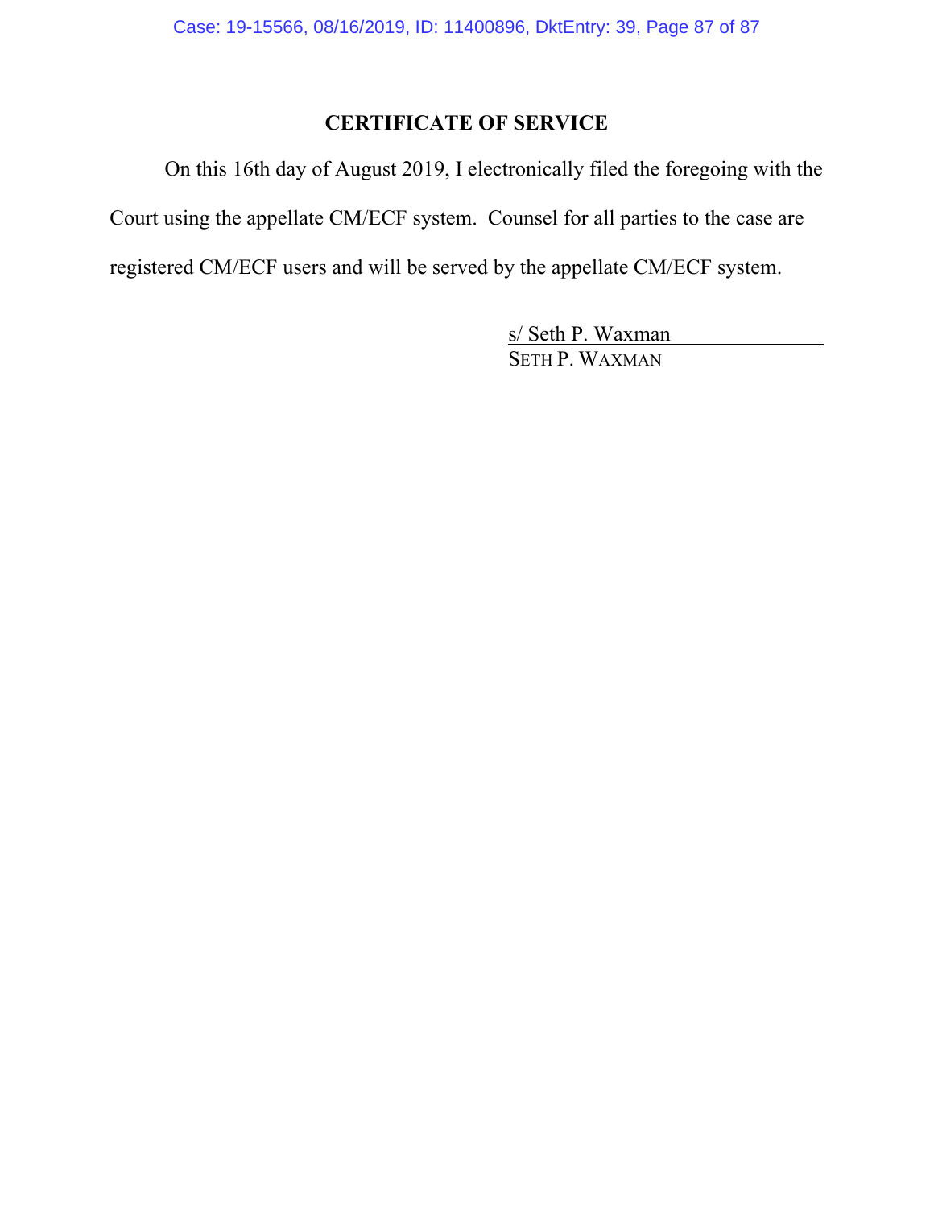## CERTIFICATE OF SERVICE

On this 16th day of August 2019, I electronically filed the foregoing with the Court using the appellate CM/ECF system. Counsel for all parties to the case are registered CM/ECF users and will be served by the appellate CM/ECF system.

s/ Seth P. Waxman
SETH P. WAXMAN